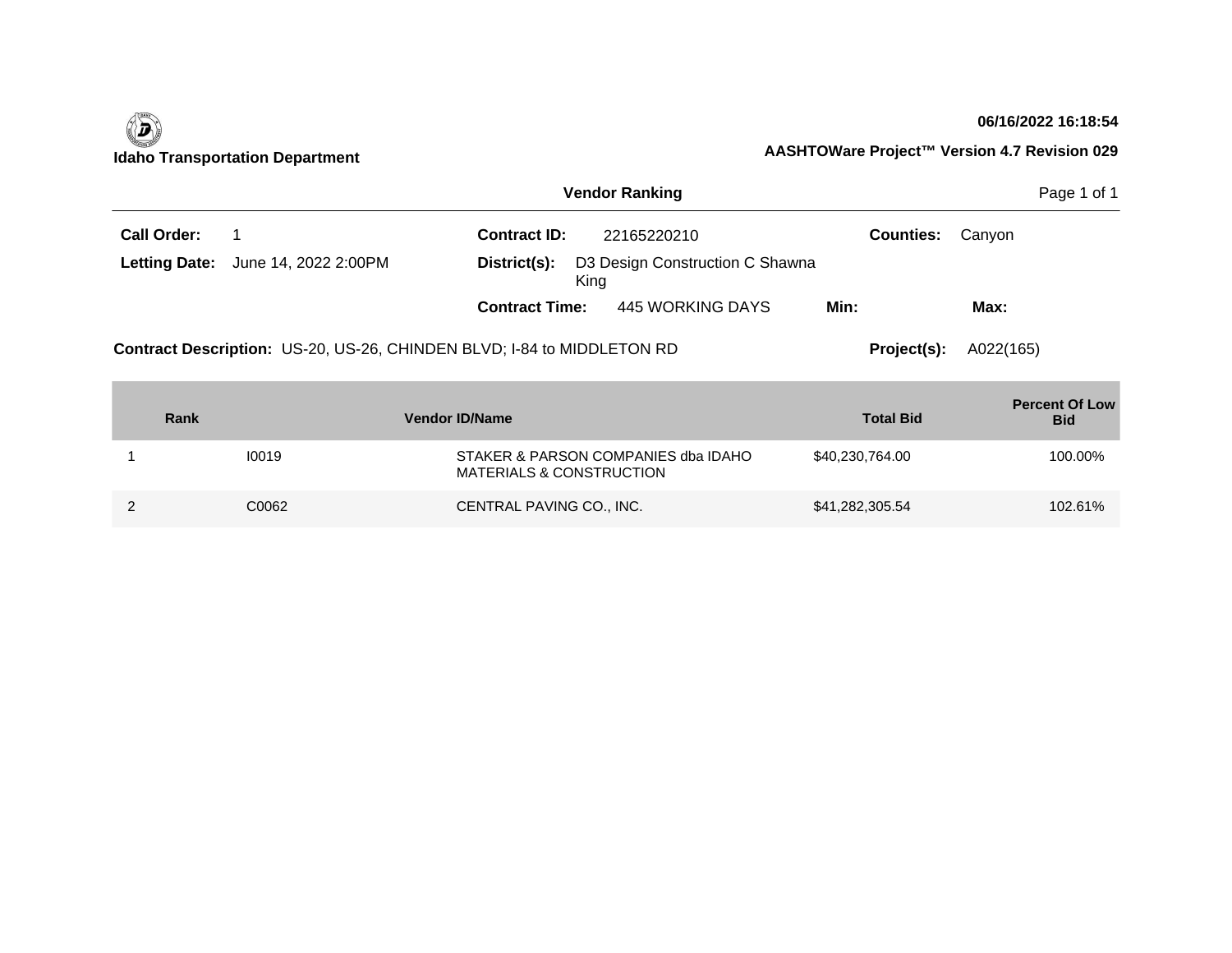**Idaho Transportation Department**

06/16/2022 16:18:54

**AASHTOWare Project™ Version 4.7 Revision 029**

## Vendor Ranking

**Call Order:** 1

**Letting Date:** June 14, 2022 2:00PM

**Contract ID:** 22165220210

**District(s):** D3 Design Construction C Shawna King

**Contract Time:** 445 WORKING DAYS

**Min:**

**Max:**

**Counties:** Canyon

**Contract Description:** US-20, US-26, CHINDEN BLVD; I-84 to MIDDLETON RD

**Project(s):** A022(165)

| Rank | Vendor ID/Name | | Total Bid | Percent Of Low Bid |
|---|---|---|---|---|
| 1 | I0019 | STAKER & PARSON COMPANIES dba IDAHO MATERIALS & CONSTRUCTION | $40,230,764.00 | 100.00% |
| 2 | C0062 | CENTRAL PAVING CO., INC. | $41,282,305.54 | 102.61% |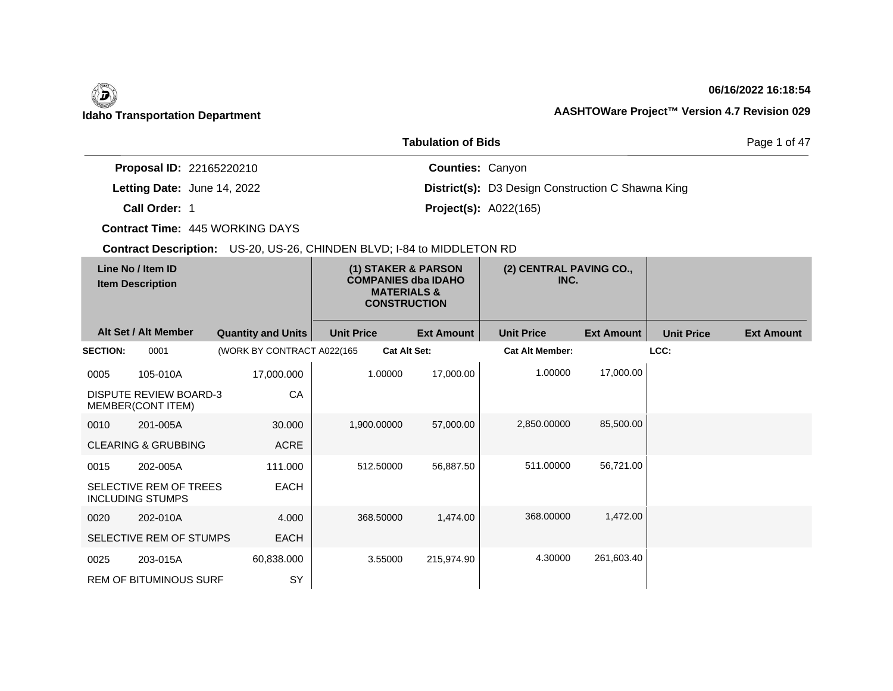**Idaho Transportation Department**

**06/16/2022 16:18:54**

**AASHTOWare Project™ Version 4.7 Revision 029**

**Tabulation of Bids**

**Proposal ID:** 22165220210
**Letting Date:** June 14, 2022
**Call Order:** 1
**Contract Time:** 445 WORKING DAYS

**Counties:** Canyon
**District(s):** D3 Design Construction C Shawna King
**Project(s):** A022(165)

**Contract Description:** US-20, US-26, CHINDEN BLVD; I-84 to MIDDLETON RD

| Line No / Item ID | Item Description | Quantity and Units | (1) STAKER & PARSON COMPANIES dba IDAHO MATERIALS & CONSTRUCTION Unit Price | (1) Ext Amount | (2) CENTRAL PAVING CO., INC. Unit Price | (2) Ext Amount | Unit Price | Ext Amount |
|---|---|---|---|---|---|---|---|---|
| **SECTION:** 0001 | (WORK BY CONTRACT A022(165 | | **Cat Alt Set:** | | **Cat Alt Member:** | | **LCC:** | |
| 0005 105-010A | DISPUTE REVIEW BOARD-3 MEMBER(CONT ITEM) | 17,000.000 CA | 1.00000 | 17,000.00 | 1.00000 | 17,000.00 | | |
| 0010 201-005A | CLEARING & GRUBBING | 30.000 ACRE | 1,900.00000 | 57,000.00 | 2,850.00000 | 85,500.00 | | |
| 0015 202-005A | SELECTIVE REM OF TREES INCLUDING STUMPS | 111.000 EACH | 512.50000 | 56,887.50 | 511.00000 | 56,721.00 | | |
| 0020 202-010A | SELECTIVE REM OF STUMPS | 4.000 EACH | 368.50000 | 1,474.00 | 368.00000 | 1,472.00 | | |
| 0025 203-015A | REM OF BITUMINOUS SURF | 60,838.000 SY | 3.55000 | 215,974.90 | 4.30000 | 261,603.40 | | |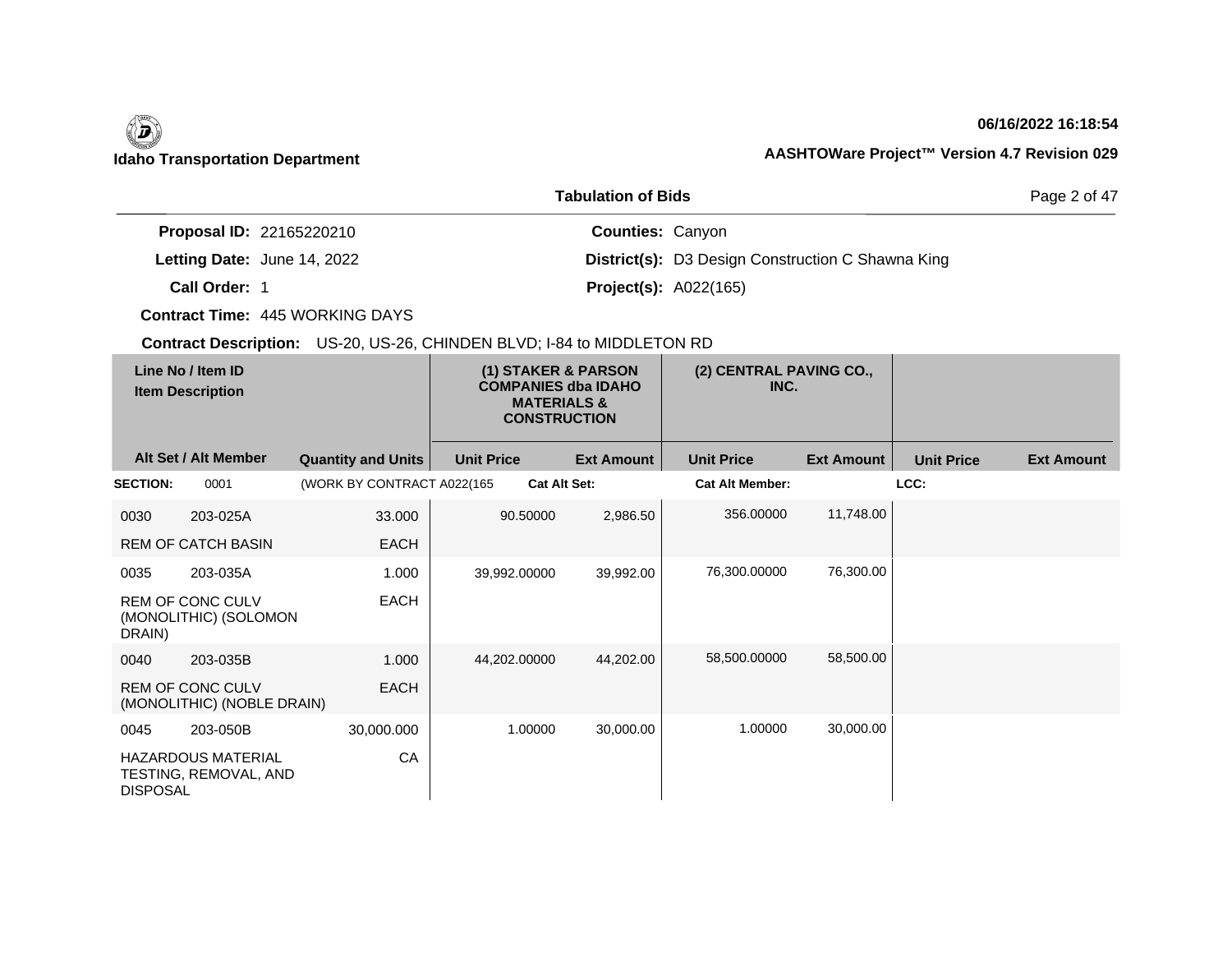**Tabulation of Bids**

**Proposal ID:** 22165220210

**Letting Date:** June 14, 2022

**Call Order:** 1

**Contract Time:** 445 WORKING DAYS

**Counties:** Canyon

**District(s):** D3 Design Construction C Shawna King

**Project(s):** A022(165)

**Contract Description:** US-20, US-26, CHINDEN BLVD; I-84 to MIDDLETON RD

| Line No / Item ID | Item Description / Alt Set / Alt Member | Quantity and Units | (1) STAKER & PARSON COMPANIES dba IDAHO MATERIALS & CONSTRUCTION Unit Price | (1) Ext Amount | (2) CENTRAL PAVING CO., INC. Unit Price | (2) Ext Amount | Unit Price | Ext Amount |
|---|---|---|---|---|---|---|---|---|
| **SECTION:** 0001 | (WORK BY CONTRACT A022(165 | | **Cat Alt Set:** | | **Cat Alt Member:** | | **LCC:** | |
| 0030 203-025A | REM OF CATCH BASIN | 33.000 EACH | 90.50000 | 2,986.50 | 356.00000 | 11,748.00 | | |
| 0035 203-035A | REM OF CONC CULV (MONOLITHIC) (SOLOMON DRAIN) | 1.000 EACH | 39,992.00000 | 39,992.00 | 76,300.00000 | 76,300.00 | | |
| 0040 203-035B | REM OF CONC CULV (MONOLITHIC) (NOBLE DRAIN) | 1.000 EACH | 44,202.00000 | 44,202.00 | 58,500.00000 | 58,500.00 | | |
| 0045 203-050B | HAZARDOUS MATERIAL TESTING, REMOVAL, AND DISPOSAL | 30,000.000 CA | 1.00000 | 30,000.00 | 1.00000 | 30,000.00 | | |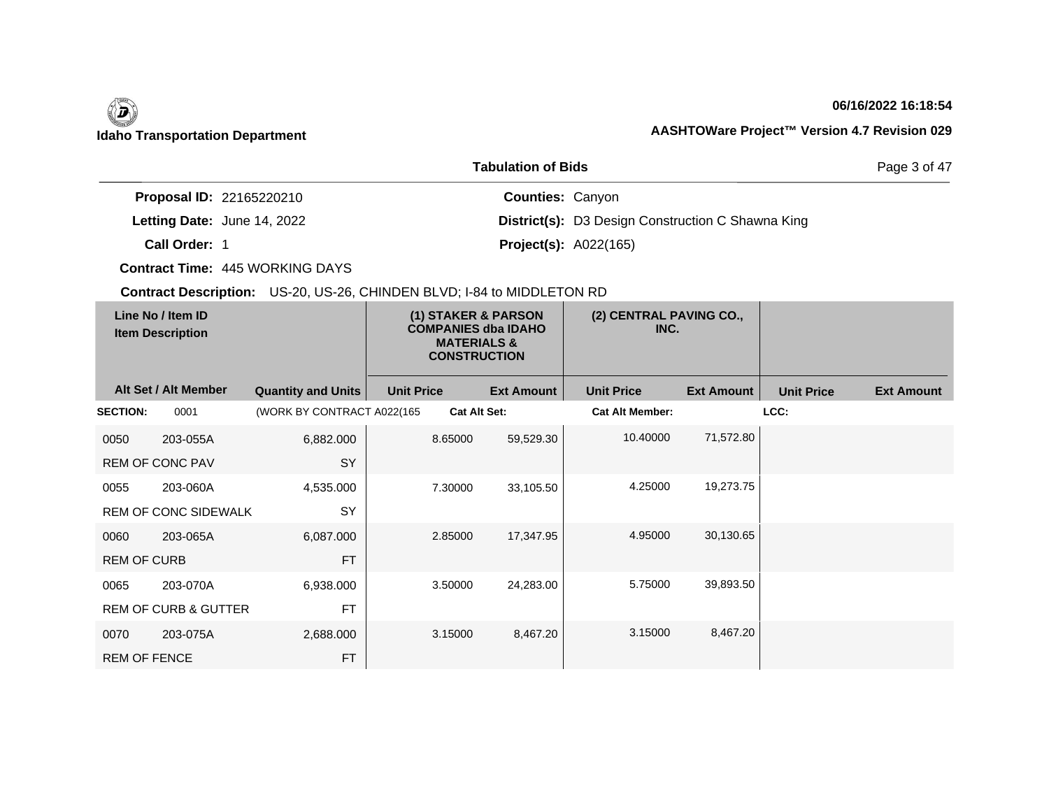**Idaho Transportation Department**

06/16/2022 16:18:54

AASHTOWare Project™ Version 4.7 Revision 029

## Tabulation of Bids

**Proposal ID:** 22165220210
**Letting Date:** June 14, 2022
**Call Order:** 1
**Contract Time:** 445 WORKING DAYS
**Contract Description:** US-20, US-26, CHINDEN BLVD; I-84 to MIDDLETON RD

**Counties:** Canyon
**District(s):** D3 Design Construction C Shawna King
**Project(s):** A022(165)

| Line No / Item ID / Item Description | Alt Set / Alt Member | Quantity and Units | (1) STAKER & PARSON COMPANIES dba IDAHO MATERIALS & CONSTRUCTION Unit Price | Ext Amount | (2) CENTRAL PAVING CO., INC. Unit Price | Ext Amount | Unit Price | Ext Amount |
|---|---|---|---|---|---|---|---|---|
| **SECTION:** 0001 | | (WORK BY CONTRACT A022(165 | **Cat Alt Set:** | | **Cat Alt Member:** | | **LCC:** | |
| 0050 203-055A REM OF CONC PAV | | 6,882.000 SY | 8.65000 | 59,529.30 | 10.40000 | 71,572.80 | | |
| 0055 203-060A REM OF CONC SIDEWALK | | 4,535.000 SY | 7.30000 | 33,105.50 | 4.25000 | 19,273.75 | | |
| 0060 203-065A REM OF CURB | | 6,087.000 FT | 2.85000 | 17,347.95 | 4.95000 | 30,130.65 | | |
| 0065 203-070A REM OF CURB & GUTTER | | 6,938.000 FT | 3.50000 | 24,283.00 | 5.75000 | 39,893.50 | | |
| 0070 203-075A REM OF FENCE | | 2,688.000 FT | 3.15000 | 8,467.20 | 3.15000 | 8,467.20 | | |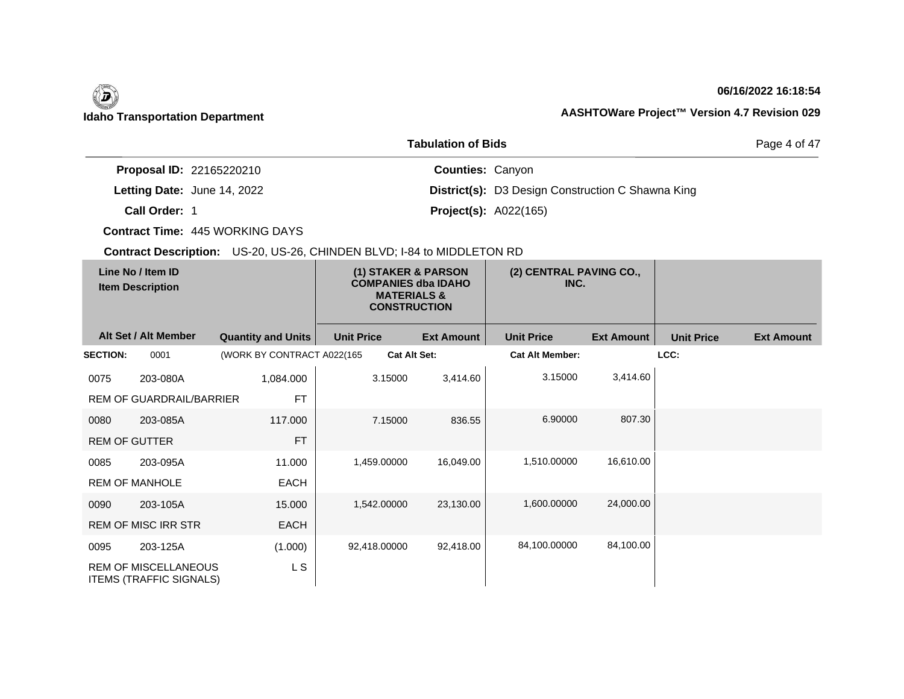**Idaho Transportation Department**

**06/16/2022 16:18:54**

**AASHTOWare Project™ Version 4.7 Revision 029**

**Tabulation of Bids**

| | | | |
|---|---|---|---|
| **Proposal ID:** | 22165220210 | **Counties:** | Canyon |
| **Letting Date:** | June 14, 2022 | **District(s):** | D3 Design Construction C Shawna King |
| **Call Order:** | 1 | **Project(s):** | A022(165) |
| **Contract Time:** | 445 WORKING DAYS | | |

**Contract Description:** US-20, US-26, CHINDEN BLVD; I-84 to MIDDLETON RD

| Line No / Item ID / Item Description | Alt Set / Alt Member | Quantity and Units | (1) STAKER & PARSON COMPANIES dba IDAHO MATERIALS & CONSTRUCTION Unit Price | (1) Ext Amount | (2) CENTRAL PAVING CO., INC. Unit Price | (2) Ext Amount | Unit Price | Ext Amount |
|---|---|---|---|---|---|---|---|---|
| **SECTION:** 0001 | (WORK BY CONTRACT A022(165 | **Cat Alt Set:** | | | **Cat Alt Member:** | | **LCC:** | |
| 0075 203-080A REM OF GUARDRAIL/BARRIER | | 1,084.000 FT | 3.15000 | 3,414.60 | 3.15000 | 3,414.60 | | |
| 0080 203-085A REM OF GUTTER | | 117.000 FT | 7.15000 | 836.55 | 6.90000 | 807.30 | | |
| 0085 203-095A REM OF MANHOLE | | 11.000 EACH | 1,459.00000 | 16,049.00 | 1,510.00000 | 16,610.00 | | |
| 0090 203-105A REM OF MISC IRR STR | | 15.000 EACH | 1,542.00000 | 23,130.00 | 1,600.00000 | 24,000.00 | | |
| 0095 203-125A REM OF MISCELLANEOUS ITEMS (TRAFFIC SIGNALS) | | (1.000) L S | 92,418.00000 | 92,418.00 | 84,100.00000 | 84,100.00 | | |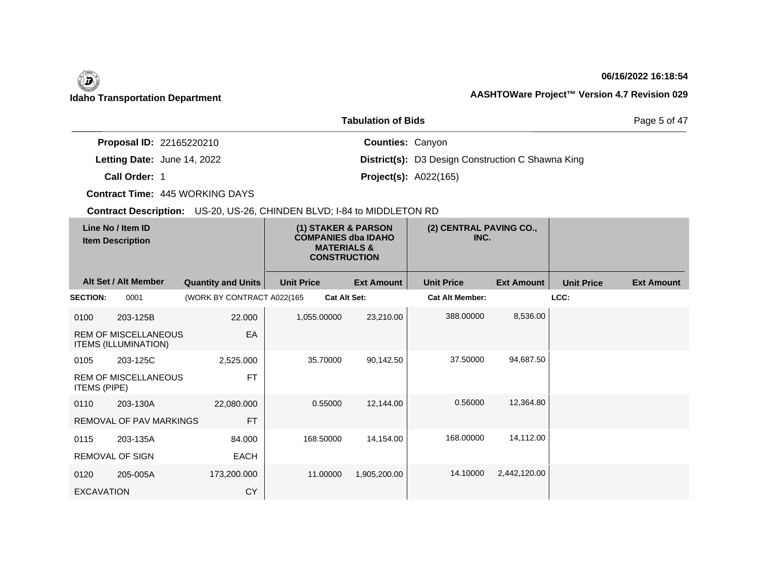**Idaho Transportation Department**

**06/16/2022 16:18:54**

**AASHTOWare Project™ Version 4.7 Revision 029**

## Tabulation of Bids

**Proposal ID:** 22165220210
**Letting Date:** June 14, 2022
**Call Order:** 1
**Contract Time:** 445 WORKING DAYS
**Contract Description:** US-20, US-26, CHINDEN BLVD; I-84 to MIDDLETON RD

**Counties:** Canyon
**District(s):** D3 Design Construction C Shawna King
**Project(s):** A022(165)

| Line No / Item ID / Item Description | | Quantity and Units | (1) STAKER & PARSON COMPANIES dba IDAHO MATERIALS & CONSTRUCTION | | (2) CENTRAL PAVING CO., INC. | | | |
|---|---|---|---|---|---|---|---|---|
| Alt Set / Alt Member | | | Unit Price | Ext Amount | Unit Price | Ext Amount | Unit Price | Ext Amount |
| **SECTION:** 0001 | | (WORK BY CONTRACT A022(165 | Cat Alt Set: | | Cat Alt Member: | | LCC: | |
| 0100 | 203-125B | 22.000 | 1,055.00000 | 23,210.00 | 388.00000 | 8,536.00 | | |
| REM OF MISCELLANEOUS ITEMS (ILLUMINATION) | | EA | | | | | | |
| 0105 | 203-125C | 2,525.000 | 35.70000 | 90,142.50 | 37.50000 | 94,687.50 | | |
| REM OF MISCELLANEOUS ITEMS (PIPE) | | FT | | | | | | |
| 0110 | 203-130A | 22,080.000 | 0.55000 | 12,144.00 | 0.56000 | 12,364.80 | | |
| REMOVAL OF PAV MARKINGS | | FT | | | | | | |
| 0115 | 203-135A | 84.000 | 168.50000 | 14,154.00 | 168.00000 | 14,112.00 | | |
| REMOVAL OF SIGN | | EACH | | | | | | |
| 0120 | 205-005A | 173,200.000 | 11.00000 | 1,905,200.00 | 14.10000 | 2,442,120.00 | | |
| EXCAVATION | | CY | | | | | | |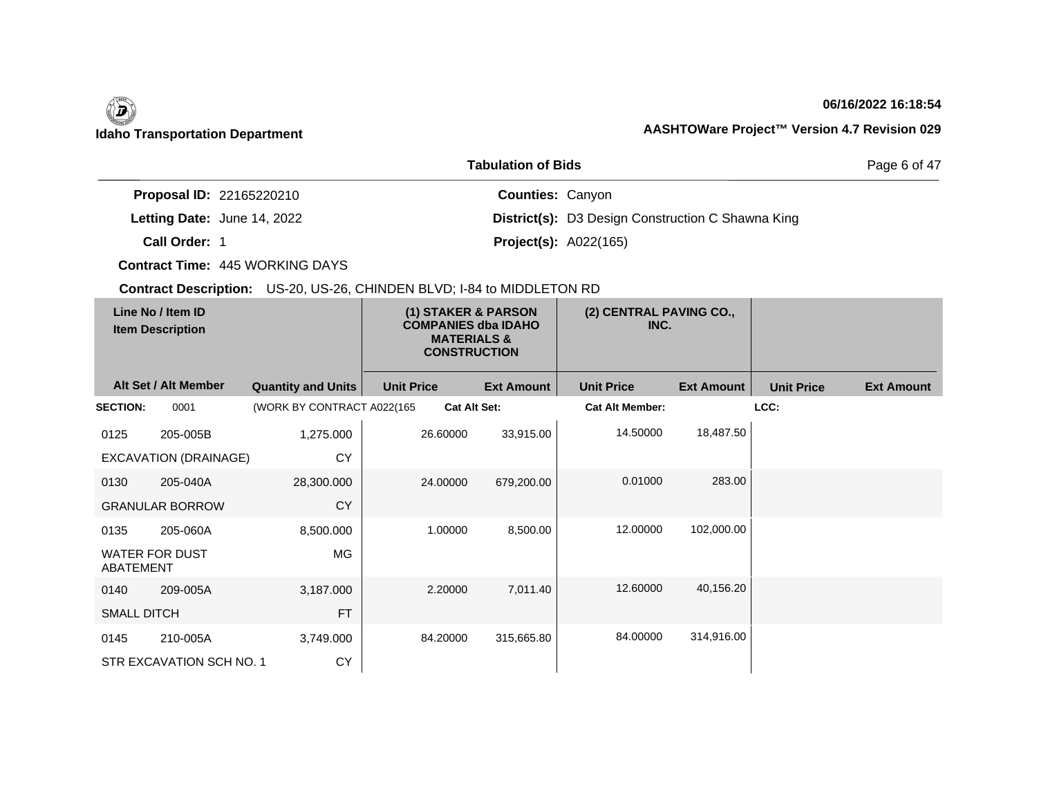Idaho Transportation Department

06/16/2022 16:18:54

AASHTOWare Project™ Version 4.7 Revision 029

## Tabulation of Bids

**Proposal ID:** 22165220210
**Letting Date:** June 14, 2022
**Call Order:** 1
**Contract Time:** 445 WORKING DAYS
**Contract Description:** US-20, US-26, CHINDEN BLVD; I-84 to MIDDLETON RD

**Counties:** Canyon
**District(s):** D3 Design Construction C Shawna King
**Project(s):** A022(165)

| Line No / Item ID | Item Description | Quantity and Units | (1) STAKER & PARSON COMPANIES dba IDAHO MATERIALS & CONSTRUCTION Unit Price | Ext Amount | (2) CENTRAL PAVING CO., INC. Unit Price | Ext Amount | Unit Price | Ext Amount |
|---|---|---|---|---|---|---|---|---|
| **SECTION:** 0001 | (WORK BY CONTRACT A022(165 | | **Cat Alt Set:** | | **Cat Alt Member:** | | **LCC:** | |
| 0125 205-005B | EXCAVATION (DRAINAGE) | 1,275.000 CY | 26.60000 | 33,915.00 | 14.50000 | 18,487.50 | | |
| 0130 205-040A | GRANULAR BORROW | 28,300.000 CY | 24.00000 | 679,200.00 | 0.01000 | 283.00 | | |
| 0135 205-060A | WATER FOR DUST ABATEMENT | 8,500.000 MG | 1.00000 | 8,500.00 | 12.00000 | 102,000.00 | | |
| 0140 209-005A | SMALL DITCH | 3,187.000 FT | 2.20000 | 7,011.40 | 12.60000 | 40,156.20 | | |
| 0145 210-005A | STR EXCAVATION SCH NO. 1 | 3,749.000 CY | 84.20000 | 315,665.80 | 84.00000 | 314,916.00 | | |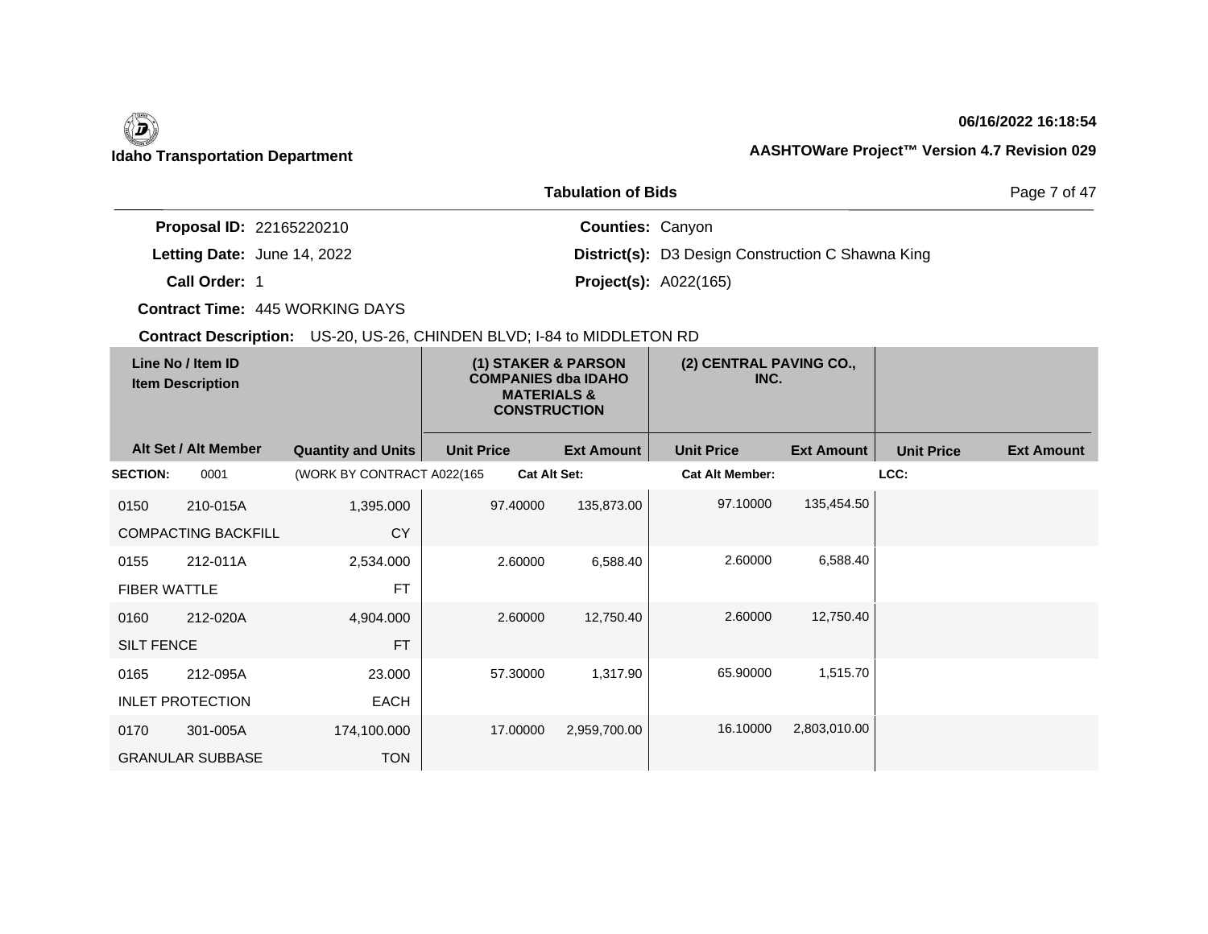**Tabulation of Bids**

**Proposal ID:** 22165220210
**Letting Date:** June 14, 2022
**Call Order:** 1
**Contract Time:** 445 WORKING DAYS
**Counties:** Canyon
**District(s):** D3 Design Construction C Shawna King
**Project(s):** A022(165)

**Contract Description:** US-20, US-26, CHINDEN BLVD; I-84 to MIDDLETON RD

| Line No / Item ID | Item Description | Alt Set / Alt Member | Quantity and Units | (1) STAKER & PARSON COMPANIES dba IDAHO MATERIALS & CONSTRUCTION Unit Price | (1) Ext Amount | (2) CENTRAL PAVING CO., INC. Unit Price | (2) Ext Amount | Unit Price | Ext Amount |
|---|---|---|---|---|---|---|---|---|---|
| **SECTION:** 0001 | (WORK BY CONTRACT A022(165 | | | **Cat Alt Set:** | | **Cat Alt Member:** | | **LCC:** | |
| 0150 210-015A | COMPACTING BACKFILL | | 1,395.000 CY | 97.40000 | 135,873.00 | 97.10000 | 135,454.50 | | |
| 0155 212-011A | FIBER WATTLE | | 2,534.000 FT | 2.60000 | 6,588.40 | 2.60000 | 6,588.40 | | |
| 0160 212-020A | SILT FENCE | | 4,904.000 FT | 2.60000 | 12,750.40 | 2.60000 | 12,750.40 | | |
| 0165 212-095A | INLET PROTECTION | | 23.000 EACH | 57.30000 | 1,317.90 | 65.90000 | 1,515.70 | | |
| 0170 301-005A | GRANULAR SUBBASE | | 174,100.000 TON | 17.00000 | 2,959,700.00 | 16.10000 | 2,803,010.00 | | |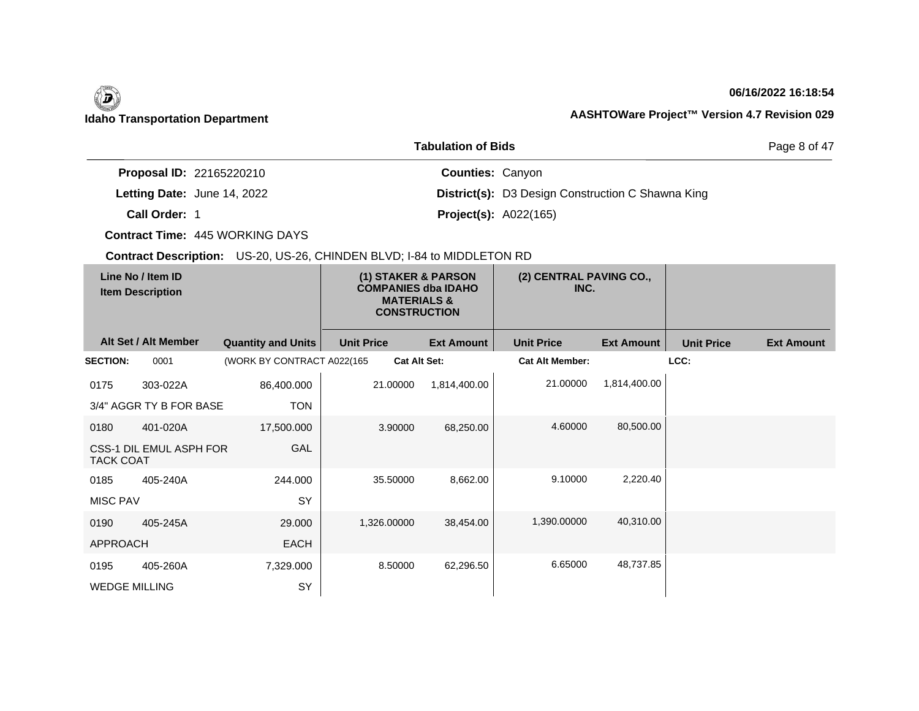**Idaho Transportation Department**

**06/16/2022 16:18:54**

**AASHTOWare Project™ Version 4.7 Revision 029**

## Tabulation of Bids

**Proposal ID:** 22165220210
**Letting Date:** June 14, 2022
**Call Order:** 1
**Contract Time:** 445 WORKING DAYS
**Contract Description:** US-20, US-26, CHINDEN BLVD; I-84 to MIDDLETON RD

**Counties:** Canyon
**District(s):** D3 Design Construction C Shawna King
**Project(s):** A022(165)

| Line No / Item ID | Item Description | Quantity and Units | (1) STAKER & PARSON COMPANIES dba IDAHO MATERIALS & CONSTRUCTION Unit Price | (1) Ext Amount | (2) CENTRAL PAVING CO., INC. Unit Price | (2) Ext Amount | Unit Price | Ext Amount |
|---|---|---|---|---|---|---|---|---|
| **SECTION:** 0001 | (WORK BY CONTRACT A022(165 | | Cat Alt Set: | | Cat Alt Member: | | LCC: | |
| 0175 303-022A | 3/4" AGGR TY B FOR BASE | 86,400.000 TON | 21.00000 | 1,814,400.00 | 21.00000 | 1,814,400.00 | | |
| 0180 401-020A | CSS-1 DIL EMUL ASPH FOR TACK COAT | 17,500.000 GAL | 3.90000 | 68,250.00 | 4.60000 | 80,500.00 | | |
| 0185 405-240A | MISC PAV | 244.000 SY | 35.50000 | 8,662.00 | 9.10000 | 2,220.40 | | |
| 0190 405-245A | APPROACH | 29.000 EACH | 1,326.00000 | 38,454.00 | 1,390.00000 | 40,310.00 | | |
| 0195 405-260A | WEDGE MILLING | 7,329.000 SY | 8.50000 | 62,296.50 | 6.65000 | 48,737.85 | | |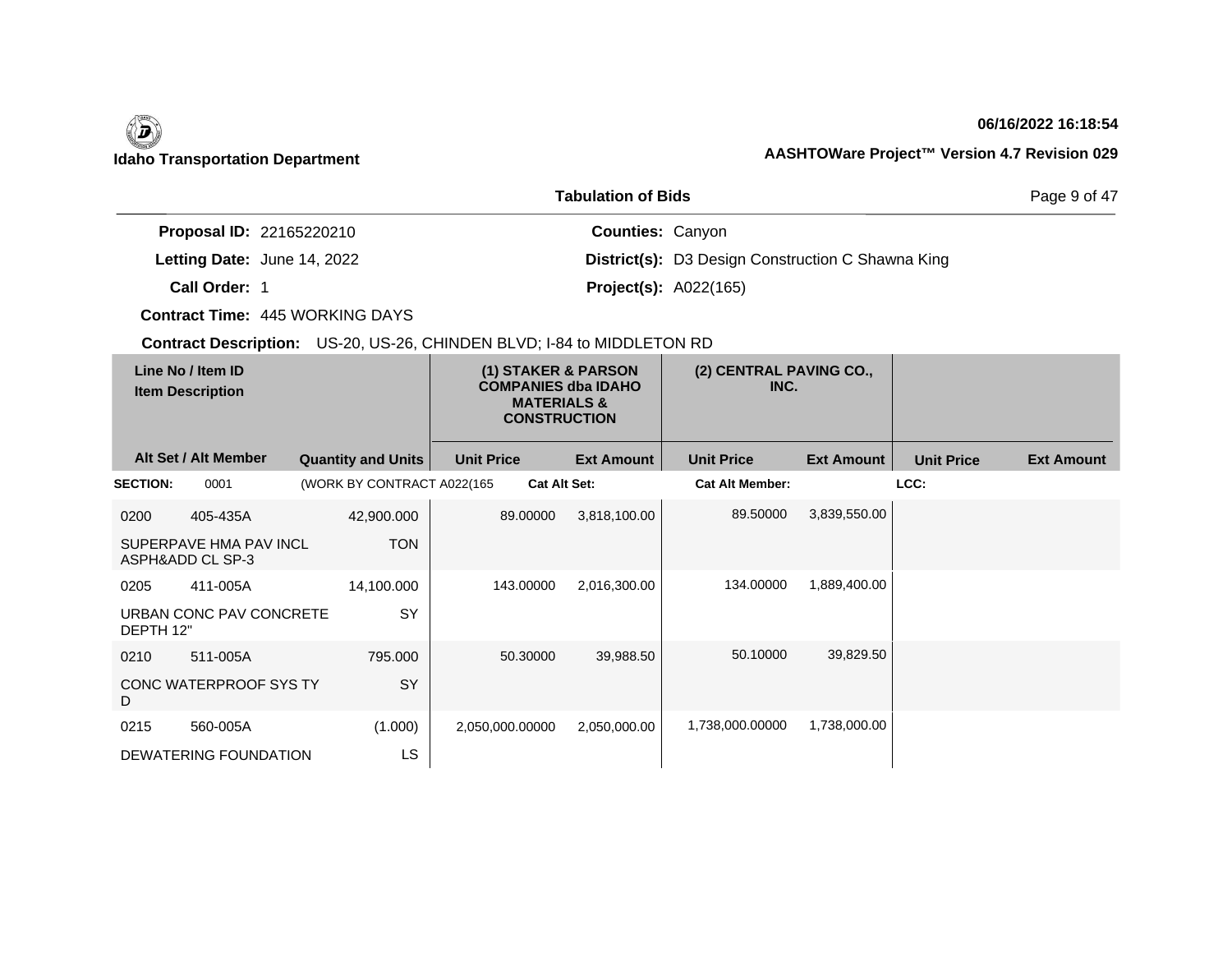Idaho Transportation Department

06/16/2022 16:18:54

AASHTOWare Project™ Version 4.7 Revision 029

## Tabulation of Bids

**Proposal ID:** 22165220210
**Letting Date:** June 14, 2022
**Call Order:** 1
**Contract Time:** 445 WORKING DAYS
**Counties:** Canyon
**District(s):** D3 Design Construction C Shawna King
**Project(s):** A022(165)

**Contract Description:** US-20, US-26, CHINDEN BLVD; I-84 to MIDDLETON RD

| Line No / Item ID | Item Description | Alt Set / Alt Member | Quantity and Units | (1) STAKER & PARSON COMPANIES dba IDAHO MATERIALS & CONSTRUCTION Unit Price | (1) Ext Amount | (2) CENTRAL PAVING CO., INC. Unit Price | (2) Ext Amount | Unit Price | Ext Amount |
|---|---|---|---|---|---|---|---|---|---|
| **SECTION:** 0001 | (WORK BY CONTRACT A022(165 | | | **Cat Alt Set:** | | **Cat Alt Member:** | | **LCC:** | |
| 0200 405-435A | SUPERPAVE HMA PAV INCL ASPH&ADD CL SP-3 | | 42,900.000 TON | 89.00000 | 3,818,100.00 | 89.50000 | 3,839,550.00 | | |
| 0205 411-005A | URBAN CONC PAV CONCRETE DEPTH 12" | | 14,100.000 SY | 143.00000 | 2,016,300.00 | 134.00000 | 1,889,400.00 | | |
| 0210 511-005A | CONC WATERPROOF SYS TY D | | 795.000 SY | 50.30000 | 39,988.50 | 50.10000 | 39,829.50 | | |
| 0215 560-005A | DEWATERING FOUNDATION | | (1.000) LS | 2,050,000.00000 | 2,050,000.00 | 1,738,000.00000 | 1,738,000.00 | | |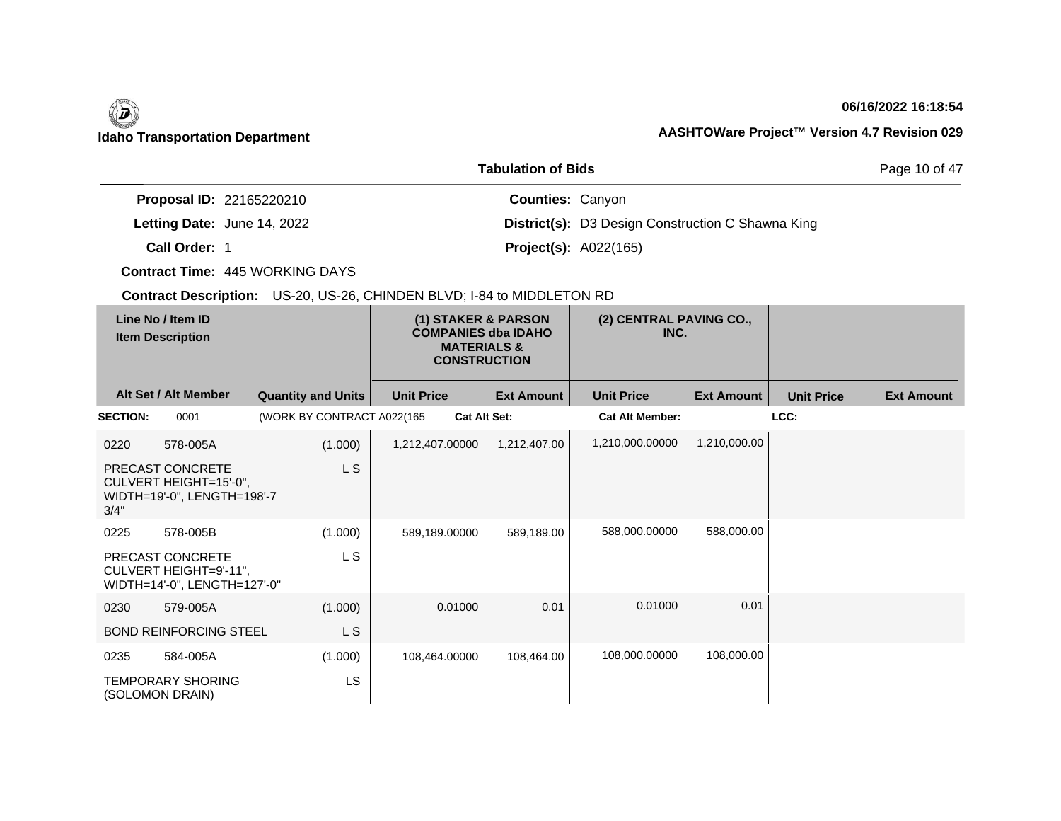**Idaho Transportation Department**

**06/16/2022 16:18:54**

**AASHTOWare Project™ Version 4.7 Revision 029**

## Tabulation of Bids

**Proposal ID:** 22165220210
**Letting Date:** June 14, 2022
**Call Order:** 1
**Contract Time:** 445 WORKING DAYS
**Counties:** Canyon
**District(s):** D3 Design Construction C Shawna King
**Project(s):** A022(165)

**Contract Description:** US-20, US-26, CHINDEN BLVD; I-84 to MIDDLETON RD

| Line No / Item ID | Item Description | Quantity and Units | (1) STAKER & PARSON COMPANIES dba IDAHO MATERIALS & CONSTRUCTION Unit Price | Ext Amount | (2) CENTRAL PAVING CO., INC. Unit Price | Ext Amount | Unit Price | Ext Amount |
|---|---|---|---|---|---|---|---|---|
| Alt Set / Alt Member | | | | | | | | |
| SECTION: 0001 | (WORK BY CONTRACT A022(165 | | Cat Alt Set: | | Cat Alt Member: | | LCC: | |
| 0220 578-005A | PRECAST CONCRETE CULVERT HEIGHT=15'-0", WIDTH=19'-0", LENGTH=198'-7 3/4" | (1.000) L S | 1,212,407.00000 | 1,212,407.00 | 1,210,000.00000 | 1,210,000.00 | | |
| 0225 578-005B | PRECAST CONCRETE CULVERT HEIGHT=9'-11", WIDTH=14'-0", LENGTH=127'-0" | (1.000) L S | 589,189.00000 | 589,189.00 | 588,000.00000 | 588,000.00 | | |
| 0230 579-005A | BOND REINFORCING STEEL | (1.000) L S | 0.01000 | 0.01 | 0.01000 | 0.01 | | |
| 0235 584-005A | TEMPORARY SHORING (SOLOMON DRAIN) | (1.000) LS | 108,464.00000 | 108,464.00 | 108,000.00000 | 108,000.00 | | |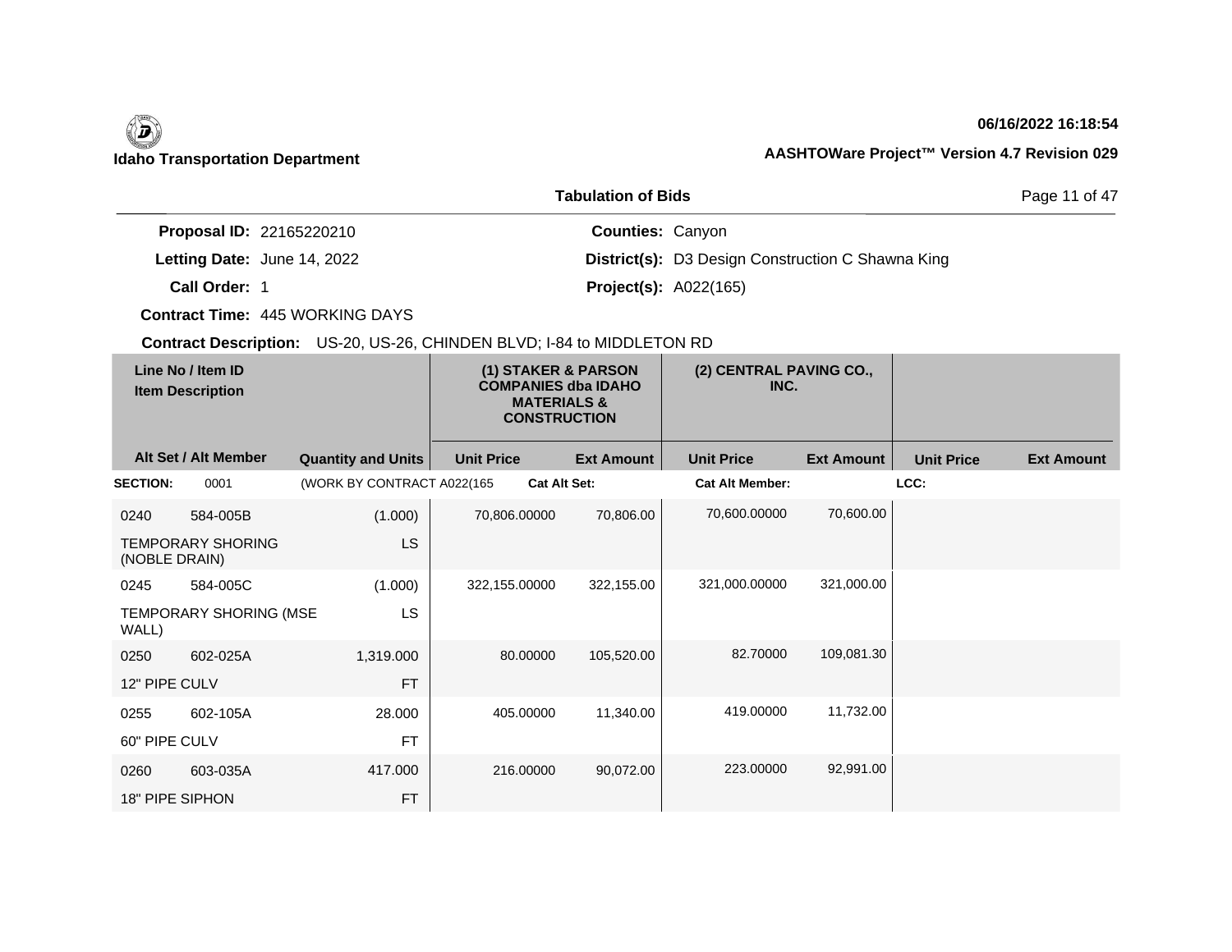Idaho Transportation Department

AASHTOWare Project™ Version 4.7 Revision 029

06/16/2022 16:18:54

## Tabulation of Bids

**Proposal ID:** 22165220210

**Letting Date:** June 14, 2022

**Call Order:** 1

**Contract Time:** 445 WORKING DAYS

**Counties:** Canyon

**District(s):** D3 Design Construction C Shawna King

**Project(s):** A022(165)

**Contract Description:** US-20, US-26, CHINDEN BLVD; I-84 to MIDDLETON RD

| Line No / Item ID | Item Description | Alt Set / Alt Member | Quantity and Units | (1) STAKER & PARSON COMPANIES dba IDAHO MATERIALS & CONSTRUCTION Unit Price | (1) Ext Amount | (2) CENTRAL PAVING CO., INC. Unit Price | (2) Ext Amount | Unit Price | Ext Amount |
|---|---|---|---|---|---|---|---|---|---|
| **SECTION:** 0001 | (WORK BY CONTRACT A022(165 | | | **Cat Alt Set:** | | **Cat Alt Member:** | | **LCC:** | |
| 0240 584-005B | TEMPORARY SHORING (NOBLE DRAIN) | | (1.000) LS | 70,806.00000 | 70,806.00 | 70,600.00000 | 70,600.00 | | |
| 0245 584-005C | TEMPORARY SHORING (MSE WALL) | | (1.000) LS | 322,155.00000 | 322,155.00 | 321,000.00000 | 321,000.00 | | |
| 0250 602-025A | 12" PIPE CULV | | 1,319.000 FT | 80.00000 | 105,520.00 | 82.70000 | 109,081.30 | | |
| 0255 602-105A | 60" PIPE CULV | | 28.000 FT | 405.00000 | 11,340.00 | 419.00000 | 11,732.00 | | |
| 0260 603-035A | 18" PIPE SIPHON | | 417.000 FT | 216.00000 | 90,072.00 | 223.00000 | 92,991.00 | | |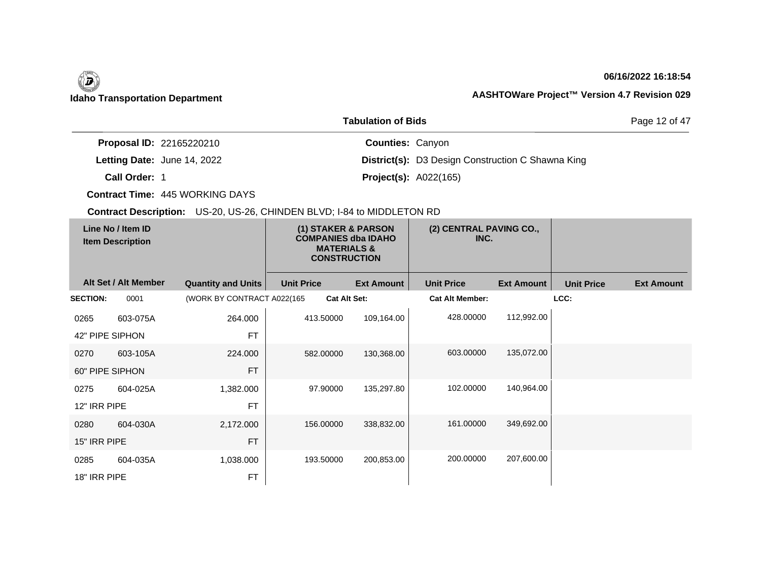**Idaho Transportation Department**

**06/16/2022 16:18:54**

**AASHTOWare Project™ Version 4.7 Revision 029**

## Tabulation of Bids

**Proposal ID:** 22165220210
**Letting Date:** June 14, 2022
**Call Order:** 1
**Contract Time:** 445 WORKING DAYS
**Counties:** Canyon
**District(s):** D3 Design Construction C Shawna King
**Project(s):** A022(165)

**Contract Description:** US-20, US-26, CHINDEN BLVD; I-84 to MIDDLETON RD

| Line No / Item ID | Item Description | | (1) STAKER & PARSON COMPANIES dba IDAHO MATERIALS & CONSTRUCTION | | (2) CENTRAL PAVING CO., INC. | | | |
|---|---|---|---|---|---|---|---|---|
| Alt Set / Alt Member | | Quantity and Units | Unit Price | Ext Amount | Unit Price | Ext Amount | Unit Price | Ext Amount |
| **SECTION:** 0001 | | (WORK BY CONTRACT A022(165 | **Cat Alt Set:** | | **Cat Alt Member:** | | **LCC:** | |
| 0265 | 603-075A | 264.000 | 413.50000 | 109,164.00 | 428.00000 | 112,992.00 | | |
| 42" PIPE SIPHON | | FT | | | | | | |
| 0270 | 603-105A | 224.000 | 582.00000 | 130,368.00 | 603.00000 | 135,072.00 | | |
| 60" PIPE SIPHON | | FT | | | | | | |
| 0275 | 604-025A | 1,382.000 | 97.90000 | 135,297.80 | 102.00000 | 140,964.00 | | |
| 12" IRR PIPE | | FT | | | | | | |
| 0280 | 604-030A | 2,172.000 | 156.00000 | 338,832.00 | 161.00000 | 349,692.00 | | |
| 15" IRR PIPE | | FT | | | | | | |
| 0285 | 604-035A | 1,038.000 | 193.50000 | 200,853.00 | 200.00000 | 207,600.00 | | |
| 18" IRR PIPE | | FT | | | | | | |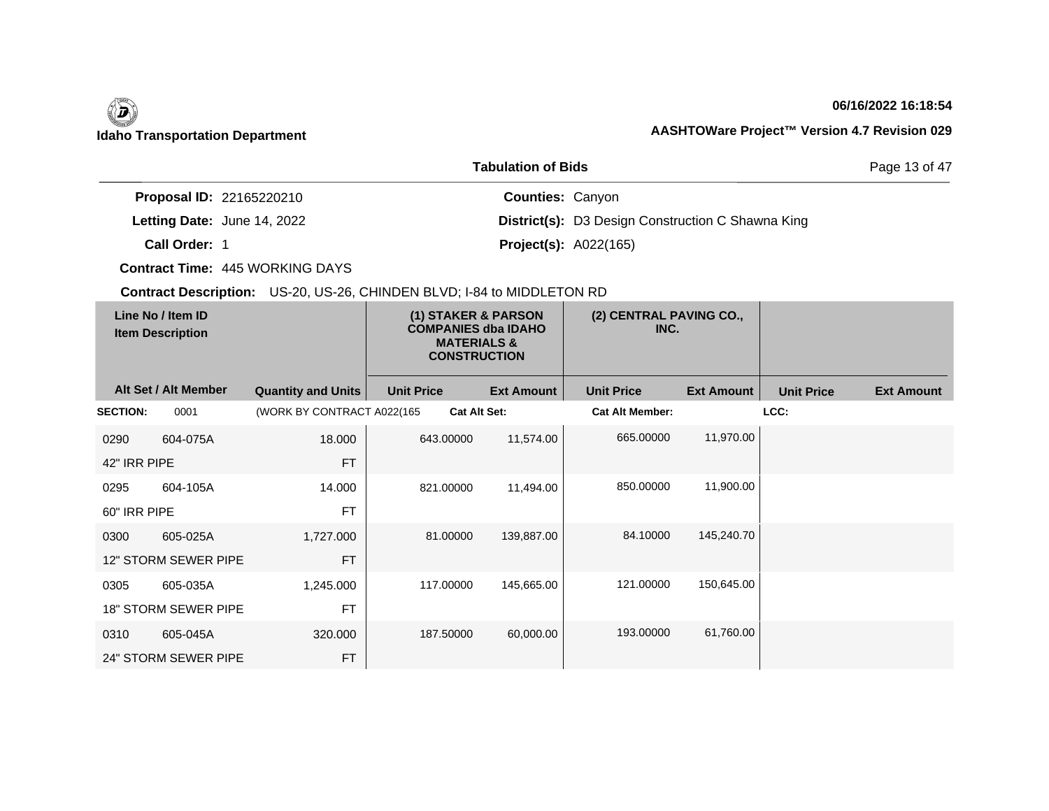**Idaho Transportation Department**

06/16/2022 16:18:54

AASHTOWare Project™ Version 4.7 Revision 029

## Tabulation of Bids

**Proposal ID:** 22165220210
**Letting Date:** June 14, 2022
**Call Order:** 1
**Contract Time:** 445 WORKING DAYS
**Contract Description:** US-20, US-26, CHINDEN BLVD; I-84 to MIDDLETON RD

**Counties:** Canyon
**District(s):** D3 Design Construction C Shawna King
**Project(s):** A022(165)

| Line No / Item ID | Item Description | Quantity and Units | (1) STAKER & PARSON COMPANIES dba IDAHO MATERIALS & CONSTRUCTION | | (2) CENTRAL PAVING CO., INC. | | | |
|---|---|---|---|---|---|---|---|---|
| Alt Set / Alt Member | | | Unit Price | Ext Amount | Unit Price | Ext Amount | Unit Price | Ext Amount |
| **SECTION:** 0001 | | (WORK BY CONTRACT A022(165 | **Cat Alt Set:** | | **Cat Alt Member:** | | **LCC:** | |
| 0290 604-075A | 42" IRR PIPE | 18.000 FT | 643.00000 | 11,574.00 | 665.00000 | 11,970.00 | | |
| 0295 604-105A | 60" IRR PIPE | 14.000 FT | 821.00000 | 11,494.00 | 850.00000 | 11,900.00 | | |
| 0300 605-025A | 12" STORM SEWER PIPE | 1,727.000 FT | 81.00000 | 139,887.00 | 84.10000 | 145,240.70 | | |
| 0305 605-035A | 18" STORM SEWER PIPE | 1,245.000 FT | 117.00000 | 145,665.00 | 121.00000 | 150,645.00 | | |
| 0310 605-045A | 24" STORM SEWER PIPE | 320.000 FT | 187.50000 | 60,000.00 | 193.00000 | 61,760.00 | | |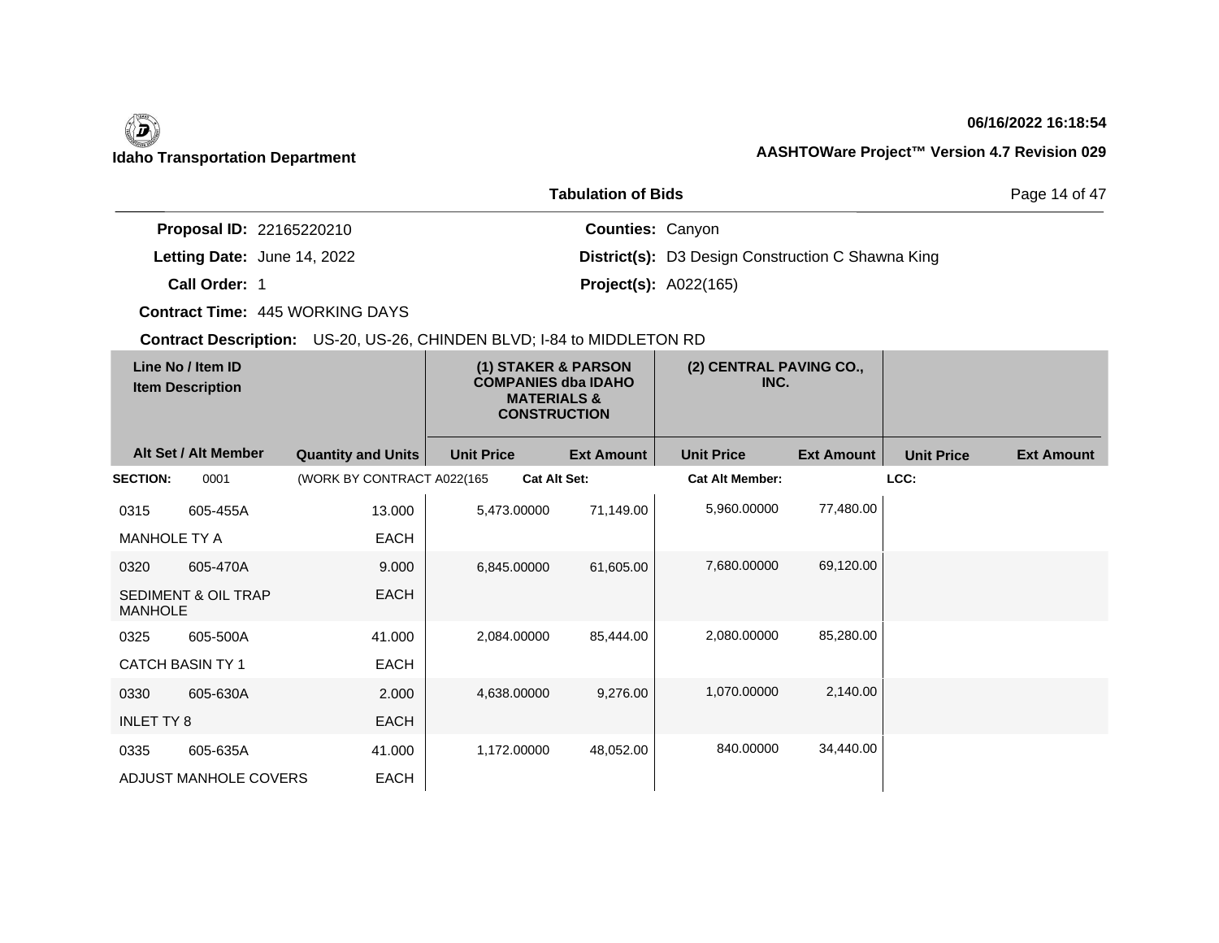**Idaho Transportation Department**

**06/16/2022 16:18:54**

**AASHTOWare Project™ Version 4.7 Revision 029**

## Tabulation of Bids

**Proposal ID:** 22165220210
**Letting Date:** June 14, 2022
**Call Order:** 1
**Contract Time:** 445 WORKING DAYS
**Contract Description:** US-20, US-26, CHINDEN BLVD; I-84 to MIDDLETON RD

**Counties:** Canyon
**District(s):** D3 Design Construction C Shawna King
**Project(s):** A022(165)

| Line No / Item ID | Item Description | Alt Set / Alt Member | Quantity and Units | (1) STAKER & PARSON COMPANIES dba IDAHO MATERIALS & CONSTRUCTION Unit Price | Ext Amount | (2) CENTRAL PAVING CO., INC. Unit Price | Ext Amount | Unit Price | Ext Amount |
|---|---|---|---|---|---|---|---|---|---|
| **SECTION:** 0001 | (WORK BY CONTRACT A022(165 | | | **Cat Alt Set:** | | **Cat Alt Member:** | | **LCC:** | |
| 0315 605-455A | MANHOLE TY A | | 13.000 EACH | 5,473.00000 | 71,149.00 | 5,960.00000 | 77,480.00 | | |
| 0320 605-470A | SEDIMENT & OIL TRAP MANHOLE | | 9.000 EACH | 6,845.00000 | 61,605.00 | 7,680.00000 | 69,120.00 | | |
| 0325 605-500A | CATCH BASIN TY 1 | | 41.000 EACH | 2,084.00000 | 85,444.00 | 2,080.00000 | 85,280.00 | | |
| 0330 605-630A | INLET TY 8 | | 2.000 EACH | 4,638.00000 | 9,276.00 | 1,070.00000 | 2,140.00 | | |
| 0335 605-635A | ADJUST MANHOLE COVERS | | 41.000 EACH | 1,172.00000 | 48,052.00 | 840.00000 | 34,440.00 | | |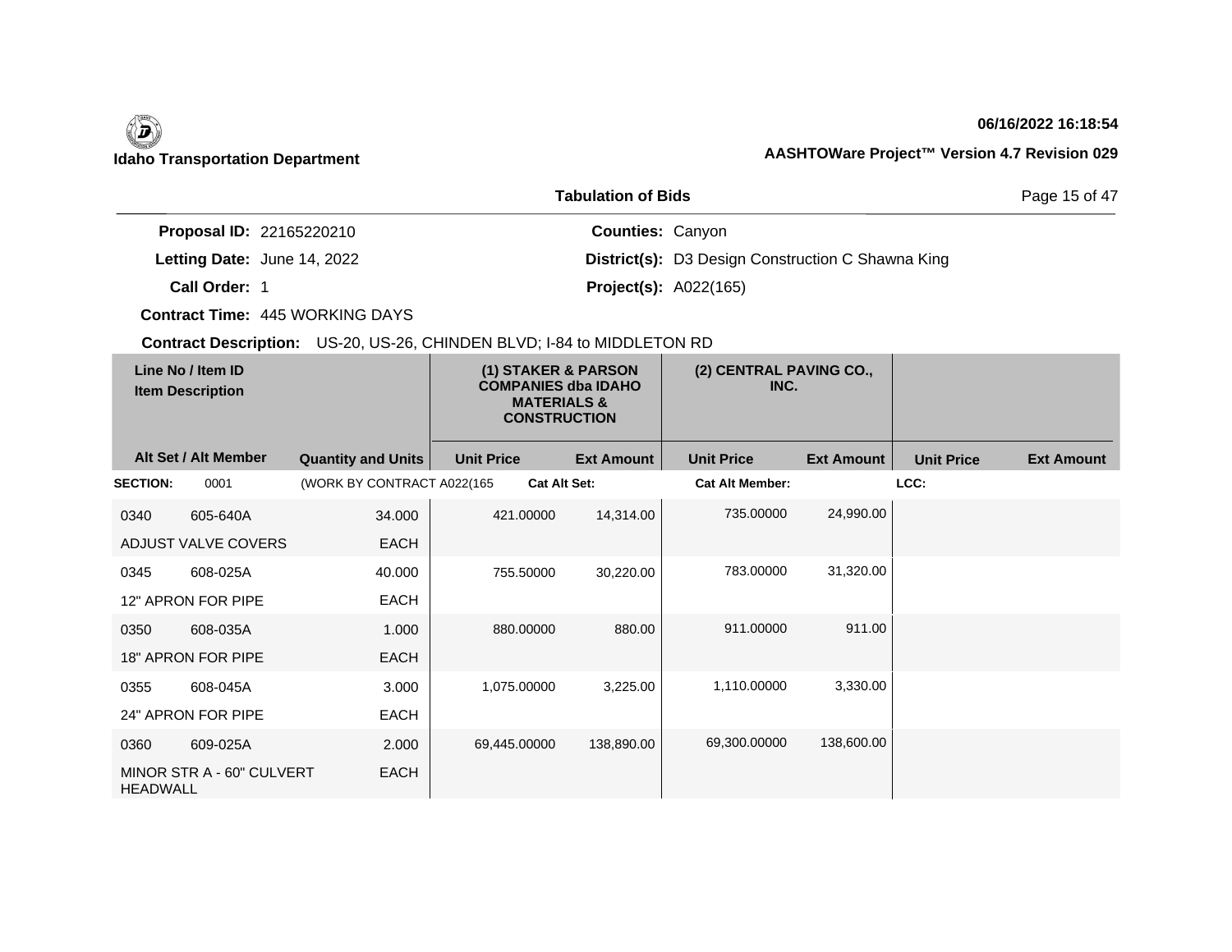Idaho Transportation Department

06/16/2022 16:18:54

AASHTOWare Project™ Version 4.7 Revision 029

## Tabulation of Bids

**Proposal ID:** 22165220210
**Letting Date:** June 14, 2022
**Call Order:** 1
**Contract Time:** 445 WORKING DAYS

**Counties:** Canyon
**District(s):** D3 Design Construction C Shawna King
**Project(s):** A022(165)

**Contract Description:** US-20, US-26, CHINDEN BLVD; I-84 to MIDDLETON RD

| Line No / Item ID | Item Description | Quantity and Units | (1) STAKER & PARSON COMPANIES dba IDAHO MATERIALS & CONSTRUCTION Unit Price | (1) Ext Amount | (2) CENTRAL PAVING CO., INC. Unit Price | (2) Ext Amount | Unit Price | Ext Amount |
|---|---|---|---|---|---|---|---|---|
| **SECTION:** 0001 | (WORK BY CONTRACT A022(165 | | Cat Alt Set: | | Cat Alt Member: | | LCC: | |
| 0340 605-640A | ADJUST VALVE COVERS | 34.000 EACH | 421.00000 | 14,314.00 | 735.00000 | 24,990.00 | | |
| 0345 608-025A | 12" APRON FOR PIPE | 40.000 EACH | 755.50000 | 30,220.00 | 783.00000 | 31,320.00 | | |
| 0350 608-035A | 18" APRON FOR PIPE | 1.000 EACH | 880.00000 | 880.00 | 911.00000 | 911.00 | | |
| 0355 608-045A | 24" APRON FOR PIPE | 3.000 EACH | 1,075.00000 | 3,225.00 | 1,110.00000 | 3,330.00 | | |
| 0360 609-025A | MINOR STR A - 60" CULVERT HEADWALL | 2.000 EACH | 69,445.00000 | 138,890.00 | 69,300.00000 | 138,600.00 | | |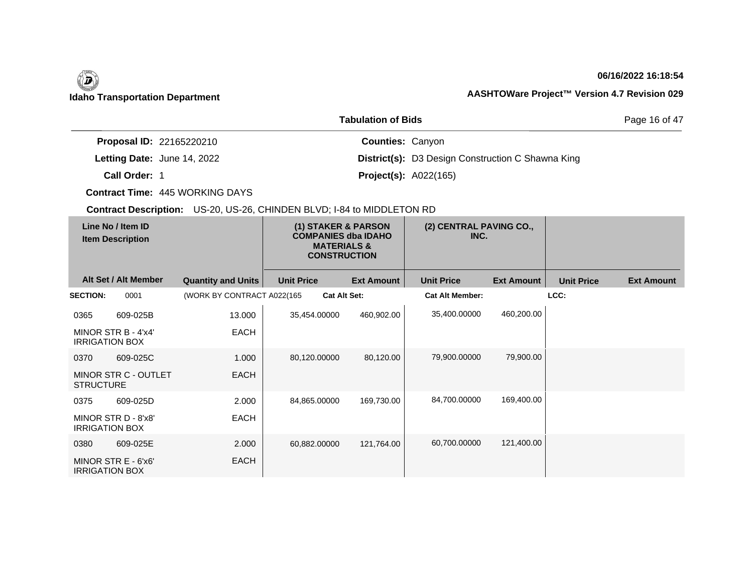**Idaho Transportation Department**

**06/16/2022 16:18:54**

**AASHTOWare Project™ Version 4.7 Revision 029**

**Tabulation of Bids**

**Proposal ID:** 22165220210
**Letting Date:** June 14, 2022
**Call Order:** 1
**Contract Time:** 445 WORKING DAYS

**Counties:** Canyon
**District(s):** D3 Design Construction C Shawna King
**Project(s):** A022(165)

**Contract Description:** US-20, US-26, CHINDEN BLVD; I-84 to MIDDLETON RD

| Line No / Item ID | Item Description | Quantity and Units | (1) STAKER & PARSON COMPANIES dba IDAHO MATERIALS & CONSTRUCTION Unit Price | (1) Ext Amount | (2) CENTRAL PAVING CO., INC. Unit Price | (2) Ext Amount | Unit Price | Ext Amount |
|---|---|---|---|---|---|---|---|---|
| **SECTION:** 0001 | (WORK BY CONTRACT A022(165 | | **Cat Alt Set:** | | **Cat Alt Member:** | | **LCC:** | |
| 0365 609-025B | MINOR STR B - 4'x4' IRRIGATION BOX | 13.000 EACH | 35,454.00000 | 460,902.00 | 35,400.00000 | 460,200.00 | | |
| 0370 609-025C | MINOR STR C - OUTLET STRUCTURE | 1.000 EACH | 80,120.00000 | 80,120.00 | 79,900.00000 | 79,900.00 | | |
| 0375 609-025D | MINOR STR D - 8'x8' IRRIGATION BOX | 2.000 EACH | 84,865.00000 | 169,730.00 | 84,700.00000 | 169,400.00 | | |
| 0380 609-025E | MINOR STR E - 6'x6' IRRIGATION BOX | 2.000 EACH | 60,882.00000 | 121,764.00 | 60,700.00000 | 121,400.00 | | |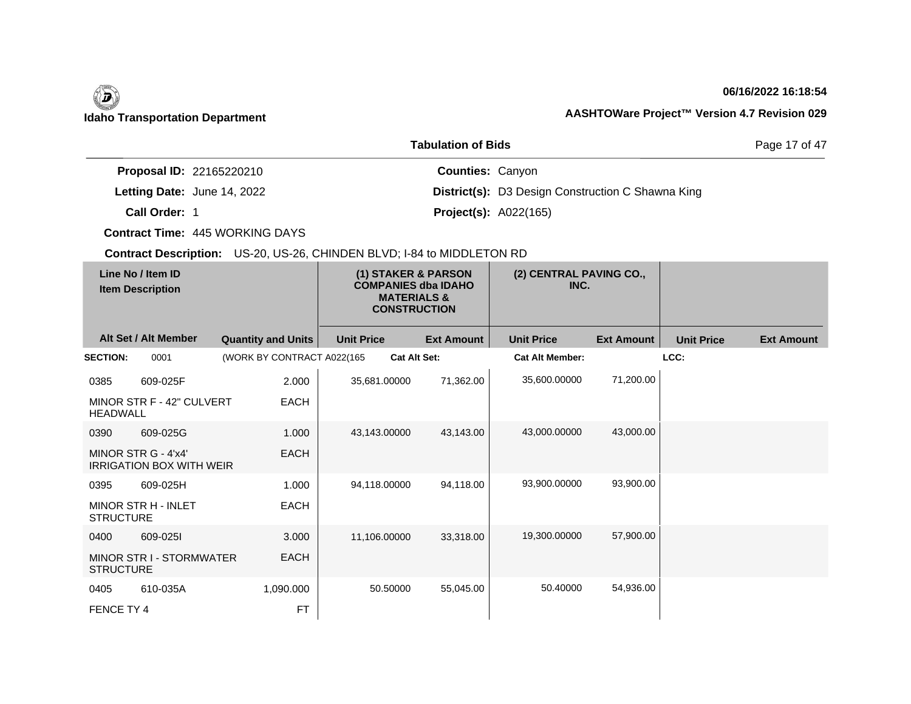**Idaho Transportation Department**

**06/16/2022 16:18:54**

**AASHTOWare Project™ Version 4.7 Revision 029**

## Tabulation of Bids

**Proposal ID:** 22165220210
**Letting Date:** June 14, 2022
**Call Order:** 1
**Contract Time:** 445 WORKING DAYS
**Contract Description:** US-20, US-26, CHINDEN BLVD; I-84 to MIDDLETON RD

**Counties:** Canyon
**District(s):** D3 Design Construction C Shawna King
**Project(s):** A022(165)

| Line No / Item ID | Item Description | Quantity and Units | (1) STAKER & PARSON COMPANIES dba IDAHO MATERIALS & CONSTRUCTION Unit Price | Ext Amount | (2) CENTRAL PAVING CO., INC. Unit Price | Ext Amount | Unit Price | Ext Amount |
|---|---|---|---|---|---|---|---|---|
| **SECTION:** 0001 | (WORK BY CONTRACT A022(165 | **Cat Alt Set:** | | | **Cat Alt Member:** | | **LCC:** | |
| 0385 609-025F | MINOR STR F - 42" CULVERT HEADWALL | 2.000 EACH | 35,681.00000 | 71,362.00 | 35,600.00000 | 71,200.00 | | |
| 0390 609-025G | MINOR STR G - 4'x4' IRRIGATION BOX WITH WEIR | 1.000 EACH | 43,143.00000 | 43,143.00 | 43,000.00000 | 43,000.00 | | |
| 0395 609-025H | MINOR STR H - INLET STRUCTURE | 1.000 EACH | 94,118.00000 | 94,118.00 | 93,900.00000 | 93,900.00 | | |
| 0400 609-025I | MINOR STR I - STORMWATER STRUCTURE | 3.000 EACH | 11,106.00000 | 33,318.00 | 19,300.00000 | 57,900.00 | | |
| 0405 610-035A | FENCE TY 4 | 1,090.000 FT | 50.50000 | 55,045.00 | 50.40000 | 54,936.00 | | |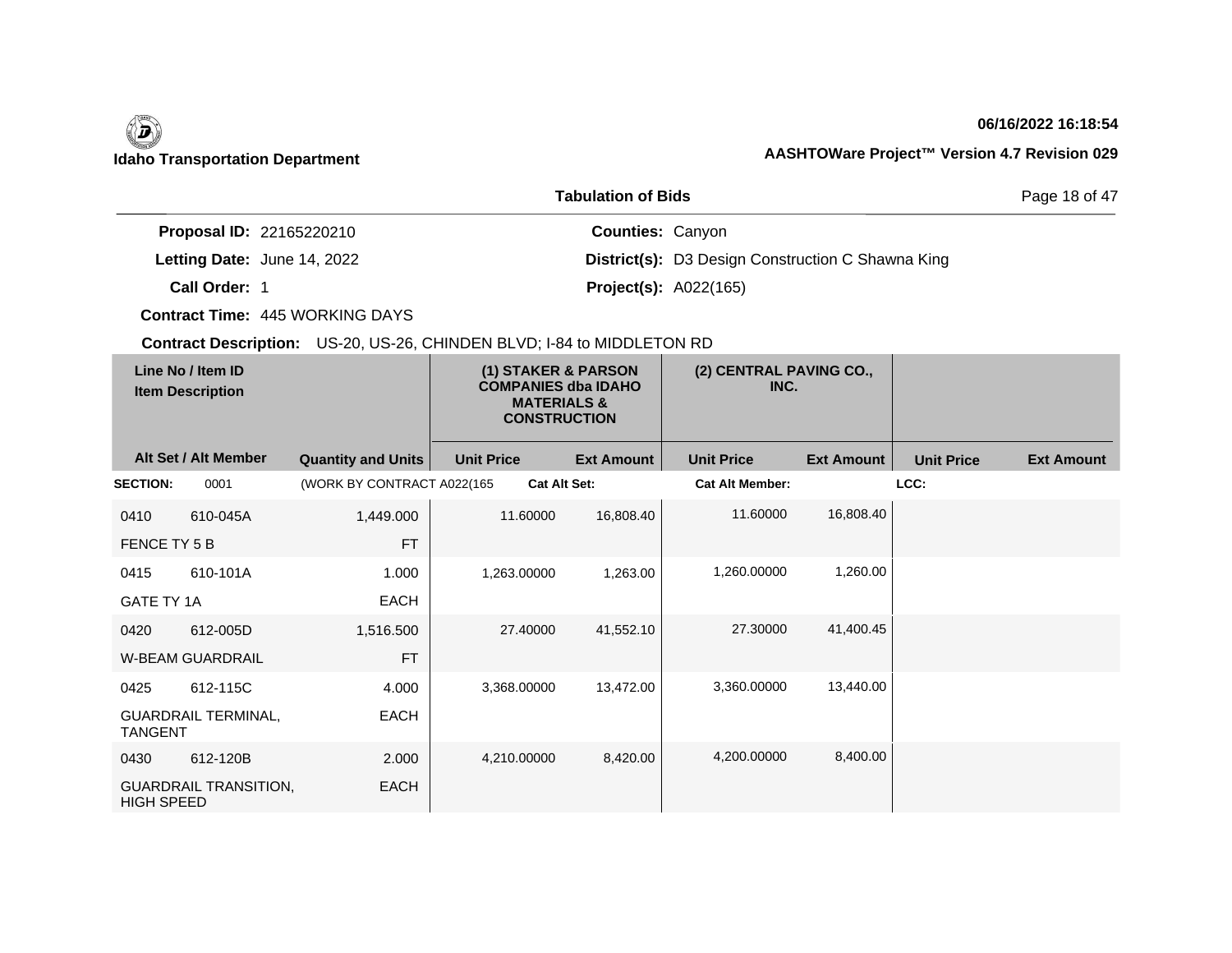**Idaho Transportation Department**

06/16/2022 16:18:54

AASHTOWare Project™ Version 4.7 Revision 029

## Tabulation of Bids

**Proposal ID:** 22165220210

**Letting Date:** June 14, 2022

**Call Order:** 1

**Contract Time:** 445 WORKING DAYS

**Counties:** Canyon

**District(s):** D3 Design Construction C Shawna King

**Project(s):** A022(165)

**Contract Description:** US-20, US-26, CHINDEN BLVD; I-84 to MIDDLETON RD

| Line No / Item ID<br>Item Description | | | (1) STAKER & PARSON COMPANIES dba IDAHO MATERIALS & CONSTRUCTION | | (2) CENTRAL PAVING CO., INC. | | | |
|---|---|---|---|---|---|---|---|---|
| Alt Set / Alt Member | | Quantity and Units | Unit Price | Ext Amount | Unit Price | Ext Amount | Unit Price | Ext Amount |
| **SECTION:** | 0001 | (WORK BY CONTRACT A022(165 | **Cat Alt Set:** | | **Cat Alt Member:** | | **LCC:** | |
| 0410 | 610-045A | 1,449.000 | 11.60000 | 16,808.40 | 11.60000 | 16,808.40 | | |
| FENCE TY 5 B | | FT | | | | | | |
| 0415 | 610-101A | 1.000 | 1,263.00000 | 1,263.00 | 1,260.00000 | 1,260.00 | | |
| GATE TY 1A | | EACH | | | | | | |
| 0420 | 612-005D | 1,516.500 | 27.40000 | 41,552.10 | 27.30000 | 41,400.45 | | |
| W-BEAM GUARDRAIL | | FT | | | | | | |
| 0425 | 612-115C | 4.000 | 3,368.00000 | 13,472.00 | 3,360.00000 | 13,440.00 | | |
| GUARDRAIL TERMINAL, TANGENT | | EACH | | | | | | |
| 0430 | 612-120B | 2.000 | 4,210.00000 | 8,420.00 | 4,200.00000 | 8,400.00 | | |
| GUARDRAIL TRANSITION, HIGH SPEED | | EACH | | | | | | |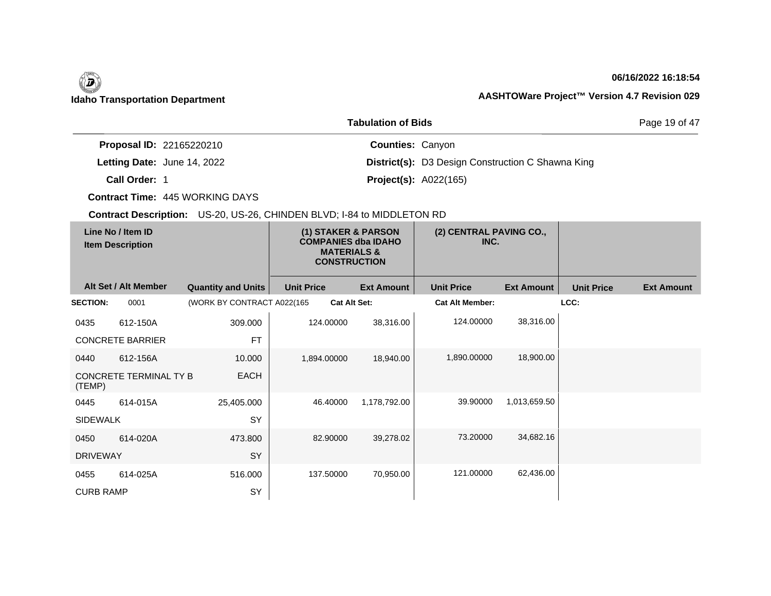## Tabulation of Bids

**Proposal ID:** 22165220210  
**Letting Date:** June 14, 2022  
**Call Order:** 1  
**Contract Time:** 445 WORKING DAYS  
**Counties:** Canyon  
**District(s):** D3 Design Construction C Shawna King  
**Project(s):** A022(165)

**Contract Description:** US-20, US-26, CHINDEN BLVD; I-84 to MIDDLETON RD

| Line No / Item ID | Item Description | Quantity and Units | (1) STAKER & PARSON COMPANIES dba IDAHO MATERIALS & CONSTRUCTION Unit Price | (1) Ext Amount | (2) CENTRAL PAVING CO., INC. Unit Price | (2) Ext Amount | Unit Price | Ext Amount |
|---|---|---|---|---|---|---|---|---|
| SECTION: 0001 | (WORK BY CONTRACT A022(165 | | Cat Alt Set: | | Cat Alt Member: | | LCC: | |
| 0435 612-150A | CONCRETE BARRIER | 309.000 FT | 124.00000 | 38,316.00 | 124.00000 | 38,316.00 | | |
| 0440 612-156A | CONCRETE TERMINAL TY B (TEMP) | 10.000 EACH | 1,894.00000 | 18,940.00 | 1,890.00000 | 18,900.00 | | |
| 0445 614-015A | SIDEWALK | 25,405.000 SY | 46.40000 | 1,178,792.00 | 39.90000 | 1,013,659.50 | | |
| 0450 614-020A | DRIVEWAY | 473.800 SY | 82.90000 | 39,278.02 | 73.20000 | 34,682.16 | | |
| 0455 614-025A | CURB RAMP | 516.000 SY | 137.50000 | 70,950.00 | 121.00000 | 62,436.00 | | |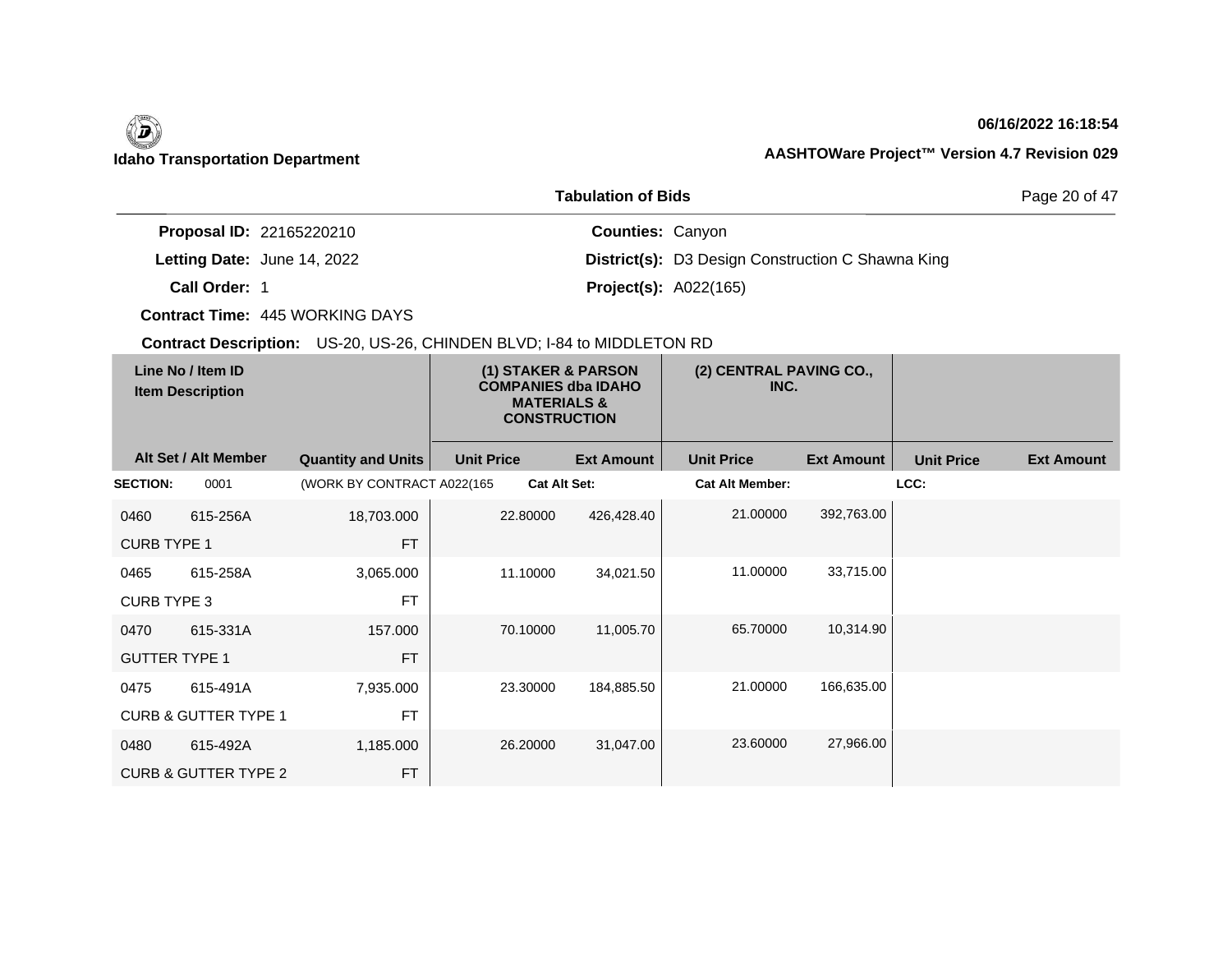**Idaho Transportation Department**

**06/16/2022 16:18:54**

**AASHTOWare Project™ Version 4.7 Revision 029**

## Tabulation of Bids

**Proposal ID:** 22165220210
**Letting Date:** June 14, 2022
**Call Order:** 1
**Contract Time:** 445 WORKING DAYS
**Contract Description:** US-20, US-26, CHINDEN BLVD; I-84 to MIDDLETON RD

**Counties:** Canyon
**District(s):** D3 Design Construction C Shawna King
**Project(s):** A022(165)

| Line No / Item ID | Item Description | Quantity and Units | (1) STAKER & PARSON COMPANIES dba IDAHO MATERIALS & CONSTRUCTION Unit Price | (1) Ext Amount | (2) CENTRAL PAVING CO., INC. Unit Price | (2) Ext Amount | Unit Price | Ext Amount |
|---|---|---|---|---|---|---|---|---|
| **SECTION:** 0001 | (WORK BY CONTRACT A022(165 | | **Cat Alt Set:** | | **Cat Alt Member:** | | **LCC:** | |
| 0460 615-256A | CURB TYPE 1 | 18,703.000 FT | 22.80000 | 426,428.40 | 21.00000 | 392,763.00 | | |
| 0465 615-258A | CURB TYPE 3 | 3,065.000 FT | 11.10000 | 34,021.50 | 11.00000 | 33,715.00 | | |
| 0470 615-331A | GUTTER TYPE 1 | 157.000 FT | 70.10000 | 11,005.70 | 65.70000 | 10,314.90 | | |
| 0475 615-491A | CURB & GUTTER TYPE 1 | 7,935.000 FT | 23.30000 | 184,885.50 | 21.00000 | 166,635.00 | | |
| 0480 615-492A | CURB & GUTTER TYPE 2 | 1,185.000 FT | 26.20000 | 31,047.00 | 23.60000 | 27,966.00 | | |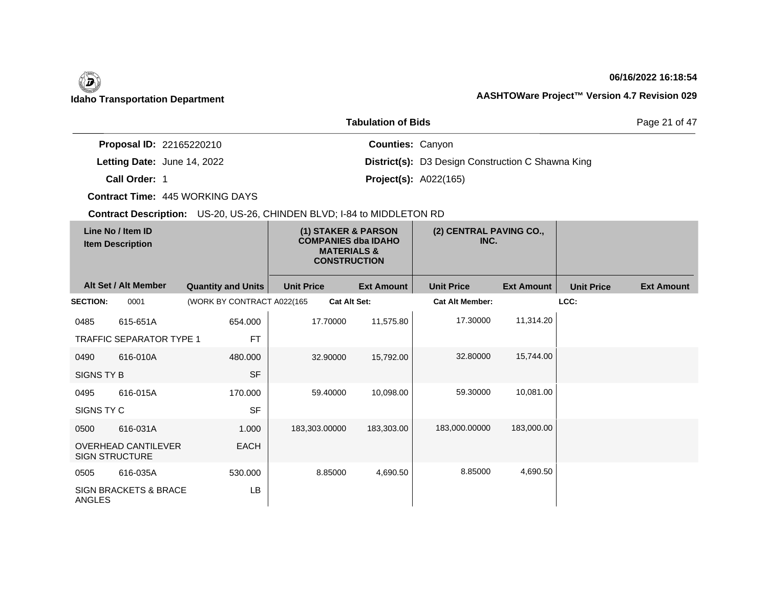**Idaho Transportation Department**

**06/16/2022 16:18:54**

**AASHTOWare Project™ Version 4.7 Revision 029**

**Tabulation of Bids**

**Proposal ID:** 22165220210
**Letting Date:** June 14, 2022
**Call Order:** 1
**Contract Time:** 445 WORKING DAYS

**Counties:** Canyon
**District(s):** D3 Design Construction C Shawna King
**Project(s):** A022(165)

**Contract Description:** US-20, US-26, CHINDEN BLVD; I-84 to MIDDLETON RD

| Line No / Item ID | Item Description | Quantity and Units | (1) STAKER & PARSON COMPANIES dba IDAHO MATERIALS & CONSTRUCTION | | (2) CENTRAL PAVING CO., INC. | | | |
|---|---|---|---|---|---|---|---|---|
| Alt Set / Alt Member | | | Unit Price | Ext Amount | Unit Price | Ext Amount | Unit Price | Ext Amount |
| **SECTION:** 0001 | (WORK BY CONTRACT A022(165 | | **Cat Alt Set:** | | **Cat Alt Member:** | | **LCC:** | |
| 0485 615-651A | TRAFFIC SEPARATOR TYPE 1 | 654.000 FT | 17.70000 | 11,575.80 | 17.30000 | 11,314.20 | | |
| 0490 616-010A | SIGNS TY B | 480.000 SF | 32.90000 | 15,792.00 | 32.80000 | 15,744.00 | | |
| 0495 616-015A | SIGNS TY C | 170.000 SF | 59.40000 | 10,098.00 | 59.30000 | 10,081.00 | | |
| 0500 616-031A | OVERHEAD CANTILEVER SIGN STRUCTURE | 1.000 EACH | 183,303.00000 | 183,303.00 | 183,000.00000 | 183,000.00 | | |
| 0505 616-035A | SIGN BRACKETS & BRACE ANGLES | 530.000 LB | 8.85000 | 4,690.50 | 8.85000 | 4,690.50 | | |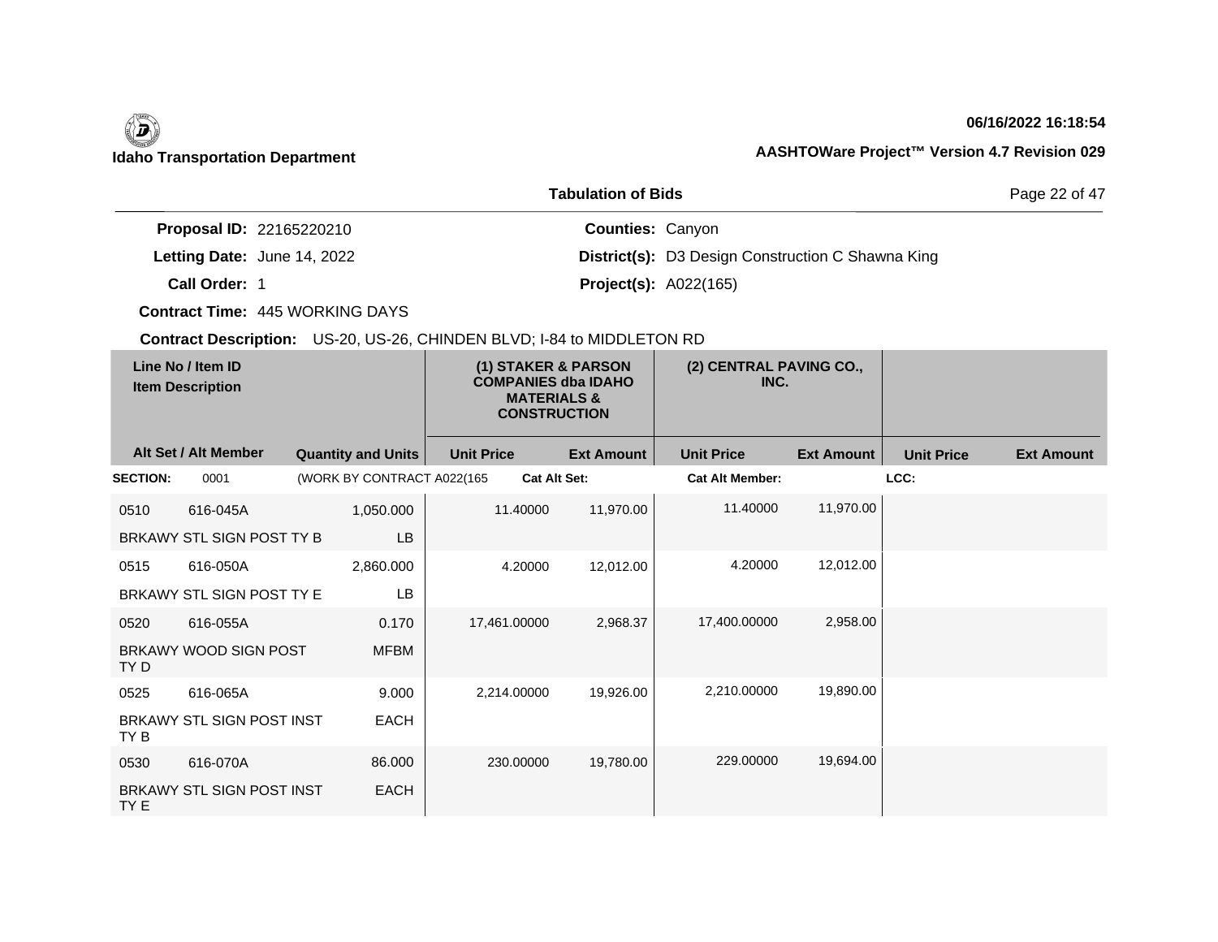**Idaho Transportation Department**

**06/16/2022 16:18:54**

**AASHTOWare Project™ Version 4.7 Revision 029**

**Tabulation of Bids**

**Proposal ID:** 22165220210
**Letting Date:** June 14, 2022
**Call Order:** 1
**Contract Time:** 445 WORKING DAYS
**Contract Description:** US-20, US-26, CHINDEN BLVD; I-84 to MIDDLETON RD

**Counties:** Canyon
**District(s):** D3 Design Construction C Shawna King
**Project(s):** A022(165)

| Line No / Item ID | Item Description | Quantity and Units | (1) STAKER & PARSON COMPANIES dba IDAHO MATERIALS & CONSTRUCTION Unit Price | Ext Amount | (2) CENTRAL PAVING CO., INC. Unit Price | Ext Amount | Unit Price | Ext Amount |
|---|---|---|---|---|---|---|---|---|
| **SECTION:** 0001 | (WORK BY CONTRACT A022(165 | | **Cat Alt Set:** | | **Cat Alt Member:** | | **LCC:** | |
| 0510 616-045A | BRKAWY STL SIGN POST TY B | 1,050.000 LB | 11.40000 | 11,970.00 | 11.40000 | 11,970.00 | | |
| 0515 616-050A | BRKAWY STL SIGN POST TY E | 2,860.000 LB | 4.20000 | 12,012.00 | 4.20000 | 12,012.00 | | |
| 0520 616-055A | BRKAWY WOOD SIGN POST TY D | 0.170 MFBM | 17,461.00000 | 2,968.37 | 17,400.00000 | 2,958.00 | | |
| 0525 616-065A | BRKAWY STL SIGN POST INST TY B | 9.000 EACH | 2,214.00000 | 19,926.00 | 2,210.00000 | 19,890.00 | | |
| 0530 616-070A | BRKAWY STL SIGN POST INST TY E | 86.000 EACH | 230.00000 | 19,780.00 | 229.00000 | 19,694.00 | | |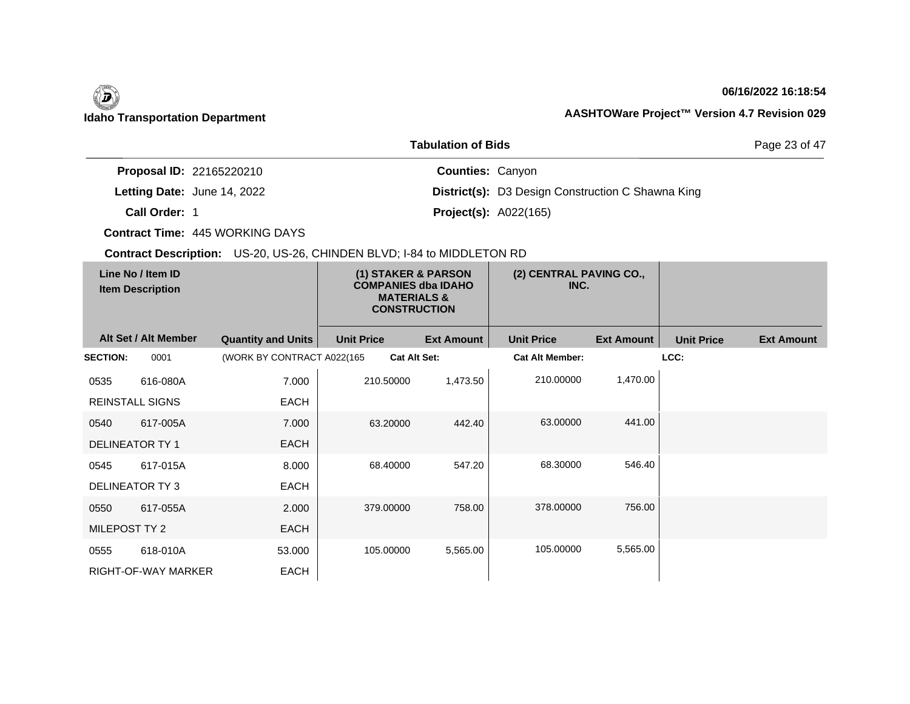**Idaho Transportation Department**

**06/16/2022 16:18:54**

**AASHTOWare Project™ Version 4.7 Revision 029**

## Tabulation of Bids

**Proposal ID:** 22165220210
**Letting Date:** June 14, 2022
**Call Order:** 1
**Contract Time:** 445 WORKING DAYS
**Counties:** Canyon
**District(s):** D3 Design Construction C Shawna King
**Project(s):** A022(165)

**Contract Description:** US-20, US-26, CHINDEN BLVD; I-84 to MIDDLETON RD

| Line No / Item ID | Item Description | Alt Set / Alt Member | Quantity and Units | (1) STAKER & PARSON COMPANIES dba IDAHO MATERIALS & CONSTRUCTION Unit Price | Ext Amount | (2) CENTRAL PAVING CO., INC. Unit Price | Ext Amount | Unit Price | Ext Amount |
|---|---|---|---|---|---|---|---|---|---|
| **SECTION:** 0001 | (WORK BY CONTRACT A022(165 | | | Cat Alt Set: | | Cat Alt Member: | | LCC: | |
| 0535 616-080A | REINSTALL SIGNS | | 7.000 EACH | 210.50000 | 1,473.50 | 210.00000 | 1,470.00 | | |
| 0540 617-005A | DELINEATOR TY 1 | | 7.000 EACH | 63.20000 | 442.40 | 63.00000 | 441.00 | | |
| 0545 617-015A | DELINEATOR TY 3 | | 8.000 EACH | 68.40000 | 547.20 | 68.30000 | 546.40 | | |
| 0550 617-055A | MILEPOST TY 2 | | 2.000 EACH | 379.00000 | 758.00 | 378.00000 | 756.00 | | |
| 0555 618-010A | RIGHT-OF-WAY MARKER | | 53.000 EACH | 105.00000 | 5,565.00 | 105.00000 | 5,565.00 | | |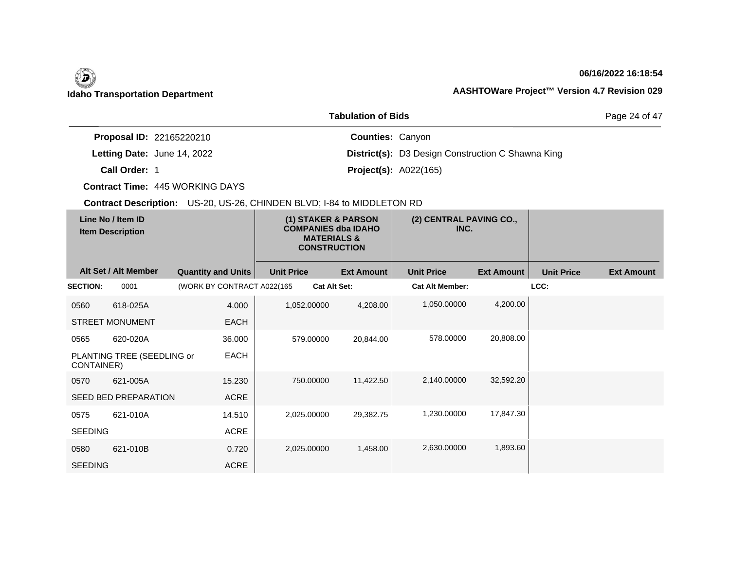**Idaho Transportation Department**

**06/16/2022 16:18:54**

**AASHTOWare Project™ Version 4.7 Revision 029**

**Tabulation of Bids**

**Proposal ID:** 22165220210
**Letting Date:** June 14, 2022
**Call Order:** 1
**Contract Time:** 445 WORKING DAYS
**Contract Description:** US-20, US-26, CHINDEN BLVD; I-84 to MIDDLETON RD

**Counties:** Canyon
**District(s):** D3 Design Construction C Shawna King
**Project(s):** A022(165)

| Line No / Item ID | Item Description | Quantity and Units | (1) STAKER & PARSON COMPANIES dba IDAHO MATERIALS & CONSTRUCTION Unit Price | Ext Amount | (2) CENTRAL PAVING CO., INC. Unit Price | Ext Amount | Unit Price | Ext Amount |
|---|---|---|---|---|---|---|---|---|
| **SECTION:** 0001 | (WORK BY CONTRACT A022(165 | | **Cat Alt Set:** | | **Cat Alt Member:** | | **LCC:** | |
| 0560 618-025A | STREET MONUMENT | 4.000 EACH | 1,052.00000 | 4,208.00 | 1,050.00000 | 4,200.00 | | |
| 0565 620-020A | PLANTING TREE (SEEDLING or CONTAINER) | 36.000 EACH | 579.00000 | 20,844.00 | 578.00000 | 20,808.00 | | |
| 0570 621-005A | SEED BED PREPARATION | 15.230 ACRE | 750.00000 | 11,422.50 | 2,140.00000 | 32,592.20 | | |
| 0575 621-010A | SEEDING | 14.510 ACRE | 2,025.00000 | 29,382.75 | 1,230.00000 | 17,847.30 | | |
| 0580 621-010B | SEEDING | 0.720 ACRE | 2,025.00000 | 1,458.00 | 2,630.00000 | 1,893.60 | | |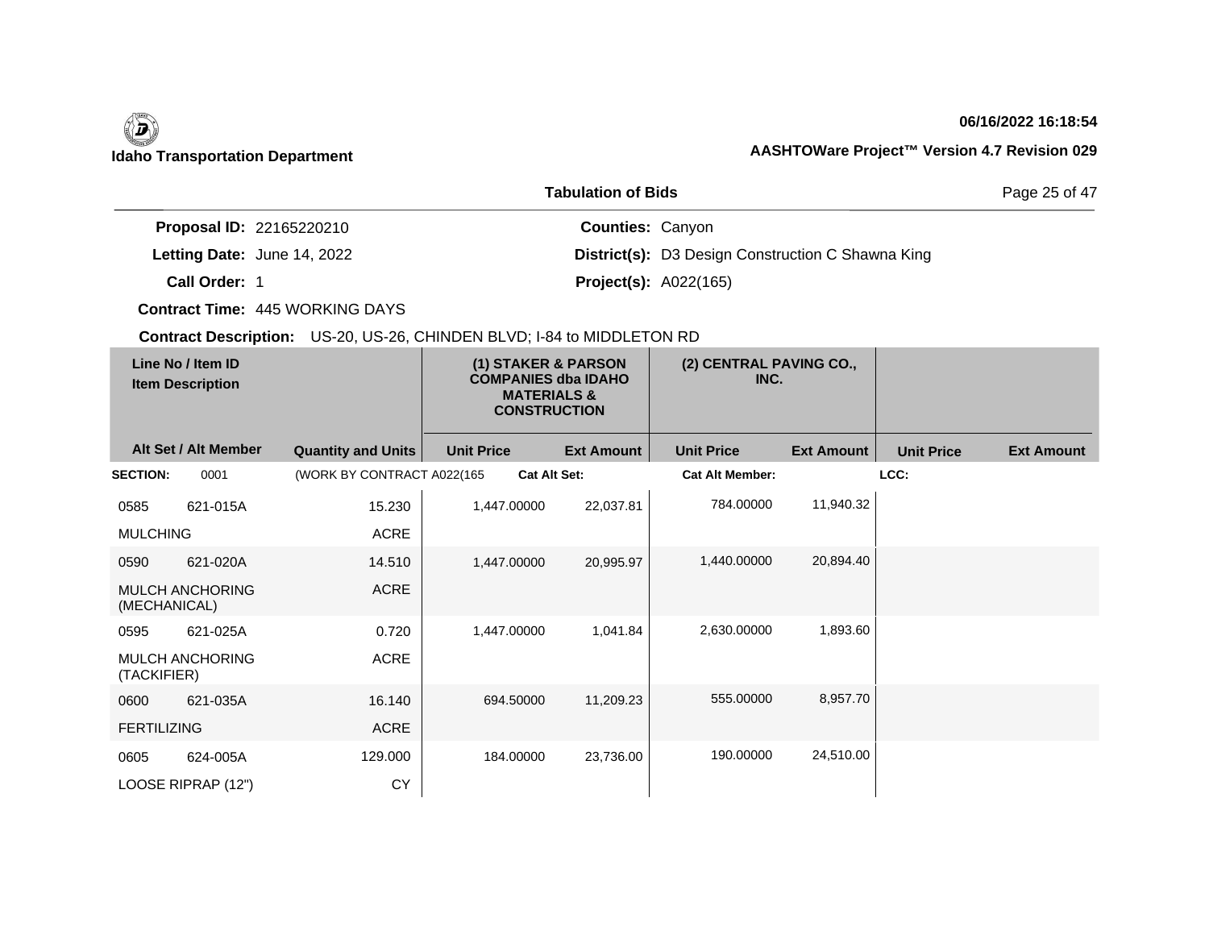**Idaho Transportation Department**

**06/16/2022 16:18:54**

**AASHTOWare Project™ Version 4.7 Revision 029**

## Tabulation of Bids

**Proposal ID:** 22165220210
**Letting Date:** June 14, 2022
**Call Order:** 1
**Contract Time:** 445 WORKING DAYS
**Contract Description:** US-20, US-26, CHINDEN BLVD; I-84 to MIDDLETON RD

**Counties:** Canyon
**District(s):** D3 Design Construction C Shawna King
**Project(s):** A022(165)

| Line No / Item ID | Item Description | Alt Set / Alt Member | Quantity and Units | (1) STAKER & PARSON COMPANIES dba IDAHO MATERIALS & CONSTRUCTION Unit Price | Ext Amount | (2) CENTRAL PAVING CO., INC. Unit Price | Ext Amount | Unit Price | Ext Amount |
|---|---|---|---|---|---|---|---|---|---|
| **SECTION:** 0001 | (WORK BY CONTRACT A022(165 | **Cat Alt Set:** | | | **Cat Alt Member:** | | **LCC:** | | |
| 0585 621-015A | MULCHING | | 15.230 ACRE | 1,447.00000 | 22,037.81 | 784.00000 | 11,940.32 | | |
| 0590 621-020A | MULCH ANCHORING (MECHANICAL) | | 14.510 ACRE | 1,447.00000 | 20,995.97 | 1,440.00000 | 20,894.40 | | |
| 0595 621-025A | MULCH ANCHORING (TACKIFIER) | | 0.720 ACRE | 1,447.00000 | 1,041.84 | 2,630.00000 | 1,893.60 | | |
| 0600 621-035A | FERTILIZING | | 16.140 ACRE | 694.50000 | 11,209.23 | 555.00000 | 8,957.70 | | |
| 0605 624-005A | LOOSE RIPRAP (12") | | 129.000 CY | 184.00000 | 23,736.00 | 190.00000 | 24,510.00 | | |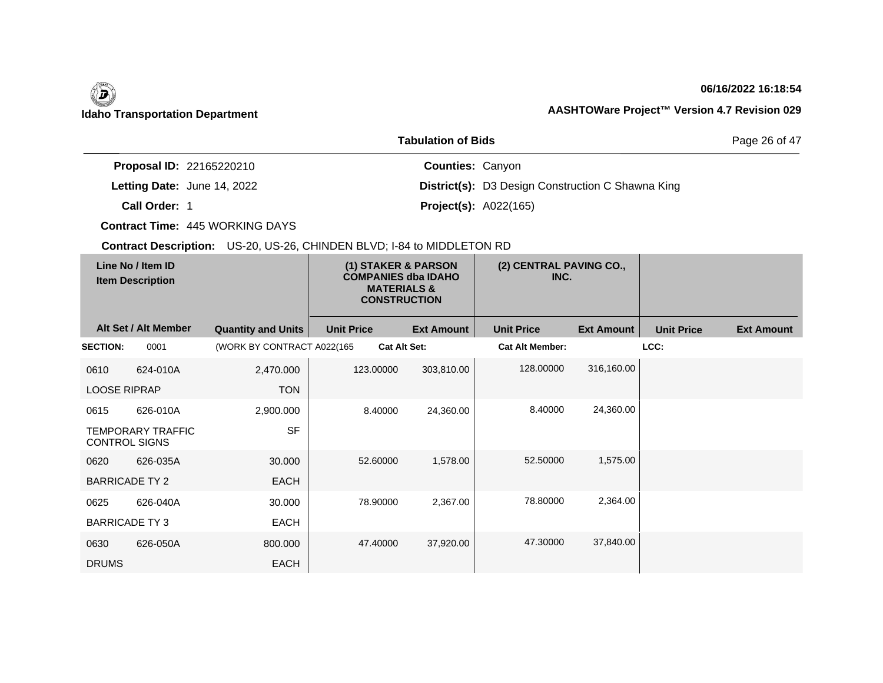**Idaho Transportation Department**

**06/16/2022 16:18:54**

**AASHTOWare Project™ Version 4.7 Revision 029**

## Tabulation of Bids

**Proposal ID:** 22165220210
**Letting Date:** June 14, 2022
**Call Order:** 1
**Contract Time:** 445 WORKING DAYS
**Contract Description:** US-20, US-26, CHINDEN BLVD; I-84 to MIDDLETON RD

**Counties:** Canyon
**District(s):** D3 Design Construction C Shawna King
**Project(s):** A022(165)

| Line No / Item ID | Item Description | Quantity and Units | (1) STAKER & PARSON COMPANIES dba IDAHO MATERIALS & CONSTRUCTION Unit Price | Ext Amount | (2) CENTRAL PAVING CO., INC. Unit Price | Ext Amount | Unit Price | Ext Amount |
|---|---|---|---|---|---|---|---|---|
| **SECTION:** 0001 | (WORK BY CONTRACT A022(165 | | **Cat Alt Set:** | | **Cat Alt Member:** | | **LCC:** | |
| 0610 624-010A | LOOSE RIPRAP | 2,470.000 TON | 123.00000 | 303,810.00 | 128.00000 | 316,160.00 | | |
| 0615 626-010A | TEMPORARY TRAFFIC CONTROL SIGNS | 2,900.000 SF | 8.40000 | 24,360.00 | 8.40000 | 24,360.00 | | |
| 0620 626-035A | BARRICADE TY 2 | 30.000 EACH | 52.60000 | 1,578.00 | 52.50000 | 1,575.00 | | |
| 0625 626-040A | BARRICADE TY 3 | 30.000 EACH | 78.90000 | 2,367.00 | 78.80000 | 2,364.00 | | |
| 0630 626-050A | DRUMS | 800.000 EACH | 47.40000 | 37,920.00 | 47.30000 | 37,840.00 | | |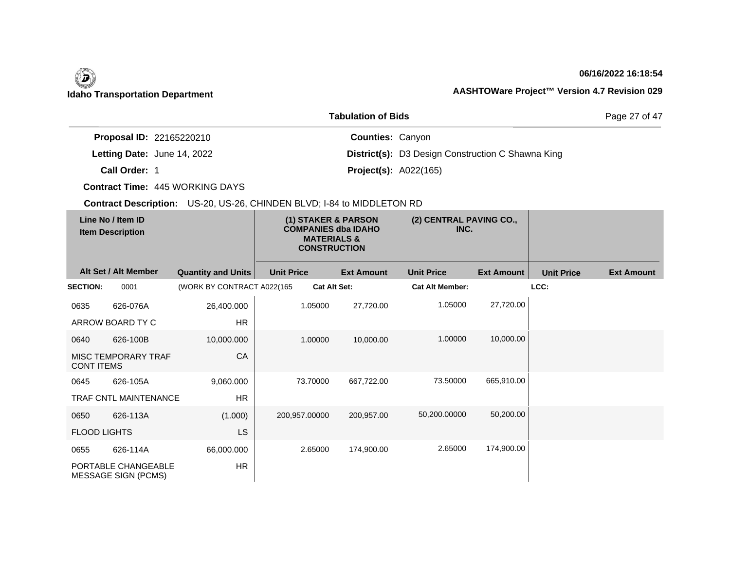**Idaho Transportation Department**

**06/16/2022 16:18:54**

**AASHTOWare Project™ Version 4.7 Revision 029**

## Tabulation of Bids

**Proposal ID:** 22165220210
**Letting Date:** June 14, 2022
**Call Order:** 1
**Contract Time:** 445 WORKING DAYS
**Contract Description:** US-20, US-26, CHINDEN BLVD; I-84 to MIDDLETON RD

**Counties:** Canyon
**District(s):** D3 Design Construction C Shawna King
**Project(s):** A022(165)

| Line No / Item ID | Item Description | Quantity and Units | (1) STAKER & PARSON COMPANIES dba IDAHO MATERIALS & CONSTRUCTION Unit Price | (1) Ext Amount | (2) CENTRAL PAVING CO., INC. Unit Price | (2) Ext Amount | Unit Price | Ext Amount |
|---|---|---|---|---|---|---|---|---|
| **SECTION:** 0001 | (WORK BY CONTRACT A022(165 | | **Cat Alt Set:** | | **Cat Alt Member:** | | **LCC:** | |
| 0635 626-076A | ARROW BOARD TY C | 26,400.000 HR | 1.05000 | 27,720.00 | 1.05000 | 27,720.00 | | |
| 0640 626-100B | MISC TEMPORARY TRAF CONT ITEMS | 10,000.000 CA | 1.00000 | 10,000.00 | 1.00000 | 10,000.00 | | |
| 0645 626-105A | TRAF CNTL MAINTENANCE | 9,060.000 HR | 73.70000 | 667,722.00 | 73.50000 | 665,910.00 | | |
| 0650 626-113A | FLOOD LIGHTS | (1.000) LS | 200,957.00000 | 200,957.00 | 50,200.00000 | 50,200.00 | | |
| 0655 626-114A | PORTABLE CHANGEABLE MESSAGE SIGN (PCMS) | 66,000.000 HR | 2.65000 | 174,900.00 | 2.65000 | 174,900.00 | | |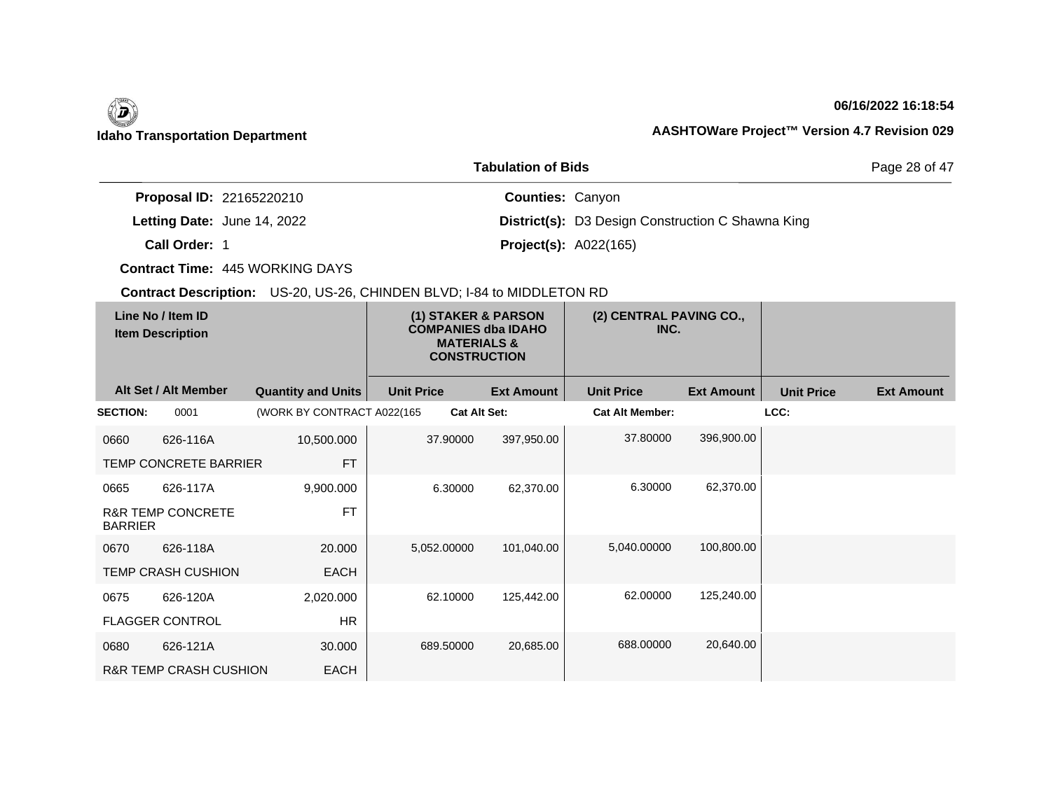**Idaho Transportation Department**

06/16/2022 16:18:54

AASHTOWare Project™ Version 4.7 Revision 029

## Tabulation of Bids

**Proposal ID:** 22165220210
**Letting Date:** June 14, 2022
**Call Order:** 1
**Contract Time:** 445 WORKING DAYS
**Contract Description:** US-20, US-26, CHINDEN BLVD; I-84 to MIDDLETON RD

**Counties:** Canyon
**District(s):** D3 Design Construction C Shawna King
**Project(s):** A022(165)

| Line No / Item ID | Item Description | Quantity and Units | (1) STAKER & PARSON COMPANIES dba IDAHO MATERIALS & CONSTRUCTION Unit Price | (1) Ext Amount | (2) CENTRAL PAVING CO., INC. Unit Price | (2) Ext Amount | Unit Price | Ext Amount |
|---|---|---|---|---|---|---|---|---|
| **SECTION:** 0001 | (WORK BY CONTRACT A022(165 | | **Cat Alt Set:** | | **Cat Alt Member:** | | **LCC:** | |
| 0660 626-116A | TEMP CONCRETE BARRIER | 10,500.000 FT | 37.90000 | 397,950.00 | 37.80000 | 396,900.00 | | |
| 0665 626-117A | R&R TEMP CONCRETE BARRIER | 9,900.000 FT | 6.30000 | 62,370.00 | 6.30000 | 62,370.00 | | |
| 0670 626-118A | TEMP CRASH CUSHION | 20.000 EACH | 5,052.00000 | 101,040.00 | 5,040.00000 | 100,800.00 | | |
| 0675 626-120A | FLAGGER CONTROL | 2,020.000 HR | 62.10000 | 125,442.00 | 62.00000 | 125,240.00 | | |
| 0680 626-121A | R&R TEMP CRASH CUSHION | 30.000 EACH | 689.50000 | 20,685.00 | 688.00000 | 20,640.00 | | |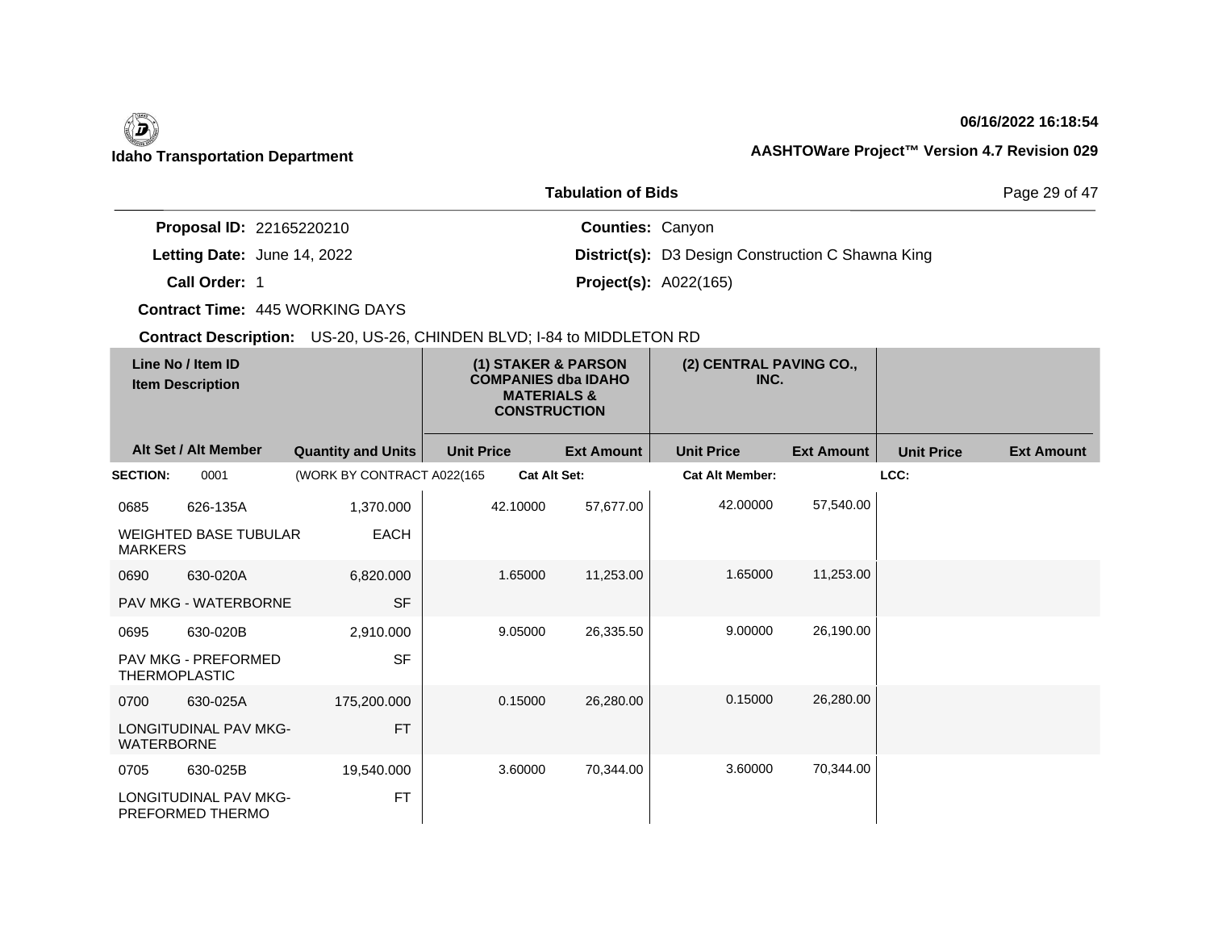**Idaho Transportation Department**

**06/16/2022 16:18:54**

**AASHTOWare Project™ Version 4.7 Revision 029**

## Tabulation of Bids

**Proposal ID:** 22165220210
**Letting Date:** June 14, 2022
**Call Order:** 1
**Contract Time:** 445 WORKING DAYS
**Contract Description:** US-20, US-26, CHINDEN BLVD; I-84 to MIDDLETON RD

**Counties:** Canyon
**District(s):** D3 Design Construction C Shawna King
**Project(s):** A022(165)

| Line No / Item ID | Item Description | Alt Set / Alt Member | Quantity and Units | (1) STAKER & PARSON COMPANIES dba IDAHO MATERIALS & CONSTRUCTION Unit Price | Ext Amount | (2) CENTRAL PAVING CO., INC. Unit Price | Ext Amount | Unit Price | Ext Amount |
|---|---|---|---|---|---|---|---|---|---|
| **SECTION:** 0001 | (WORK BY CONTRACT A022(165 | **Cat Alt Set:** | | **Cat Alt Member:** | | **LCC:** | | | |
| 0685 626-135A | WEIGHTED BASE TUBULAR MARKERS | | 1,370.000 EACH | 42.10000 | 57,677.00 | 42.00000 | 57,540.00 | | |
| 0690 630-020A | PAV MKG - WATERBORNE | | 6,820.000 SF | 1.65000 | 11,253.00 | 1.65000 | 11,253.00 | | |
| 0695 630-020B | PAV MKG - PREFORMED THERMOPLASTIC | | 2,910.000 SF | 9.05000 | 26,335.50 | 9.00000 | 26,190.00 | | |
| 0700 630-025A | LONGITUDINAL PAV MKG-WATERBORNE | | 175,200.000 FT | 0.15000 | 26,280.00 | 0.15000 | 26,280.00 | | |
| 0705 630-025B | LONGITUDINAL PAV MKG-PREFORMED THERMO | | 19,540.000 FT | 3.60000 | 70,344.00 | 3.60000 | 70,344.00 | | |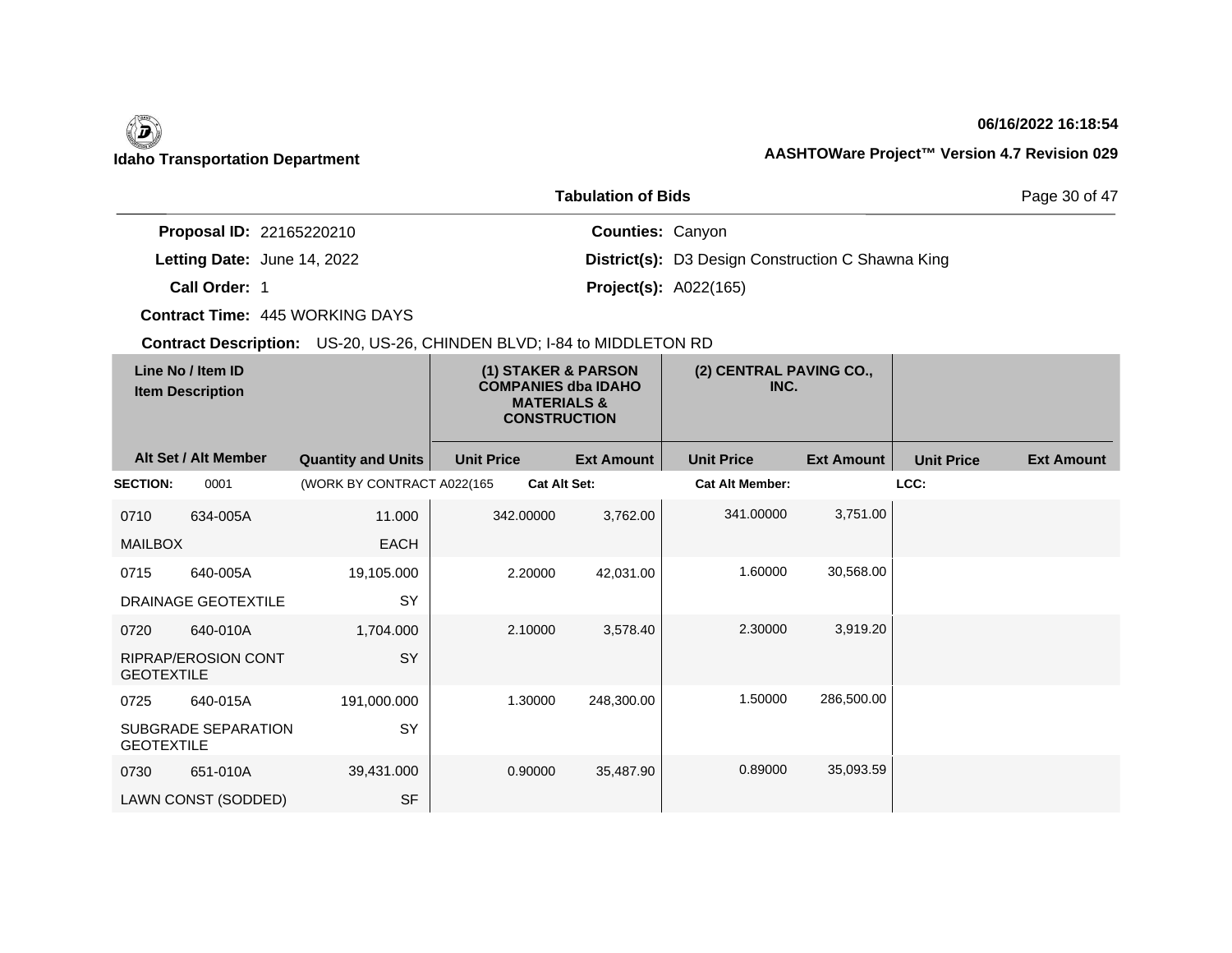**Tabulation of Bids**

**Proposal ID:** 22165220210
**Letting Date:** June 14, 2022
**Call Order:** 1
**Contract Time:** 445 WORKING DAYS
**Counties:** Canyon
**District(s):** D3 Design Construction C Shawna King
**Project(s):** A022(165)

**Contract Description:** US-20, US-26, CHINDEN BLVD; I-84 to MIDDLETON RD

| Line No / Item ID | Item Description | Quantity and Units | (1) STAKER & PARSON COMPANIES dba IDAHO MATERIALS & CONSTRUCTION | | (2) CENTRAL PAVING CO., INC. | | | |
|---|---|---|---|---|---|---|---|---|
| Alt Set / Alt Member | | | Unit Price | Ext Amount | Unit Price | Ext Amount | Unit Price | Ext Amount |
| **SECTION:** 0001 | (WORK BY CONTRACT A022(165 | | **Cat Alt Set:** | | **Cat Alt Member:** | | **LCC:** | |
| 0710 634-005A | MAILBOX | 11.000 EACH | 342.00000 | 3,762.00 | 341.00000 | 3,751.00 | | |
| 0715 640-005A | DRAINAGE GEOTEXTILE | 19,105.000 SY | 2.20000 | 42,031.00 | 1.60000 | 30,568.00 | | |
| 0720 640-010A | RIPRAP/EROSION CONT GEOTEXTILE | 1,704.000 SY | 2.10000 | 3,578.40 | 2.30000 | 3,919.20 | | |
| 0725 640-015A | SUBGRADE SEPARATION GEOTEXTILE | 191,000.000 SY | 1.30000 | 248,300.00 | 1.50000 | 286,500.00 | | |
| 0730 651-010A | LAWN CONST (SODDED) | 39,431.000 SF | 0.90000 | 35,487.90 | 0.89000 | 35,093.59 | | |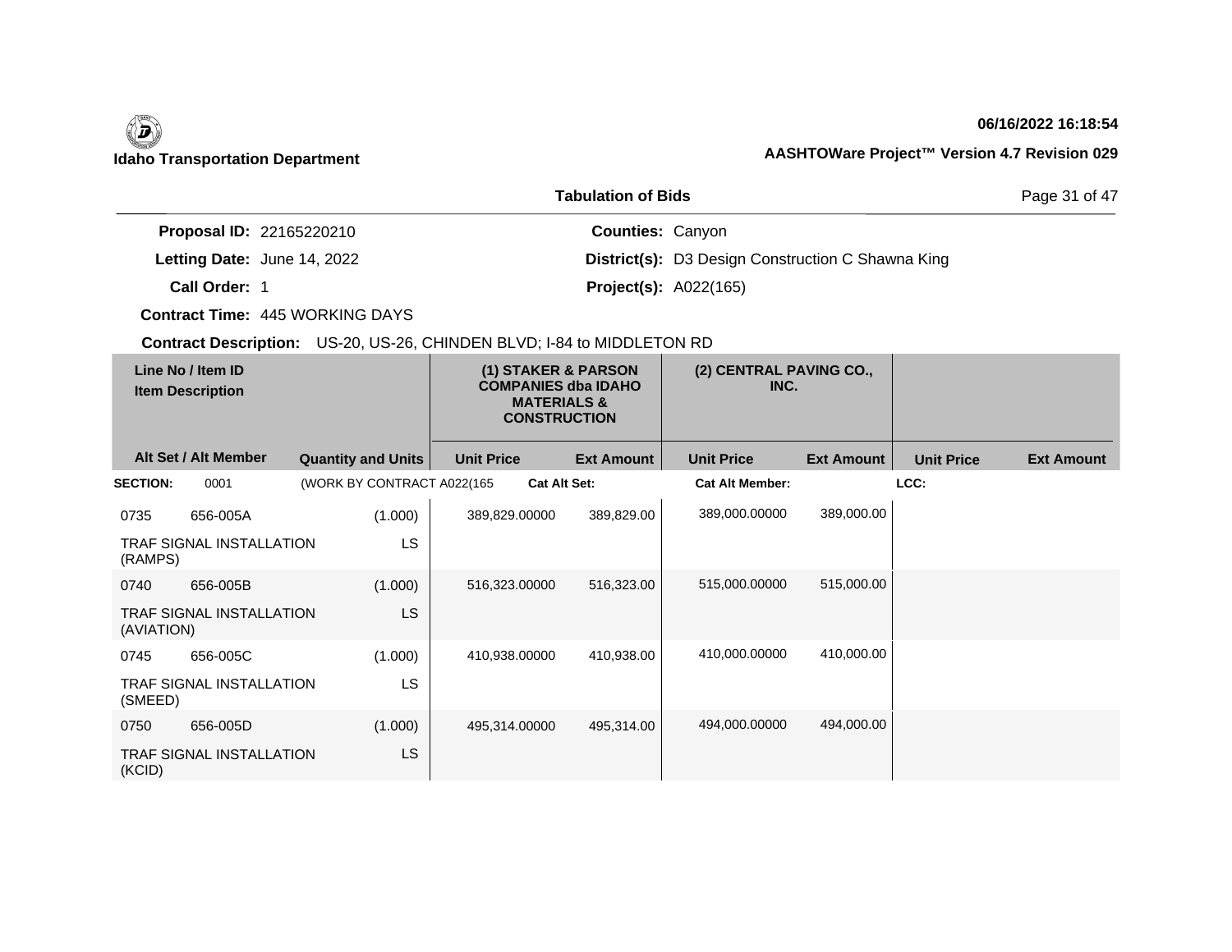**Idaho Transportation Department**

**06/16/2022 16:18:54**

**AASHTOWare Project™ Version 4.7 Revision 029**

**Tabulation of Bids**

**Proposal ID:** 22165220210

**Letting Date:** June 14, 2022

**Call Order:** 1

**Contract Time:** 445 WORKING DAYS

**Counties:** Canyon

**District(s):** D3 Design Construction C Shawna King

**Project(s):** A022(165)

**Contract Description:** US-20, US-26, CHINDEN BLVD; I-84 to MIDDLETON RD

| Line No / Item ID | Item Description | Quantity and Units | (1) STAKER & PARSON COMPANIES dba IDAHO MATERIALS & CONSTRUCTION Unit Price | Ext Amount | (2) CENTRAL PAVING CO., INC. Unit Price | Ext Amount | Unit Price | Ext Amount |
|---|---|---|---|---|---|---|---|---|
| **SECTION:** 0001 | (WORK BY CONTRACT A022(165 | **Cat Alt Set:** | | | **Cat Alt Member:** | | **LCC:** | |
| 0735 656-005A | TRAF SIGNAL INSTALLATION (RAMPS) | (1.000) LS | 389,829.00000 | 389,829.00 | 389,000.00000 | 389,000.00 | | |
| 0740 656-005B | TRAF SIGNAL INSTALLATION (AVIATION) | (1.000) LS | 516,323.00000 | 516,323.00 | 515,000.00000 | 515,000.00 | | |
| 0745 656-005C | TRAF SIGNAL INSTALLATION (SMEED) | (1.000) LS | 410,938.00000 | 410,938.00 | 410,000.00000 | 410,000.00 | | |
| 0750 656-005D | TRAF SIGNAL INSTALLATION (KCID) | (1.000) LS | 495,314.00000 | 495,314.00 | 494,000.00000 | 494,000.00 | | |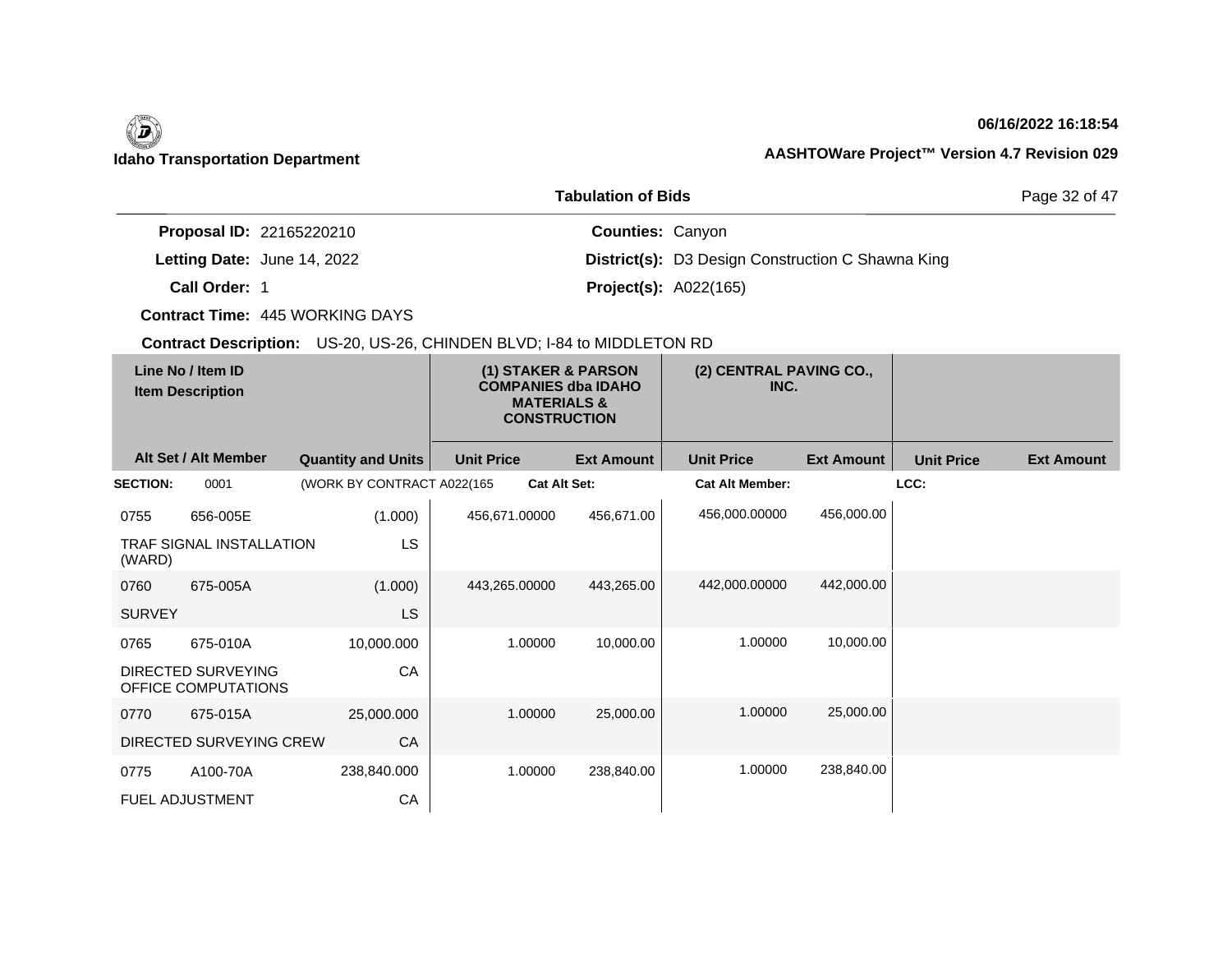## Tabulation of Bids

**Proposal ID:** 22165220210
**Letting Date:** June 14, 2022
**Call Order:** 1
**Contract Time:** 445 WORKING DAYS
**Counties:** Canyon
**District(s):** D3 Design Construction C Shawna King
**Project(s):** A022(165)

**Contract Description:** US-20, US-26, CHINDEN BLVD; I-84 to MIDDLETON RD

| Line No / Item ID | Item Description | Alt Set / Alt Member | Quantity and Units | (1) STAKER & PARSON COMPANIES dba IDAHO MATERIALS & CONSTRUCTION Unit Price | (1) Ext Amount | (2) CENTRAL PAVING CO., INC. Unit Price | (2) Ext Amount | Unit Price | Ext Amount |
|---|---|---|---|---|---|---|---|---|---|
| **SECTION:** 0001 | (WORK BY CONTRACT A022(165 | | | **Cat Alt Set:** | | **Cat Alt Member:** | | **LCC:** | |
| 0755 656-005E | TRAF SIGNAL INSTALLATION (WARD) | | (1.000) LS | 456,671.00000 | 456,671.00 | 456,000.00000 | 456,000.00 | | |
| 0760 675-005A | SURVEY | | (1.000) LS | 443,265.00000 | 443,265.00 | 442,000.00000 | 442,000.00 | | |
| 0765 675-010A | DIRECTED SURVEYING OFFICE COMPUTATIONS | | 10,000.000 CA | 1.00000 | 10,000.00 | 1.00000 | 10,000.00 | | |
| 0770 675-015A | DIRECTED SURVEYING CREW | | 25,000.000 CA | 1.00000 | 25,000.00 | 1.00000 | 25,000.00 | | |
| 0775 A100-70A | FUEL ADJUSTMENT | | 238,840.000 CA | 1.00000 | 238,840.00 | 1.00000 | 238,840.00 | | |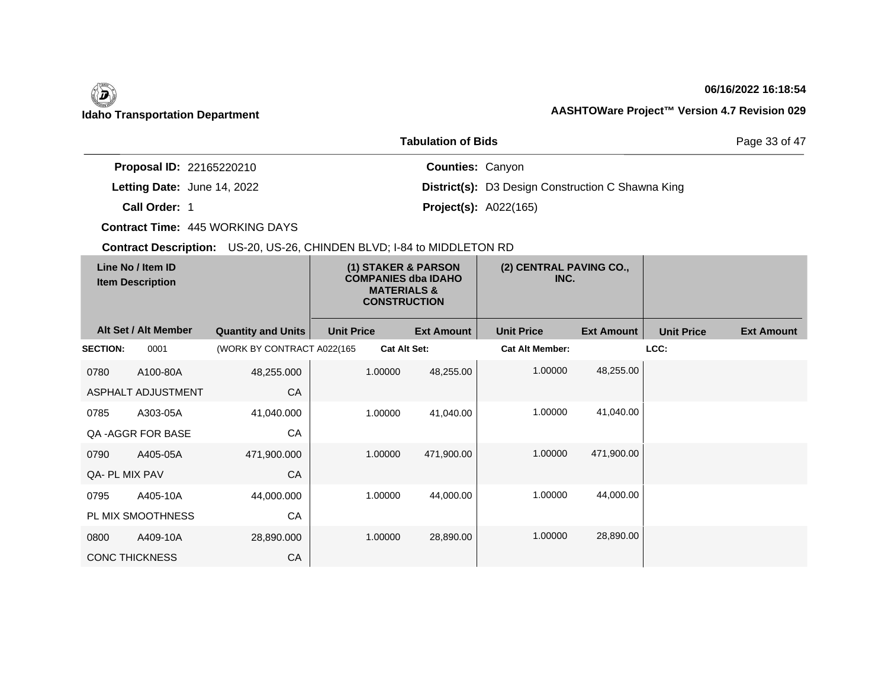**Idaho Transportation Department**

**06/16/2022 16:18:54**

**AASHTOWare Project™ Version 4.7 Revision 029**

## Tabulation of Bids

**Proposal ID:** 22165220210 **Counties:** Canyon

**Letting Date:** June 14, 2022 **District(s):** D3 Design Construction C Shawna King

**Call Order:** 1 **Project(s):** A022(165)

**Contract Time:** 445 WORKING DAYS

**Contract Description:** US-20, US-26, CHINDEN BLVD; I-84 to MIDDLETON RD

| Line No / Item ID / Item Description | | | (1) STAKER & PARSON COMPANIES dba IDAHO MATERIALS & CONSTRUCTION | | (2) CENTRAL PAVING CO., INC. | | | |
|---|---|---|---|---|---|---|---|---|
| Alt Set / Alt Member | | Quantity and Units | Unit Price | Ext Amount | Unit Price | Ext Amount | Unit Price | Ext Amount |
| **SECTION:** | 0001 | (WORK BY CONTRACT A022(165 | **Cat Alt Set:** | | **Cat Alt Member:** | | **LCC:** | |
| 0780 | A100-80A | 48,255.000 | 1.00000 | 48,255.00 | 1.00000 | 48,255.00 | | |
| ASPHALT ADJUSTMENT | | CA | | | | | | |
| 0785 | A303-05A | 41,040.000 | 1.00000 | 41,040.00 | 1.00000 | 41,040.00 | | |
| QA -AGGR FOR BASE | | CA | | | | | | |
| 0790 | A405-05A | 471,900.000 | 1.00000 | 471,900.00 | 1.00000 | 471,900.00 | | |
| QA- PL MIX PAV | | CA | | | | | | |
| 0795 | A405-10A | 44,000.000 | 1.00000 | 44,000.00 | 1.00000 | 44,000.00 | | |
| PL MIX SMOOTHNESS | | CA | | | | | | |
| 0800 | A409-10A | 28,890.000 | 1.00000 | 28,890.00 | 1.00000 | 28,890.00 | | |
| CONC THICKNESS | | CA | | | | | | |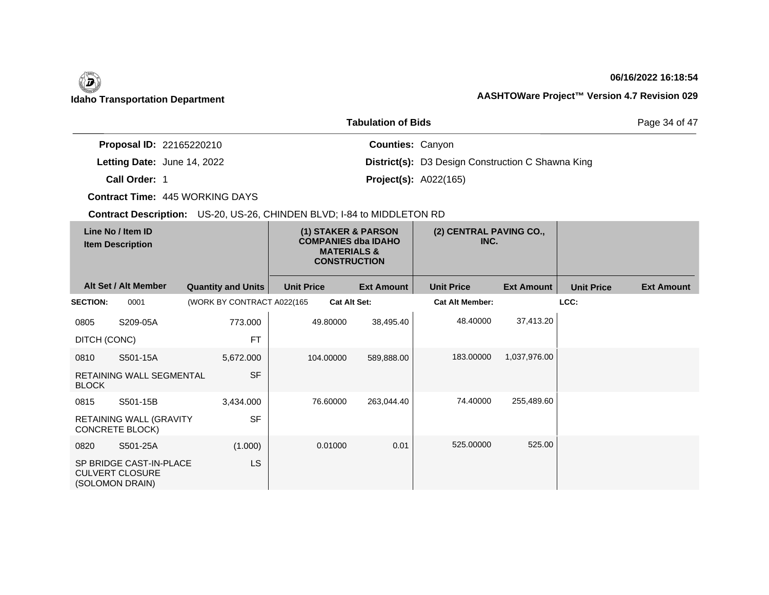**Idaho Transportation Department**

06/16/2022 16:18:54

AASHTOWare Project™ Version 4.7 Revision 029

## Tabulation of Bids

**Proposal ID:** 22165220210
**Letting Date:** June 14, 2022
**Call Order:** 1
**Contract Time:** 445 WORKING DAYS
**Counties:** Canyon
**District(s):** D3 Design Construction C Shawna King
**Project(s):** A022(165)

**Contract Description:** US-20, US-26, CHINDEN BLVD; I-84 to MIDDLETON RD

| Line No / Item ID | Item Description / Alt Set / Alt Member | Quantity and Units | (1) STAKER & PARSON COMPANIES dba IDAHO MATERIALS & CONSTRUCTION Unit Price | (1) Ext Amount | (2) CENTRAL PAVING CO., INC. Unit Price | (2) Ext Amount | Unit Price | Ext Amount |
|---|---|---|---|---|---|---|---|---|
| **SECTION:** 0001 | (WORK BY CONTRACT A022(165 | | **Cat Alt Set:** | | **Cat Alt Member:** | | **LCC:** | |
| 0805 S209-05A | DITCH (CONC) | 773.000 FT | 49.80000 | 38,495.40 | 48.40000 | 37,413.20 | | |
| 0810 S501-15A | RETAINING WALL SEGMENTAL BLOCK | 5,672.000 SF | 104.00000 | 589,888.00 | 183.00000 | 1,037,976.00 | | |
| 0815 S501-15B | RETAINING WALL (GRAVITY CONCRETE BLOCK) | 3,434.000 SF | 76.60000 | 263,044.40 | 74.40000 | 255,489.60 | | |
| 0820 S501-25A | SP BRIDGE CAST-IN-PLACE CULVERT CLOSURE (SOLOMON DRAIN) | (1.000) LS | 0.01000 | 0.01 | 525.00000 | 525.00 | | |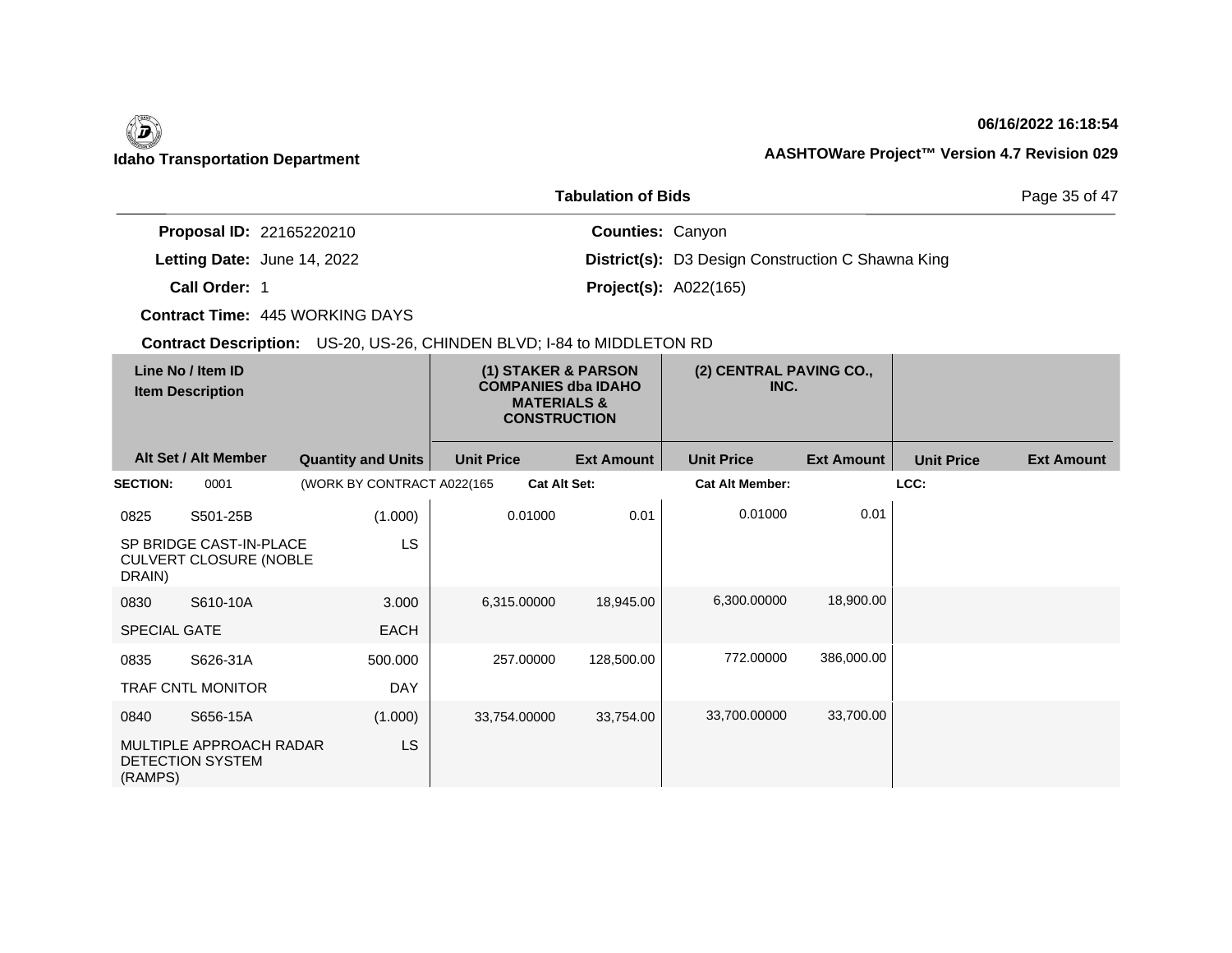Idaho Transportation Department

06/16/2022 16:18:54

AASHTOWare Project™ Version 4.7 Revision 029

## Tabulation of Bids

**Proposal ID:** 22165220210

**Letting Date:** June 14, 2022

**Call Order:** 1

**Contract Time:** 445 WORKING DAYS

**Counties:** Canyon

**District(s):** D3 Design Construction C Shawna King

**Project(s):** A022(165)

**Contract Description:** US-20, US-26, CHINDEN BLVD; I-84 to MIDDLETON RD

| Line No / Item ID / Item Description | | | (1) STAKER & PARSON COMPANIES dba IDAHO MATERIALS & CONSTRUCTION | | (2) CENTRAL PAVING CO., INC. | | | |
|---|---|---|---|---|---|---|---|---|
| Alt Set / Alt Member | | Quantity and Units | Unit Price | Ext Amount | Unit Price | Ext Amount | Unit Price | Ext Amount |
| SECTION: | 0001 | (WORK BY CONTRACT A022(165 | Cat Alt Set: | | Cat Alt Member: | | LCC: | |
| 0825 | S501-25B | (1.000) | 0.01000 | 0.01 | 0.01000 | 0.01 | | |
| SP BRIDGE CAST-IN-PLACE CULVERT CLOSURE (NOBLE DRAIN) | | LS | | | | | | |
| 0830 | S610-10A | 3.000 | 6,315.00000 | 18,945.00 | 6,300.00000 | 18,900.00 | | |
| SPECIAL GATE | | EACH | | | | | | |
| 0835 | S626-31A | 500.000 | 257.00000 | 128,500.00 | 772.00000 | 386,000.00 | | |
| TRAF CNTL MONITOR | | DAY | | | | | | |
| 0840 | S656-15A | (1.000) | 33,754.00000 | 33,754.00 | 33,700.00000 | 33,700.00 | | |
| MULTIPLE APPROACH RADAR DETECTION SYSTEM (RAMPS) | | LS | | | | | | |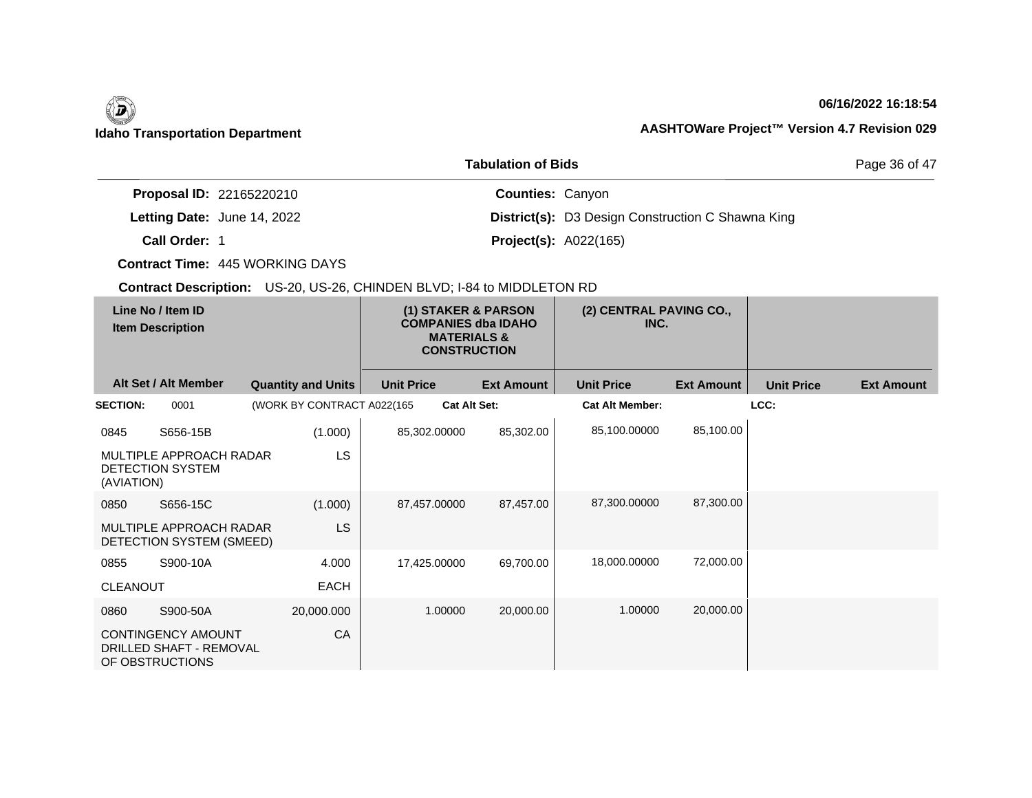**Idaho Transportation Department**

**06/16/2022 16:18:54**

**AASHTOWare Project™ Version 4.7 Revision 029**

**Tabulation of Bids**

**Proposal ID:** 22165220210
**Letting Date:** June 14, 2022
**Call Order:** 1
**Contract Time:** 445 WORKING DAYS
**Contract Description:** US-20, US-26, CHINDEN BLVD; I-84 to MIDDLETON RD

**Counties:** Canyon
**District(s):** D3 Design Construction C Shawna King
**Project(s):** A022(165)

| Line No / Item ID | Item Description | Quantity and Units | (1) STAKER & PARSON COMPANIES dba IDAHO MATERIALS & CONSTRUCTION Unit Price | Ext Amount | (2) CENTRAL PAVING CO., INC. Unit Price | Ext Amount | Unit Price | Ext Amount |
|---|---|---|---|---|---|---|---|---|
| **SECTION:** 0001 | (WORK BY CONTRACT A022(165 | | **Cat Alt Set:** | | **Cat Alt Member:** | | **LCC:** | |
| 0845 S656-15B | MULTIPLE APPROACH RADAR DETECTION SYSTEM (AVIATION) | (1.000) LS | 85,302.00000 | 85,302.00 | 85,100.00000 | 85,100.00 | | |
| 0850 S656-15C | MULTIPLE APPROACH RADAR DETECTION SYSTEM (SMEED) | (1.000) LS | 87,457.00000 | 87,457.00 | 87,300.00000 | 87,300.00 | | |
| 0855 S900-10A | CLEANOUT | 4.000 EACH | 17,425.00000 | 69,700.00 | 18,000.00000 | 72,000.00 | | |
| 0860 S900-50A | CONTINGENCY AMOUNT DRILLED SHAFT - REMOVAL OF OBSTRUCTIONS | 20,000.000 CA | 1.00000 | 20,000.00 | 1.00000 | 20,000.00 | | |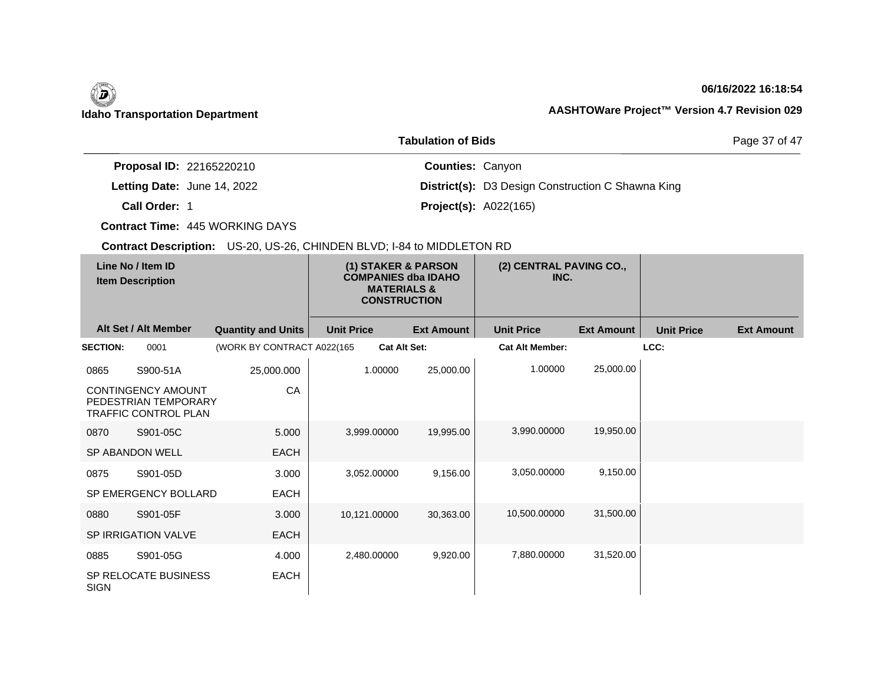**Idaho Transportation Department**

**06/16/2022 16:18:54**

**AASHTOWare Project™ Version 4.7 Revision 029**

## Tabulation of Bids

**Proposal ID:** 22165220210
**Letting Date:** June 14, 2022
**Call Order:** 1
**Contract Time:** 445 WORKING DAYS
**Counties:** Canyon
**District(s):** D3 Design Construction C Shawna King
**Project(s):** A022(165)

**Contract Description:** US-20, US-26, CHINDEN BLVD; I-84 to MIDDLETON RD

| Line No / Item ID | Item Description | Quantity and Units | (1) STAKER & PARSON COMPANIES dba IDAHO MATERIALS & CONSTRUCTION Unit Price | (1) Ext Amount | (2) CENTRAL PAVING CO., INC. Unit Price | (2) Ext Amount | Unit Price | Ext Amount |
|---|---|---|---|---|---|---|---|---|
| **SECTION:** 0001 | (WORK BY CONTRACT A022(165 | | Cat Alt Set: | | Cat Alt Member: | | LCC: | |
| 0865 S900-51A | CONTINGENCY AMOUNT PEDESTRIAN TEMPORARY TRAFFIC CONTROL PLAN | 25,000.000 CA | 1.00000 | 25,000.00 | 1.00000 | 25,000.00 | | |
| 0870 S901-05C | SP ABANDON WELL | 5.000 EACH | 3,999.00000 | 19,995.00 | 3,990.00000 | 19,950.00 | | |
| 0875 S901-05D | SP EMERGENCY BOLLARD | 3.000 EACH | 3,052.00000 | 9,156.00 | 3,050.00000 | 9,150.00 | | |
| 0880 S901-05F | SP IRRIGATION VALVE | 3.000 EACH | 10,121.00000 | 30,363.00 | 10,500.00000 | 31,500.00 | | |
| 0885 S901-05G | SP RELOCATE BUSINESS SIGN | 4.000 EACH | 2,480.00000 | 9,920.00 | 7,880.00000 | 31,520.00 | | |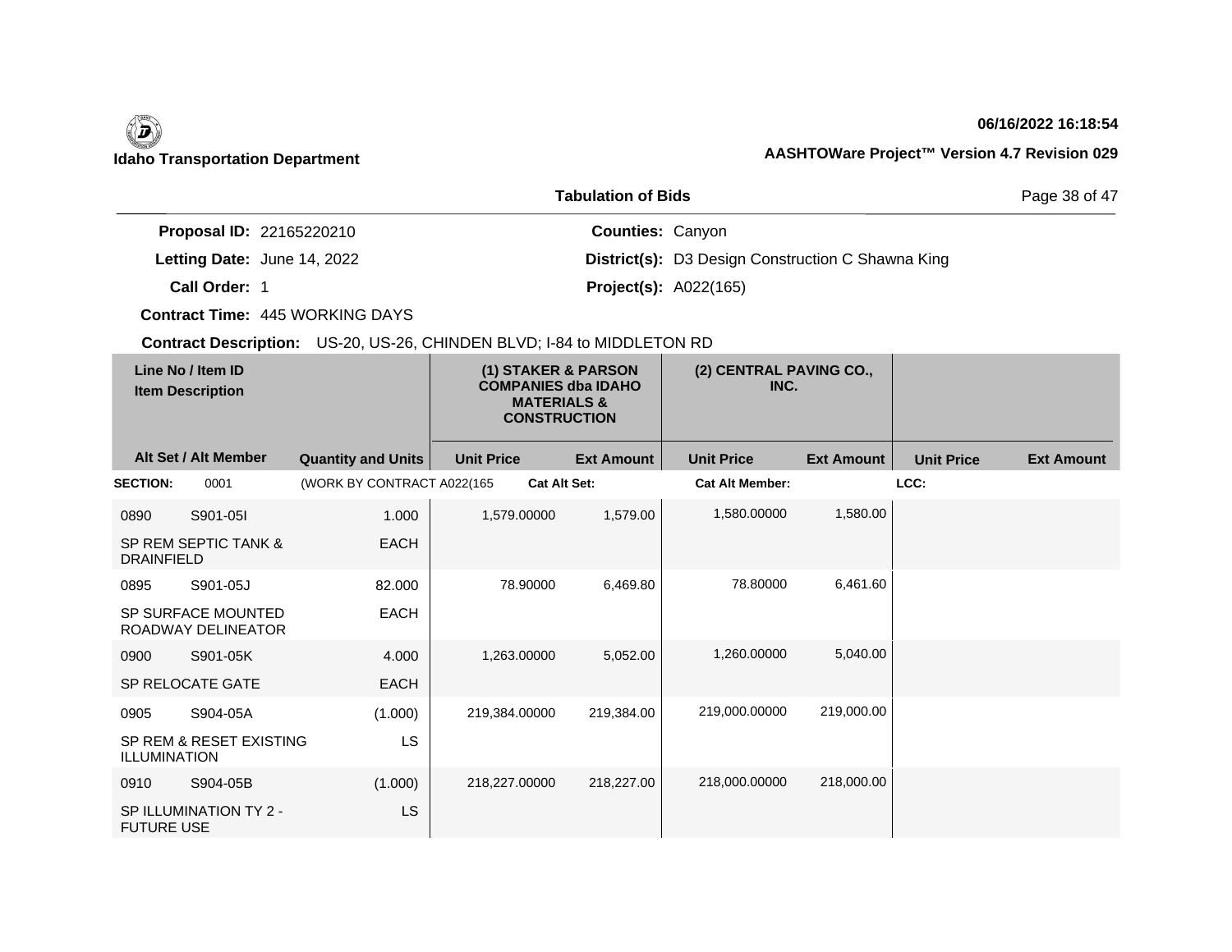**Idaho Transportation Department**

**06/16/2022 16:18:54**

**AASHTOWare Project™ Version 4.7 Revision 029**

**Tabulation of Bids**

**Proposal ID:** 22165220210
**Letting Date:** June 14, 2022
**Call Order:** 1
**Contract Time:** 445 WORKING DAYS
**Counties:** Canyon
**District(s):** D3 Design Construction C Shawna King
**Project(s):** A022(165)

**Contract Description:** US-20, US-26, CHINDEN BLVD; I-84 to MIDDLETON RD

| Line No / Item ID / Item Description | Alt Set / Alt Member | Quantity and Units | (1) STAKER & PARSON COMPANIES dba IDAHO MATERIALS & CONSTRUCTION Unit Price | Ext Amount | (2) CENTRAL PAVING CO., INC. Unit Price | Ext Amount | Unit Price | Ext Amount |
|---|---|---|---|---|---|---|---|---|
| **SECTION:** 0001 | (WORK BY CONTRACT A022(165 | | Cat Alt Set: | | Cat Alt Member: | | LCC: | |
| 0890 S901-05I SP REM SEPTIC TANK & DRAINFIELD | | 1.000 EACH | 1,579.00000 | 1,579.00 | 1,580.00000 | 1,580.00 | | |
| 0895 S901-05J SP SURFACE MOUNTED ROADWAY DELINEATOR | | 82.000 EACH | 78.90000 | 6,469.80 | 78.80000 | 6,461.60 | | |
| 0900 S901-05K SP RELOCATE GATE | | 4.000 EACH | 1,263.00000 | 5,052.00 | 1,260.00000 | 5,040.00 | | |
| 0905 S904-05A SP REM & RESET EXISTING ILLUMINATION | | (1.000) LS | 219,384.00000 | 219,384.00 | 219,000.00000 | 219,000.00 | | |
| 0910 S904-05B SP ILLUMINATION TY 2 - FUTURE USE | | (1.000) LS | 218,227.00000 | 218,227.00 | 218,000.00000 | 218,000.00 | | |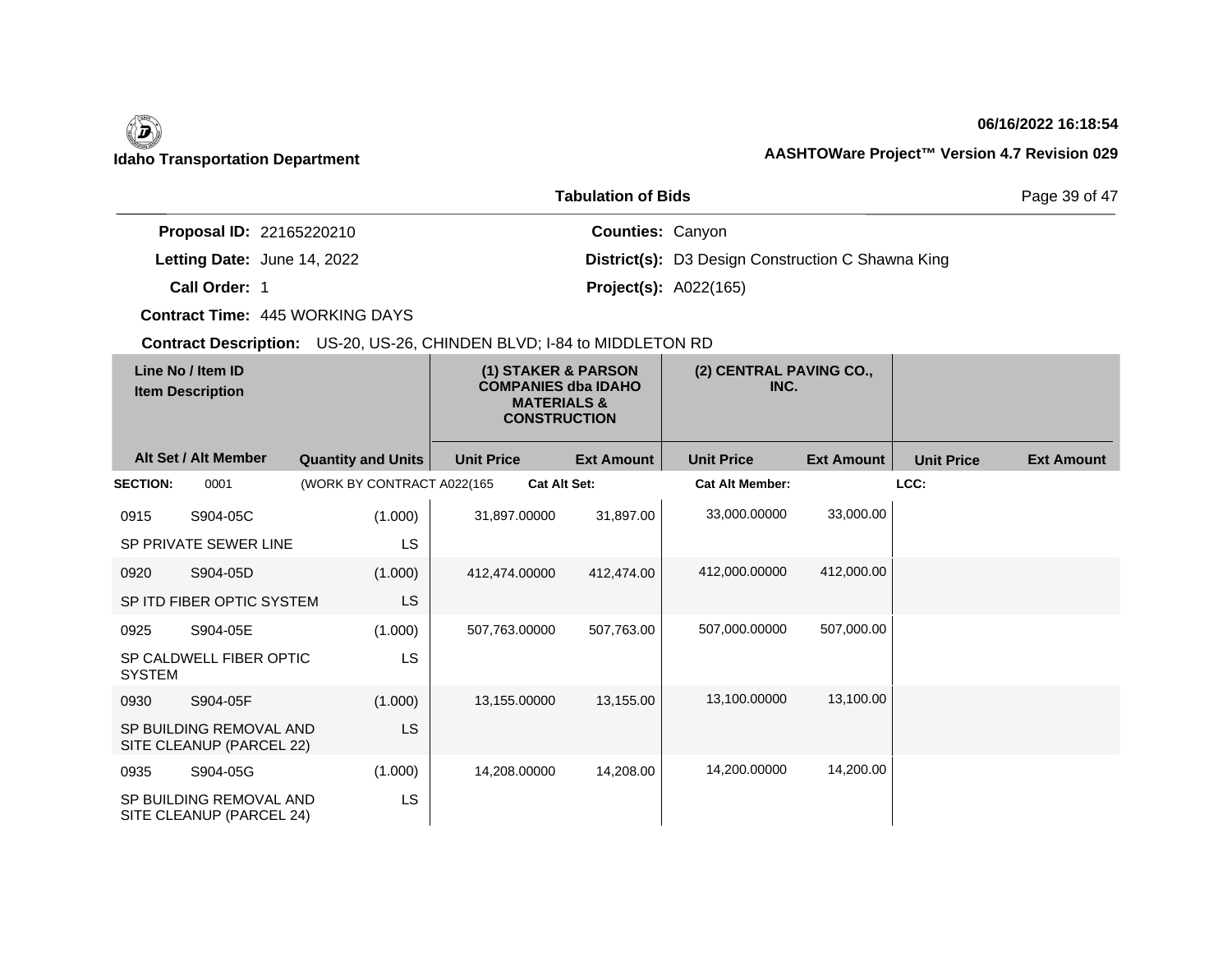**Idaho Transportation Department**

**06/16/2022 16:18:54**

**AASHTOWare Project™ Version 4.7 Revision 029**

**Tabulation of Bids**

**Proposal ID:** 22165220210
**Letting Date:** June 14, 2022
**Call Order:** 1
**Contract Time:** 445 WORKING DAYS
**Contract Description:** US-20, US-26, CHINDEN BLVD; I-84 to MIDDLETON RD

**Counties:** Canyon
**District(s):** D3 Design Construction C Shawna King
**Project(s):** A022(165)

| Line No / Item ID | Item Description | Quantity and Units | (1) STAKER & PARSON COMPANIES dba IDAHO MATERIALS & CONSTRUCTION Unit Price | Ext Amount | (2) CENTRAL PAVING CO., INC. Unit Price | Ext Amount | Unit Price | Ext Amount |
|---|---|---|---|---|---|---|---|---|
| **SECTION:** 0001 | (WORK BY CONTRACT A022(165 | | **Cat Alt Set:** | | **Cat Alt Member:** | | **LCC:** | |
| 0915 S904-05C | SP PRIVATE SEWER LINE | (1.000) LS | 31,897.00000 | 31,897.00 | 33,000.00000 | 33,000.00 | | |
| 0920 S904-05D | SP ITD FIBER OPTIC SYSTEM | (1.000) LS | 412,474.00000 | 412,474.00 | 412,000.00000 | 412,000.00 | | |
| 0925 S904-05E | SP CALDWELL FIBER OPTIC SYSTEM | (1.000) LS | 507,763.00000 | 507,763.00 | 507,000.00000 | 507,000.00 | | |
| 0930 S904-05F | SP BUILDING REMOVAL AND SITE CLEANUP (PARCEL 22) | (1.000) LS | 13,155.00000 | 13,155.00 | 13,100.00000 | 13,100.00 | | |
| 0935 S904-05G | SP BUILDING REMOVAL AND SITE CLEANUP (PARCEL 24) | (1.000) LS | 14,208.00000 | 14,208.00 | 14,200.00000 | 14,200.00 | | |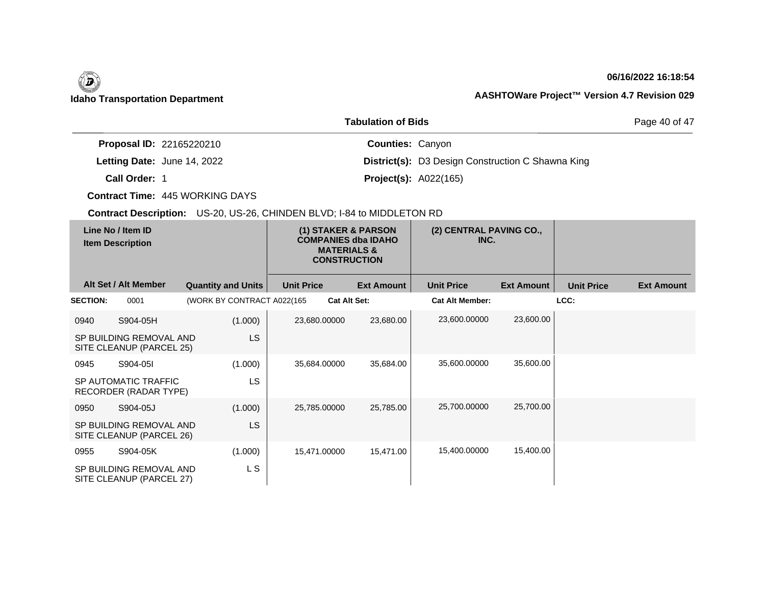## Idaho Transportation Department

06/16/2022 16:18:54

AASHTOWare Project™ Version 4.7 Revision 029

### Tabulation of Bids

**Proposal ID:** 22165220210

**Letting Date:** June 14, 2022

**Call Order:** 1

**Contract Time:** 445 WORKING DAYS

**Counties:** Canyon

**District(s):** D3 Design Construction C Shawna King

**Project(s):** A022(165)

**Contract Description:** US-20, US-26, CHINDEN BLVD; I-84 to MIDDLETON RD

| Line No / Item ID | Item Description | Quantity and Units | (1) STAKER & PARSON COMPANIES dba IDAHO MATERIALS & CONSTRUCTION Unit Price | (1) Ext Amount | (2) CENTRAL PAVING CO., INC. Unit Price | (2) Ext Amount | Unit Price | Ext Amount |
|---|---|---|---|---|---|---|---|---|
| **SECTION:** 0001 | (WORK BY CONTRACT A022(165 | | **Cat Alt Set:** | | **Cat Alt Member:** | | **LCC:** | |
| 0940 S904-05H | SP BUILDING REMOVAL AND SITE CLEANUP (PARCEL 25) | (1.000) LS | 23,680.00000 | 23,680.00 | 23,600.00000 | 23,600.00 | | |
| 0945 S904-05I | SP AUTOMATIC TRAFFIC RECORDER (RADAR TYPE) | (1.000) LS | 35,684.00000 | 35,684.00 | 35,600.00000 | 35,600.00 | | |
| 0950 S904-05J | SP BUILDING REMOVAL AND SITE CLEANUP (PARCEL 26) | (1.000) LS | 25,785.00000 | 25,785.00 | 25,700.00000 | 25,700.00 | | |
| 0955 S904-05K | SP BUILDING REMOVAL AND SITE CLEANUP (PARCEL 27) | (1.000) L S | 15,471.00000 | 15,471.00 | 15,400.00000 | 15,400.00 | | |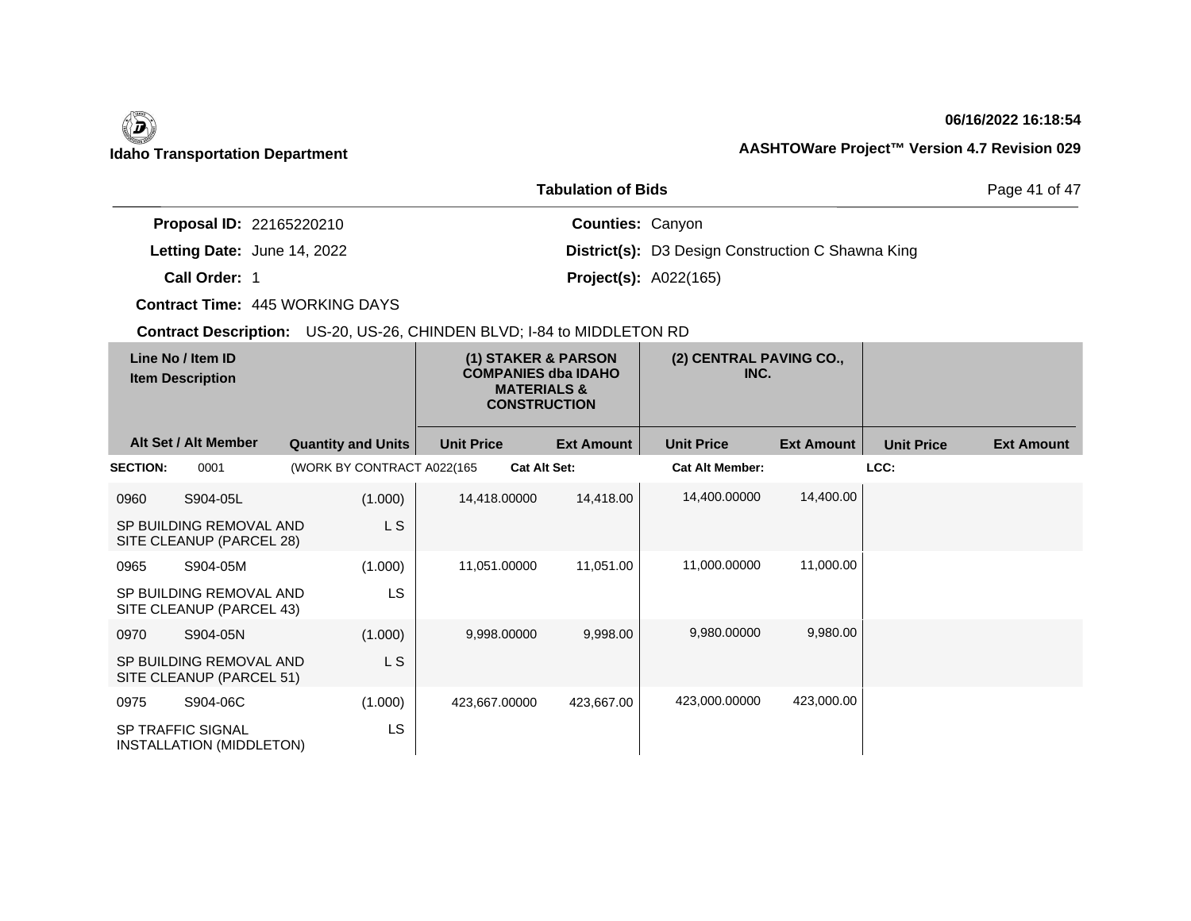**Idaho Transportation Department**

**06/16/2022 16:18:54**

**AASHTOWare Project™ Version 4.7 Revision 029**

**Tabulation of Bids**

**Proposal ID:** 22165220210
**Letting Date:** June 14, 2022
**Call Order:** 1
**Contract Time:** 445 WORKING DAYS
**Contract Description:** US-20, US-26, CHINDEN BLVD; I-84 to MIDDLETON RD

**Counties:** Canyon
**District(s):** D3 Design Construction C Shawna King
**Project(s):** A022(165)

| Line No / Item ID / Item Description | | | (1) STAKER & PARSON COMPANIES dba IDAHO MATERIALS & CONSTRUCTION | | (2) CENTRAL PAVING CO., INC. | | | |
|---|---|---|---|---|---|---|---|---|
| Alt Set / Alt Member | | Quantity and Units | Unit Price | Ext Amount | Unit Price | Ext Amount | Unit Price | Ext Amount |
| **SECTION:** 0001 | | (WORK BY CONTRACT A022(165 | **Cat Alt Set:** | | **Cat Alt Member:** | | **LCC:** | |
| 0960 | S904-05L | (1.000) | 14,418.00000 | 14,418.00 | 14,400.00000 | 14,400.00 | | |
| SP BUILDING REMOVAL AND SITE CLEANUP (PARCEL 28) | | L S | | | | | | |
| 0965 | S904-05M | (1.000) | 11,051.00000 | 11,051.00 | 11,000.00000 | 11,000.00 | | |
| SP BUILDING REMOVAL AND SITE CLEANUP (PARCEL 43) | | LS | | | | | | |
| 0970 | S904-05N | (1.000) | 9,998.00000 | 9,998.00 | 9,980.00000 | 9,980.00 | | |
| SP BUILDING REMOVAL AND SITE CLEANUP (PARCEL 51) | | L S | | | | | | |
| 0975 | S904-06C | (1.000) | 423,667.00000 | 423,667.00 | 423,000.00000 | 423,000.00 | | |
| SP TRAFFIC SIGNAL INSTALLATION (MIDDLETON) | | LS | | | | | | |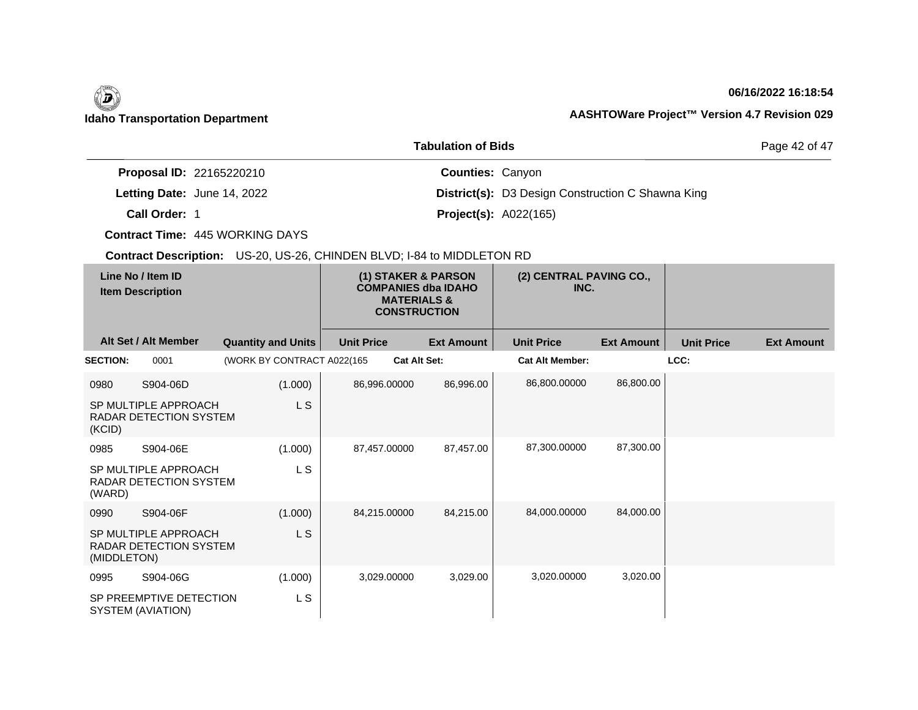**Idaho Transportation Department**

**06/16/2022 16:18:54**

**AASHTOWare Project™ Version 4.7 Revision 029**

## Tabulation of Bids

**Proposal ID:** 22165220210
**Letting Date:** June 14, 2022
**Call Order:** 1
**Contract Time:** 445 WORKING DAYS
**Contract Description:** US-20, US-26, CHINDEN BLVD; I-84 to MIDDLETON RD

**Counties:** Canyon
**District(s):** D3 Design Construction C Shawna King
**Project(s):** A022(165)

| Line No / Item ID<br>Item Description | | (1) STAKER & PARSON COMPANIES dba IDAHO MATERIALS & CONSTRUCTION | | (2) CENTRAL PAVING CO., INC. | | | |
|---|---|---|---|---|---|---|---|
| Alt Set / Alt Member | Quantity and Units | Unit Price | Ext Amount | Unit Price | Ext Amount | Unit Price | Ext Amount |
| **SECTION:** 0001 | (WORK BY CONTRACT A022(165 | **Cat Alt Set:** | | **Cat Alt Member:** | | **LCC:** | |
| 0980 S904-06D<br>SP MULTIPLE APPROACH RADAR DETECTION SYSTEM (KCID) | (1.000)<br>L S | 86,996.00000 | 86,996.00 | 86,800.00000 | 86,800.00 | | |
| 0985 S904-06E<br>SP MULTIPLE APPROACH RADAR DETECTION SYSTEM (WARD) | (1.000)<br>L S | 87,457.00000 | 87,457.00 | 87,300.00000 | 87,300.00 | | |
| 0990 S904-06F<br>SP MULTIPLE APPROACH RADAR DETECTION SYSTEM (MIDDLETON) | (1.000)<br>L S | 84,215.00000 | 84,215.00 | 84,000.00000 | 84,000.00 | | |
| 0995 S904-06G<br>SP PREEMPTIVE DETECTION SYSTEM (AVIATION) | (1.000)<br>L S | 3,029.00000 | 3,029.00 | 3,020.00000 | 3,020.00 | | |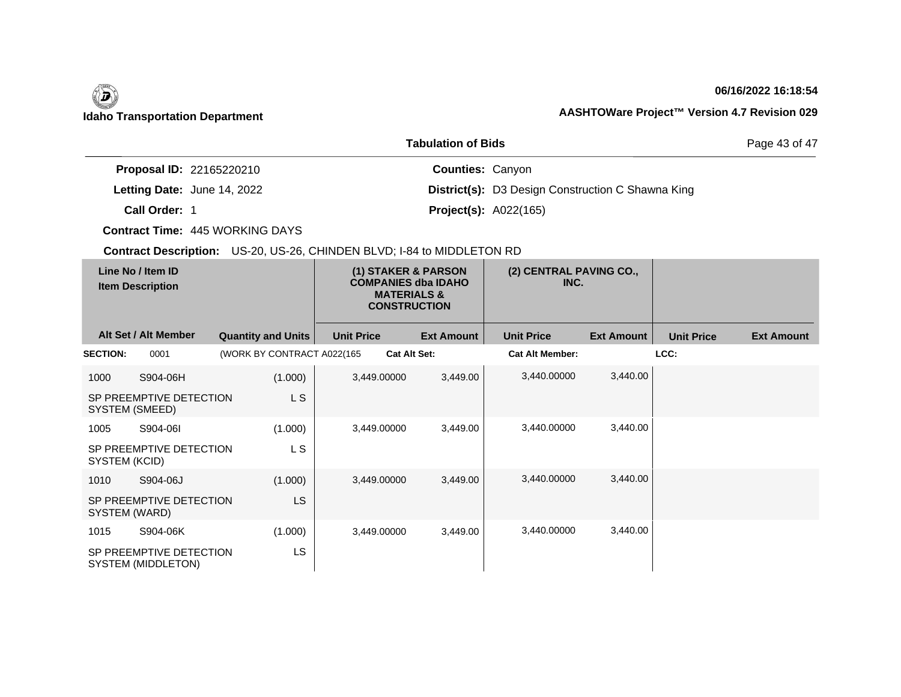**Idaho Transportation Department**

**06/16/2022 16:18:54**

**AASHTOWare Project™ Version 4.7 Revision 029**

**Tabulation of Bids**

**Proposal ID:** 22165220210
**Letting Date:** June 14, 2022
**Call Order:** 1
**Contract Time:** 445 WORKING DAYS
**Counties:** Canyon
**District(s):** D3 Design Construction C Shawna King
**Project(s):** A022(165)

**Contract Description:** US-20, US-26, CHINDEN BLVD; I-84 to MIDDLETON RD

| Line No / Item ID | Item Description | Quantity and Units | (1) STAKER & PARSON COMPANIES dba IDAHO MATERIALS & CONSTRUCTION Unit Price | Ext Amount | (2) CENTRAL PAVING CO., INC. Unit Price | Ext Amount | Unit Price | Ext Amount |
|---|---|---|---|---|---|---|---|---|
| **SECTION:** 0001 | (WORK BY CONTRACT A022(165 | | Cat Alt Set: | | Cat Alt Member: | | LCC: | |
| 1000 S904-06H | SP PREEMPTIVE DETECTION SYSTEM (SMEED) | (1.000) L S | 3,449.00000 | 3,449.00 | 3,440.00000 | 3,440.00 | | |
| 1005 S904-06I | SP PREEMPTIVE DETECTION SYSTEM (KCID) | (1.000) L S | 3,449.00000 | 3,449.00 | 3,440.00000 | 3,440.00 | | |
| 1010 S904-06J | SP PREEMPTIVE DETECTION SYSTEM (WARD) | (1.000) LS | 3,449.00000 | 3,449.00 | 3,440.00000 | 3,440.00 | | |
| 1015 S904-06K | SP PREEMPTIVE DETECTION SYSTEM (MIDDLETON) | (1.000) LS | 3,449.00000 | 3,449.00 | 3,440.00000 | 3,440.00 | | |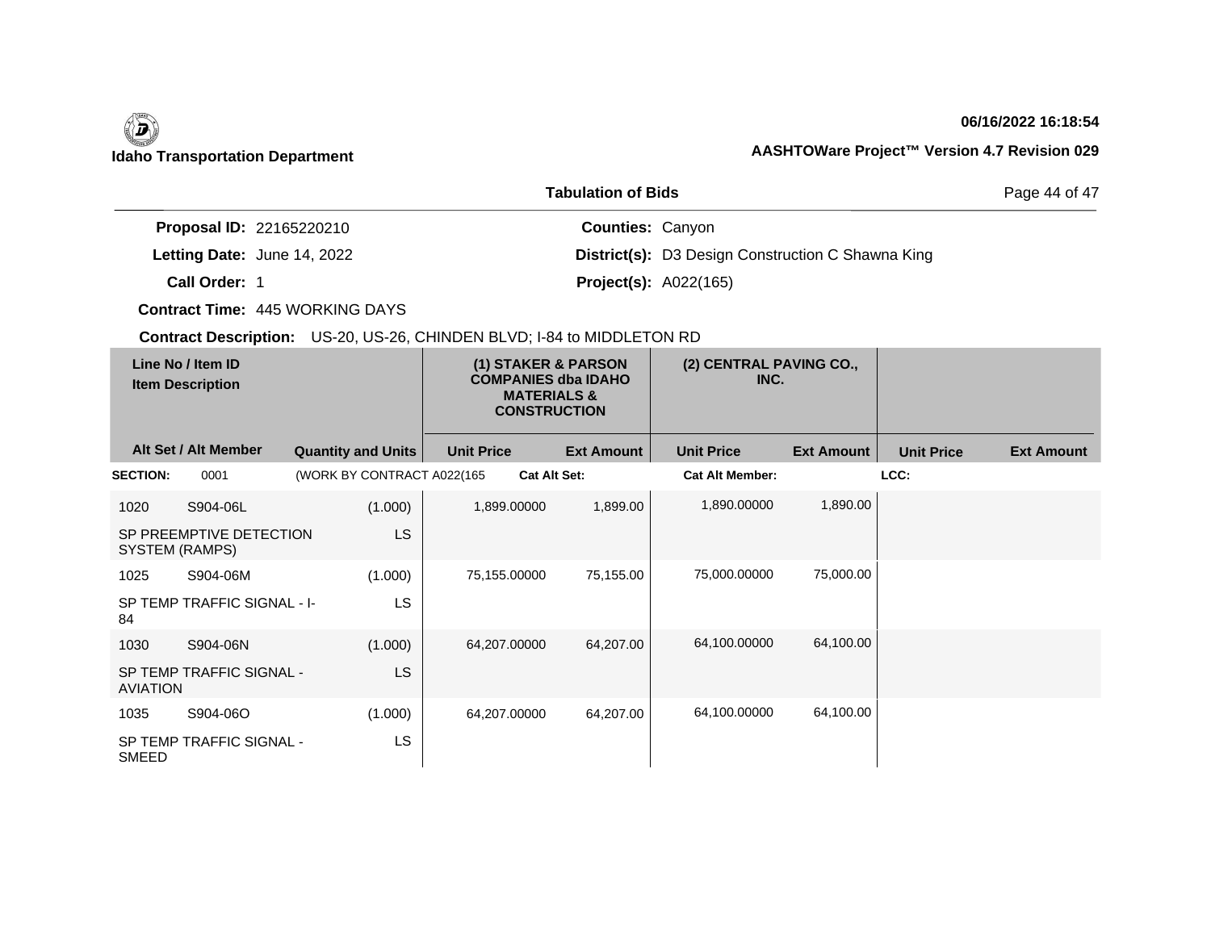**Idaho Transportation Department**

**06/16/2022 16:18:54**

**AASHTOWare Project™ Version 4.7 Revision 029**

**Tabulation of Bids**

**Proposal ID:** 22165220210
**Letting Date:** June 14, 2022
**Call Order:** 1
**Contract Time:** 445 WORKING DAYS

**Counties:** Canyon
**District(s):** D3 Design Construction C Shawna King
**Project(s):** A022(165)

**Contract Description:** US-20, US-26, CHINDEN BLVD; I-84 to MIDDLETON RD

| Line No / Item ID / Item Description | | Quantity and Units | (1) STAKER & PARSON COMPANIES dba IDAHO MATERIALS & CONSTRUCTION | | (2) CENTRAL PAVING CO., INC. | | | |
|---|---|---|---|---|---|---|---|---|
| Alt Set / Alt Member | | | Unit Price | Ext Amount | Unit Price | Ext Amount | Unit Price | Ext Amount |
| **SECTION:** 0001 | | (WORK BY CONTRACT A022(165 | **Cat Alt Set:** | | **Cat Alt Member:** | | **LCC:** | |
| 1020 | S904-06L | (1.000) | 1,899.00000 | 1,899.00 | 1,890.00000 | 1,890.00 | | |
| SP PREEMPTIVE DETECTION SYSTEM (RAMPS) | | LS | | | | | | |
| 1025 | S904-06M | (1.000) | 75,155.00000 | 75,155.00 | 75,000.00000 | 75,000.00 | | |
| SP TEMP TRAFFIC SIGNAL - I-84 | | LS | | | | | | |
| 1030 | S904-06N | (1.000) | 64,207.00000 | 64,207.00 | 64,100.00000 | 64,100.00 | | |
| SP TEMP TRAFFIC SIGNAL - AVIATION | | LS | | | | | | |
| 1035 | S904-06O | (1.000) | 64,207.00000 | 64,207.00 | 64,100.00000 | 64,100.00 | | |
| SP TEMP TRAFFIC SIGNAL - SMEED | | LS | | | | | | |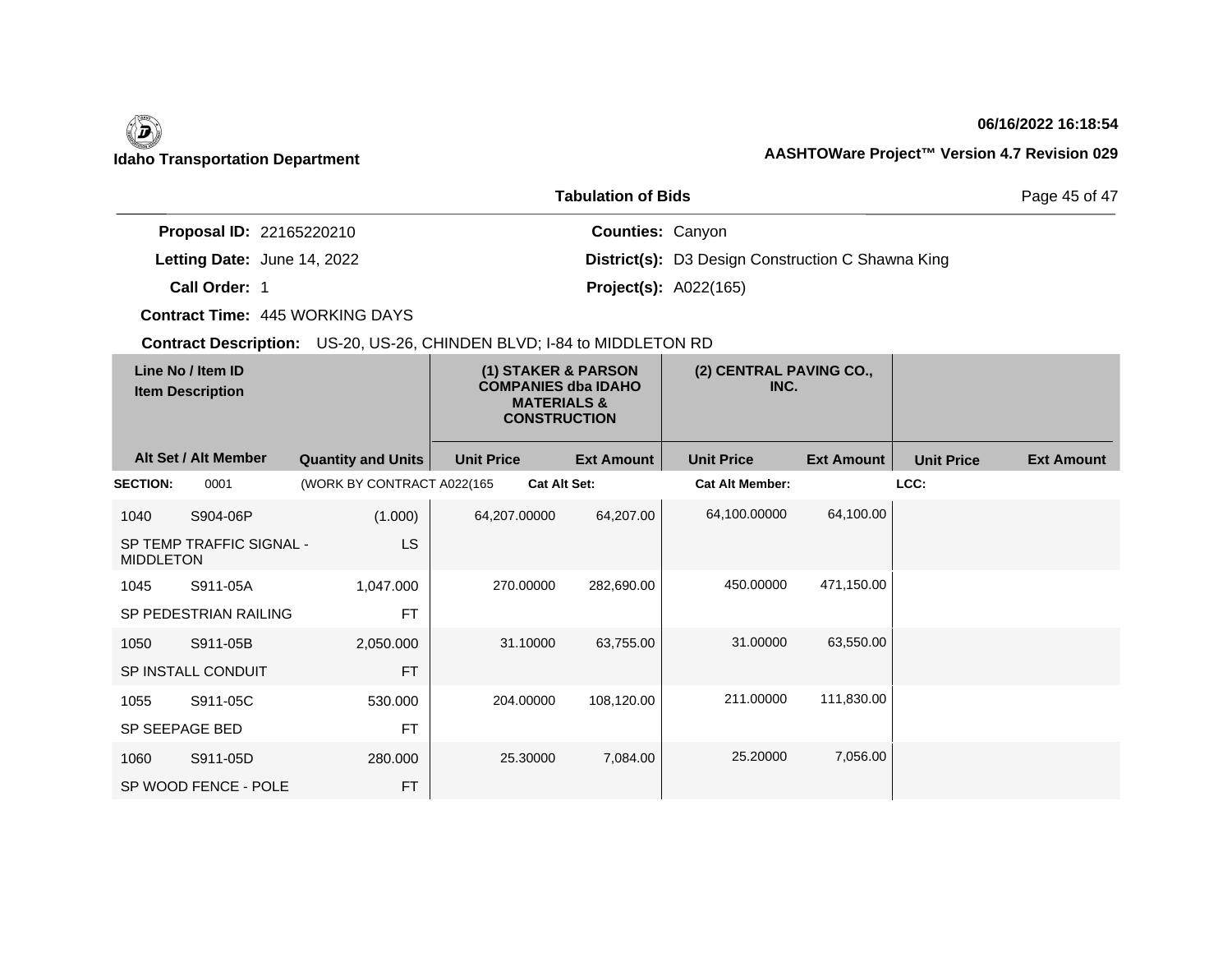**Idaho Transportation Department**

**06/16/2022 16:18:54**

**AASHTOWare Project™ Version 4.7 Revision 029**

**Tabulation of Bids**

**Proposal ID:** 22165220210

**Letting Date:** June 14, 2022

**Call Order:** 1

**Contract Time:** 445 WORKING DAYS

**Counties:** Canyon

**District(s):** D3 Design Construction C Shawna King

**Project(s):** A022(165)

**Contract Description:** US-20, US-26, CHINDEN BLVD; I-84 to MIDDLETON RD

| Line No / Item ID | Item Description | Quantity and Units | (1) STAKER & PARSON COMPANIES dba IDAHO MATERIALS & CONSTRUCTION Unit Price | (1) Ext Amount | (2) CENTRAL PAVING CO., INC. Unit Price | (2) Ext Amount | Unit Price | Ext Amount |
|---|---|---|---|---|---|---|---|---|
| **SECTION:** 0001 | (WORK BY CONTRACT A022(165 | | **Cat Alt Set:** | | **Cat Alt Member:** | | **LCC:** | |
| 1040 S904-06P | SP TEMP TRAFFIC SIGNAL - MIDDLETON | (1.000) LS | 64,207.00000 | 64,207.00 | 64,100.00000 | 64,100.00 | | |
| 1045 S911-05A | SP PEDESTRIAN RAILING | 1,047.000 FT | 270.00000 | 282,690.00 | 450.00000 | 471,150.00 | | |
| 1050 S911-05B | SP INSTALL CONDUIT | 2,050.000 FT | 31.10000 | 63,755.00 | 31.00000 | 63,550.00 | | |
| 1055 S911-05C | SP SEEPAGE BED | 530.000 FT | 204.00000 | 108,120.00 | 211.00000 | 111,830.00 | | |
| 1060 S911-05D | SP WOOD FENCE - POLE | 280.000 FT | 25.30000 | 7,084.00 | 25.20000 | 7,056.00 | | |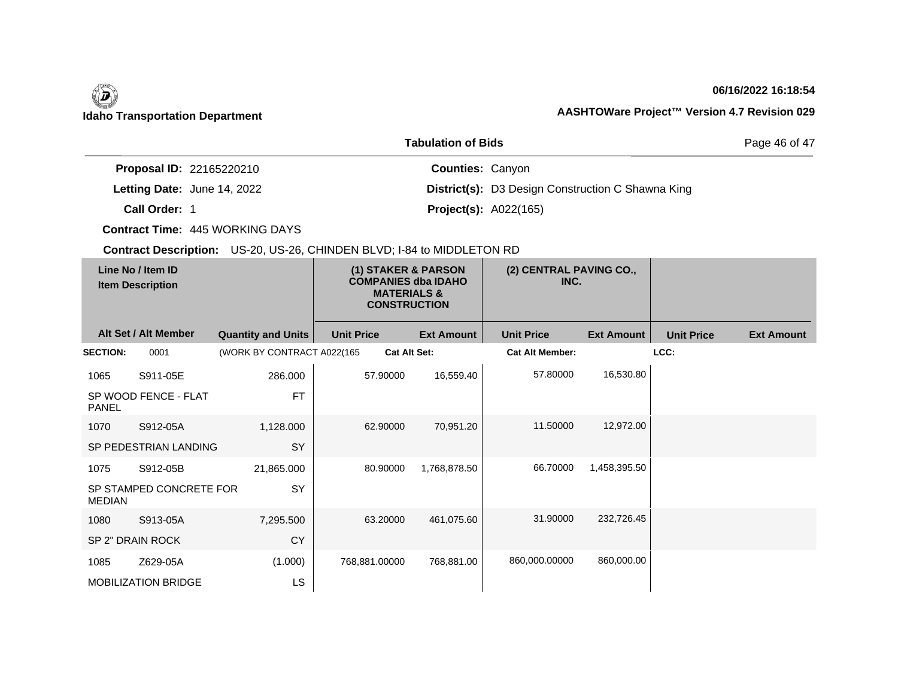**Idaho Transportation Department**

**06/16/2022 16:18:54**

**AASHTOWare Project™ Version 4.7 Revision 029**

## Tabulation of Bids

**Proposal ID:** 22165220210
**Letting Date:** June 14, 2022
**Call Order:** 1
**Contract Time:** 445 WORKING DAYS

**Counties:** Canyon
**District(s):** D3 Design Construction C Shawna King
**Project(s):** A022(165)

**Contract Description:** US-20, US-26, CHINDEN BLVD; I-84 to MIDDLETON RD

| Line No / Item ID | Item Description | Quantity and Units | (1) STAKER & PARSON COMPANIES dba IDAHO MATERIALS & CONSTRUCTION Unit Price | (1) Ext Amount | (2) CENTRAL PAVING CO., INC. Unit Price | (2) Ext Amount | Unit Price | Ext Amount |
|---|---|---|---|---|---|---|---|---|
| **SECTION:** 0001 | (WORK BY CONTRACT A022(165 | | **Cat Alt Set:** | | **Cat Alt Member:** | | **LCC:** | |
| 1065 S911-05E | SP WOOD FENCE - FLAT PANEL | 286.000 FT | 57.90000 | 16,559.40 | 57.80000 | 16,530.80 | | |
| 1070 S912-05A | SP PEDESTRIAN LANDING | 1,128.000 SY | 62.90000 | 70,951.20 | 11.50000 | 12,972.00 | | |
| 1075 S912-05B | SP STAMPED CONCRETE FOR MEDIAN | 21,865.000 SY | 80.90000 | 1,768,878.50 | 66.70000 | 1,458,395.50 | | |
| 1080 S913-05A | SP 2" DRAIN ROCK | 7,295.500 CY | 63.20000 | 461,075.60 | 31.90000 | 232,726.45 | | |
| 1085 Z629-05A | MOBILIZATION BRIDGE | (1.000) LS | 768,881.00000 | 768,881.00 | 860,000.00000 | 860,000.00 | | |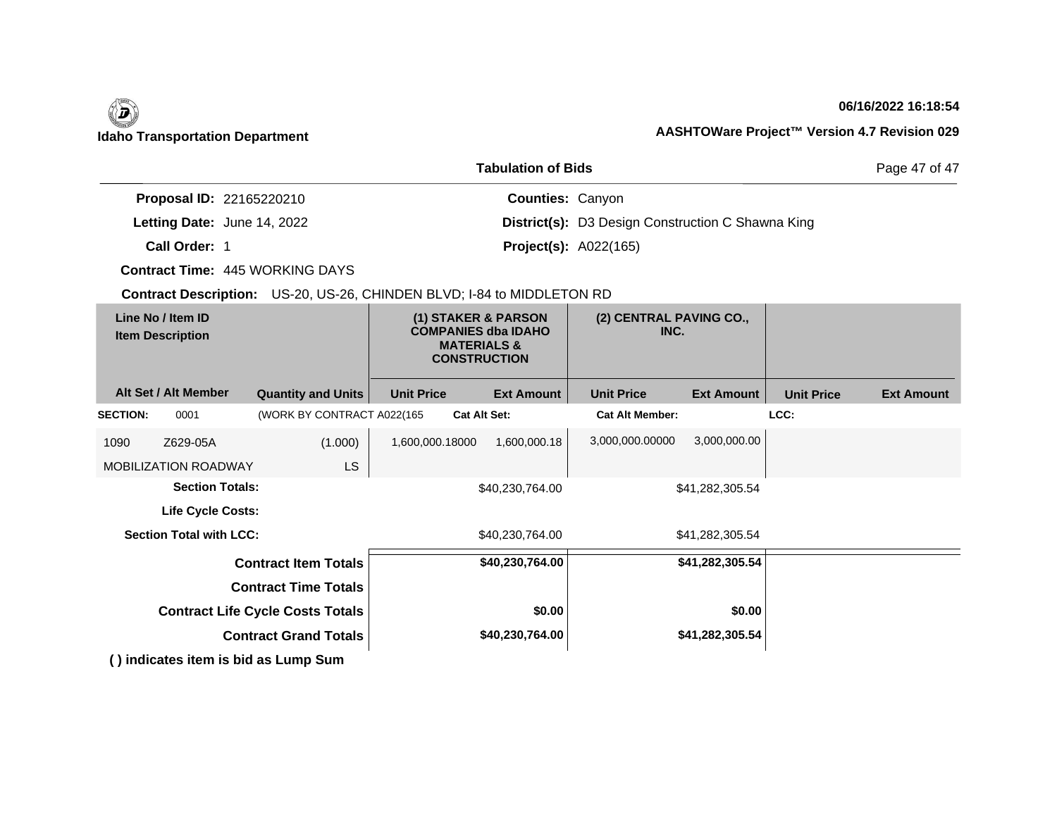**Idaho Transportation Department**

**06/16/2022 16:18:54**

**AASHTOWare Project™ Version 4.7 Revision 029**

**Tabulation of Bids**

**Proposal ID:** 22165220210
**Letting Date:** June 14, 2022
**Call Order:** 1
**Contract Time:** 445 WORKING DAYS
**Contract Description:** US-20, US-26, CHINDEN BLVD; I-84 to MIDDLETON RD

**Counties:** Canyon
**District(s):** D3 Design Construction C Shawna King
**Project(s):** A022(165)

| Line No / Item ID<br>Item Description | | | (1) STAKER & PARSON COMPANIES dba IDAHO MATERIALS & CONSTRUCTION | | (2) CENTRAL PAVING CO., INC. | | | |
|---|---|---|---|---|---|---|---|---|
| Alt Set / Alt Member | | Quantity and Units | Unit Price | Ext Amount | Unit Price | Ext Amount | Unit Price | Ext Amount |
| **SECTION:** | 0001 | (WORK BY CONTRACT A022(165 | **Cat Alt Set:** | | **Cat Alt Member:** | | **LCC:** | |
| 1090 | Z629-05A | (1.000) | 1,600,000.18000 | 1,600,000.18 | 3,000,000.00000 | 3,000,000.00 | | |
| MOBILIZATION ROADWAY | | LS | | | | | | |
| **Section Totals:** | | | | $40,230,764.00 | | $41,282,305.54 | | |
| **Life Cycle Costs:** | | | | | | | | |
| **Section Total with LCC:** | | | | $40,230,764.00 | | $41,282,305.54 | | |
| | | **Contract Item Totals** | | **$40,230,764.00** | | **$41,282,305.54** | | |
| | | **Contract Time Totals** | | | | | | |
| | | **Contract Life Cycle Costs Totals** | | **$0.00** | | **$0.00** | | |
| | | **Contract Grand Totals** | | **$40,230,764.00** | | **$41,282,305.54** | | |

**( ) indicates item is bid as Lump Sum**